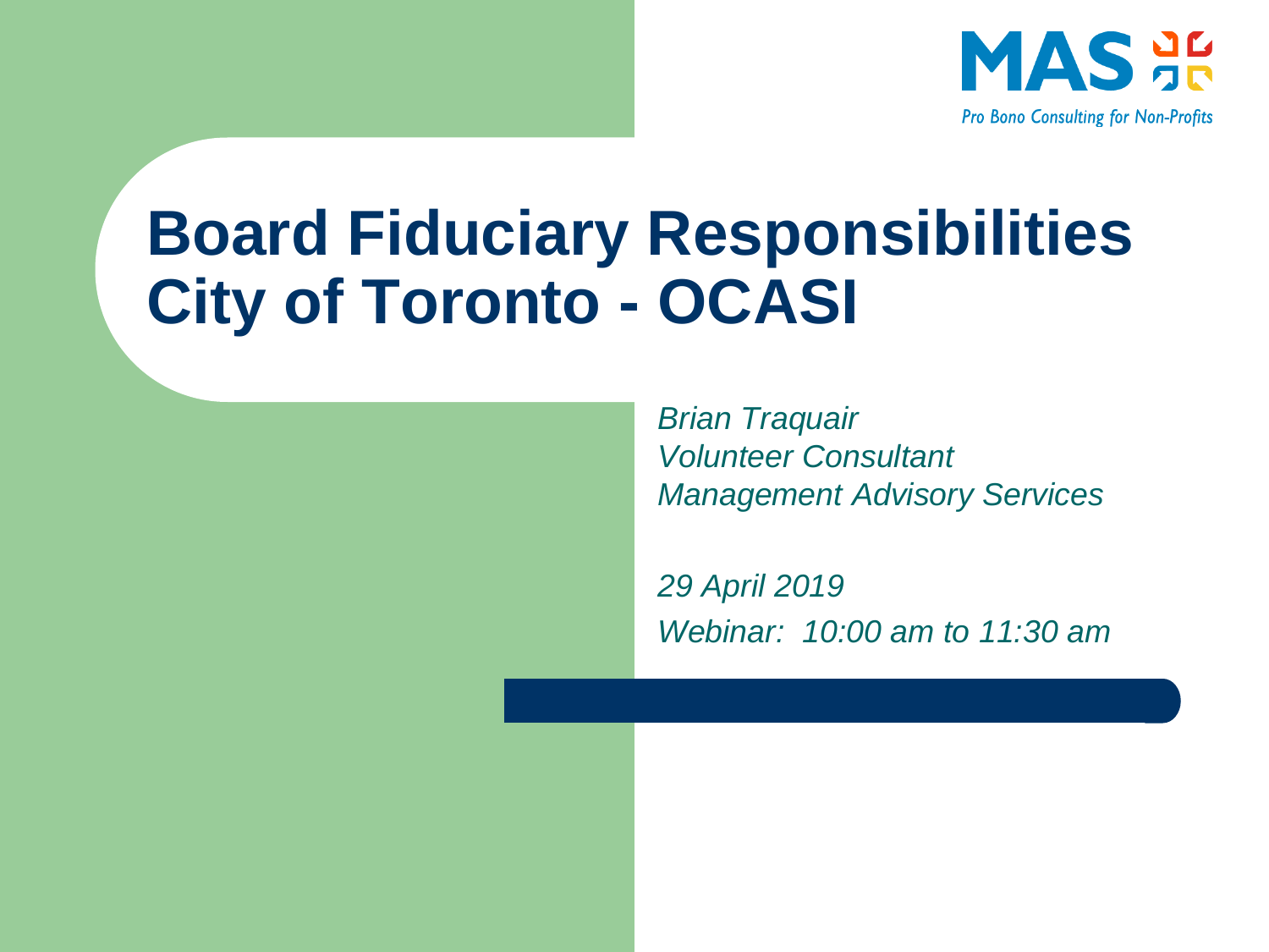MAS

Pro Bono Consulting for Non-Profits

# Board Fiduciary Responsibilities City of Toronto - OCASI

*Brian Traquair*
*Volunteer Consultant*
*Management Advisory Services*

*29 April 2019*
*Webinar: 10:00 am to 11:30 am*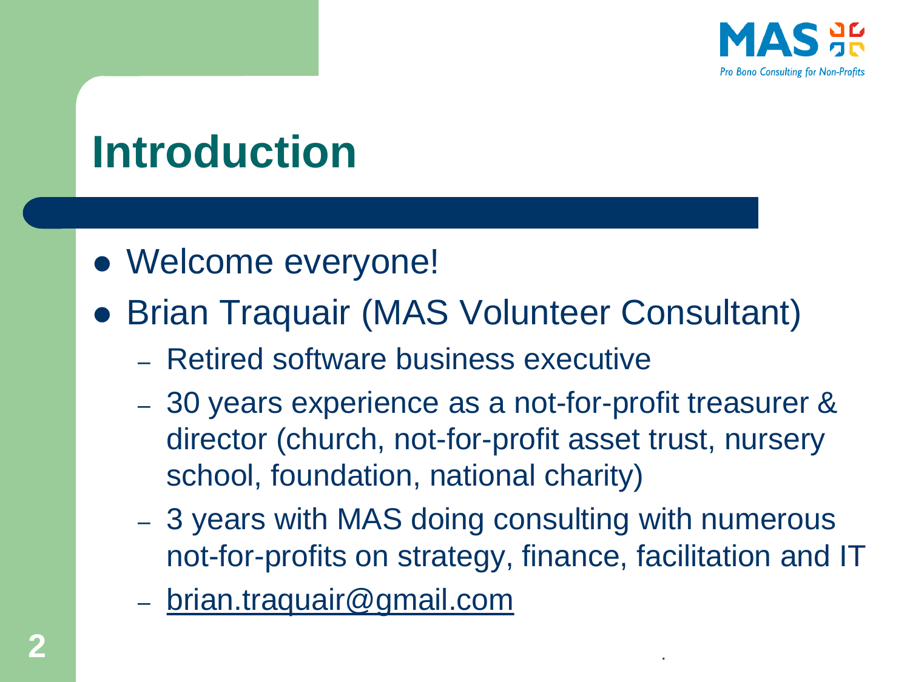# Introduction

- Welcome everyone!
- Brian Traquair (MAS Volunteer Consultant)
  - Retired software business executive
  - 30 years experience as a not-for-profit treasurer & director (church, not-for-profit asset trust, nursery school, foundation, national charity)
  - 3 years with MAS doing consulting with numerous not-for-profits on strategy, finance, facilitation and IT
  - brian.traquair@gmail.com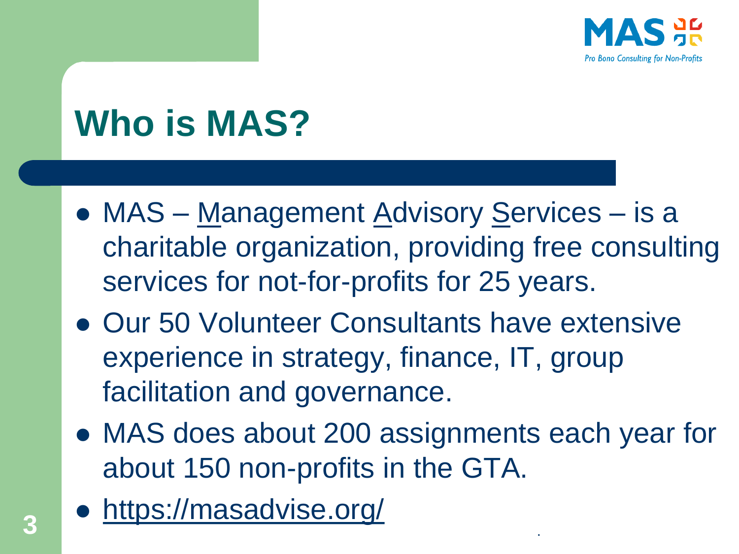MAS
Pro Bono Consulting for Non-Profits

# Who is MAS?

- MAS – Management Advisory Services – is a charitable organization, providing free consulting services for not-for-profits for 25 years.
- Our 50 Volunteer Consultants have extensive experience in strategy, finance, IT, group facilitation and governance.
- MAS does about 200 assignments each year for about 150 non-profits in the GTA.
- https://masadvise.org/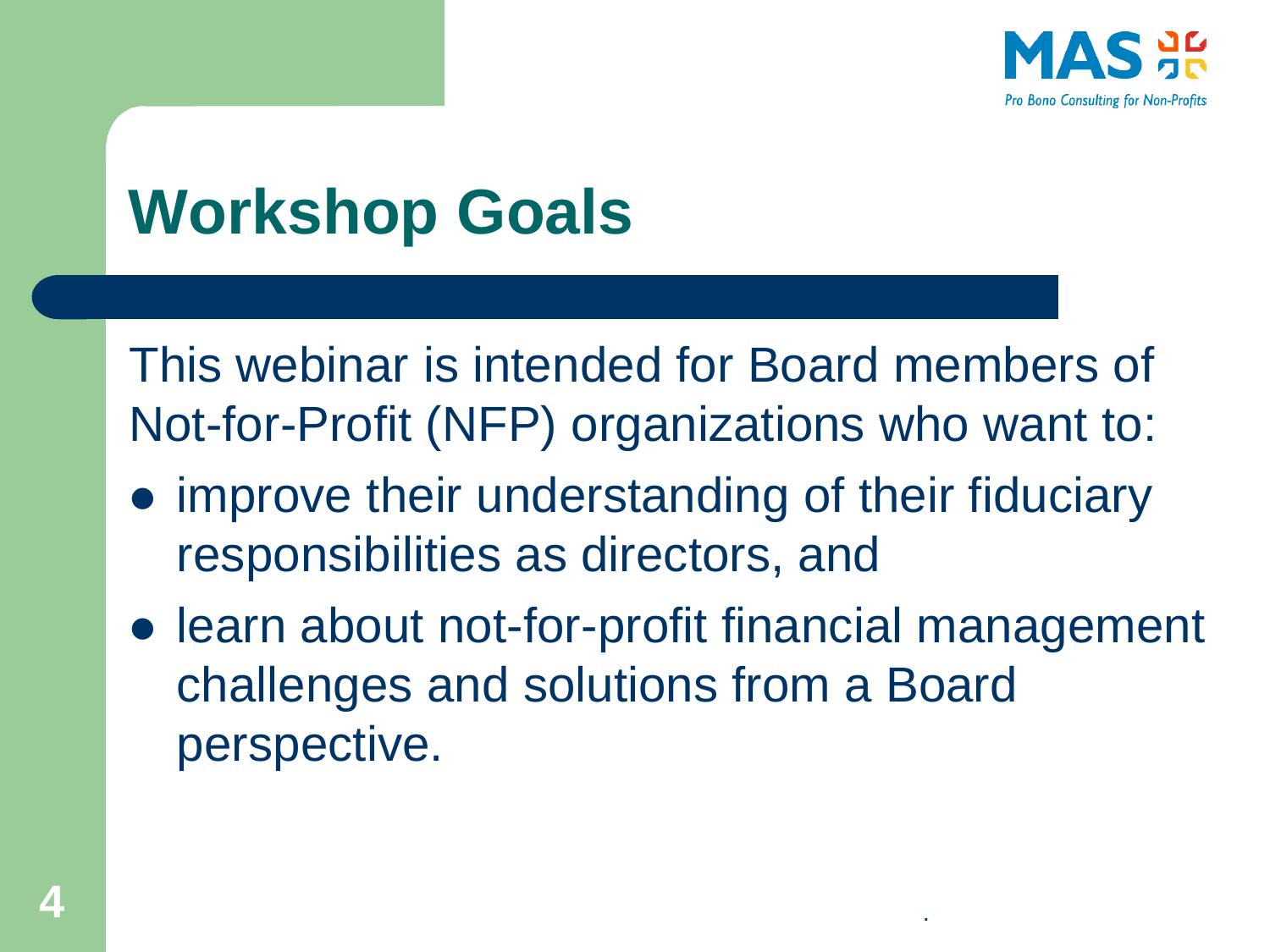# Workshop Goals

This webinar is intended for Board members of Not-for-Profit (NFP) organizations who want to:

- improve their understanding of their fiduciary responsibilities as directors, and
- learn about not-for-profit financial management challenges and solutions from a Board perspective.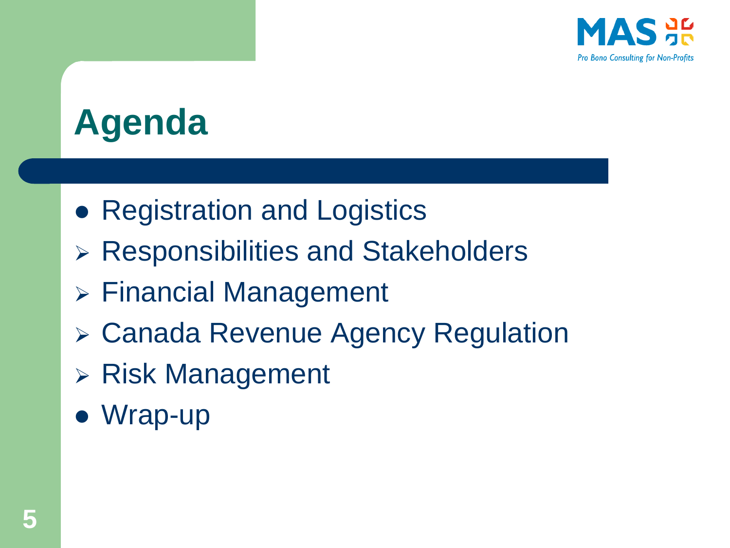# Agenda

- Registration and Logistics
  - Responsibilities and Stakeholders
  - Financial Management
  - Canada Revenue Agency Regulation
  - Risk Management
- Wrap-up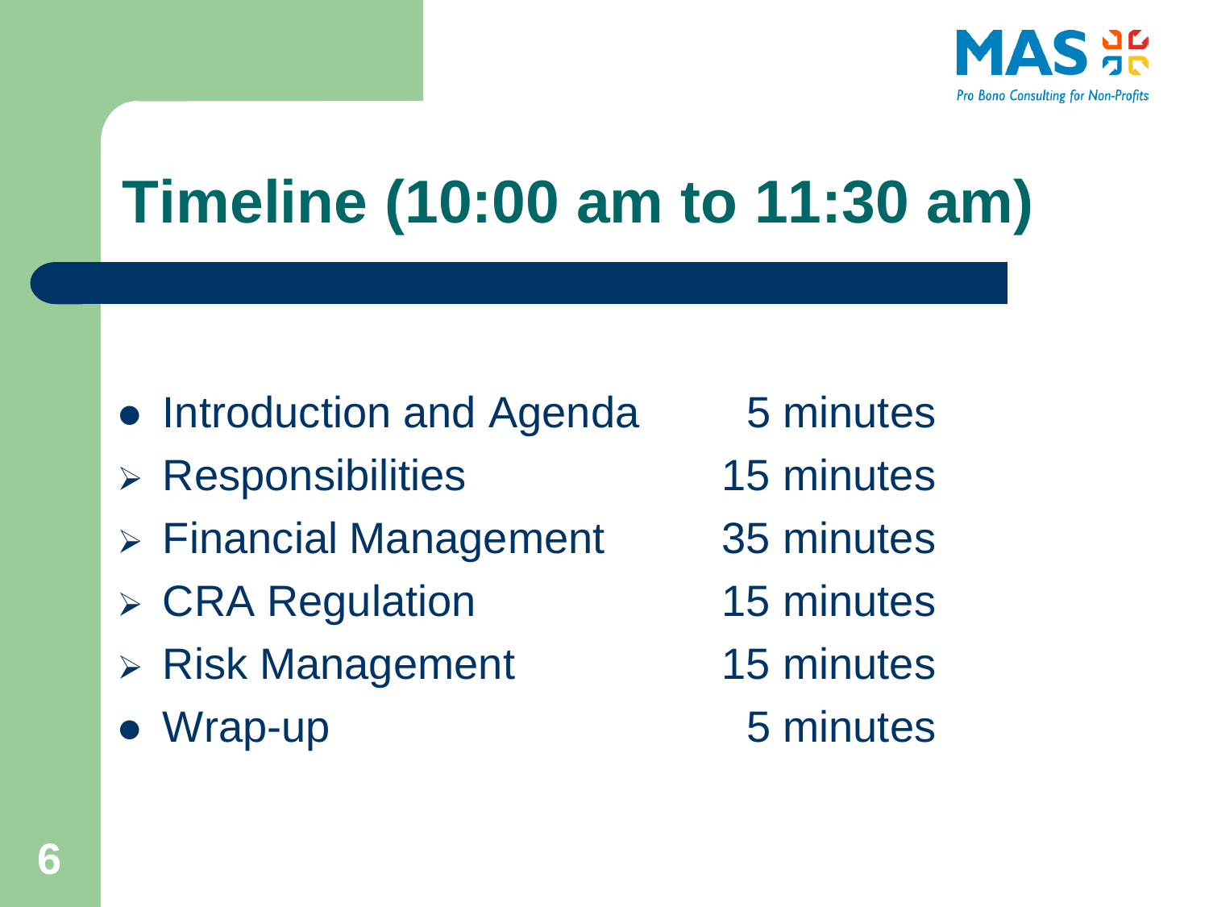# Timeline (10:00 am to 11:30 am)

| | |
|---|---|
| Introduction and Agenda | 5 minutes |
| Responsibilities | 15 minutes |
| Financial Management | 35 minutes |
| CRA Regulation | 15 minutes |
| Risk Management | 15 minutes |
| Wrap-up | 5 minutes |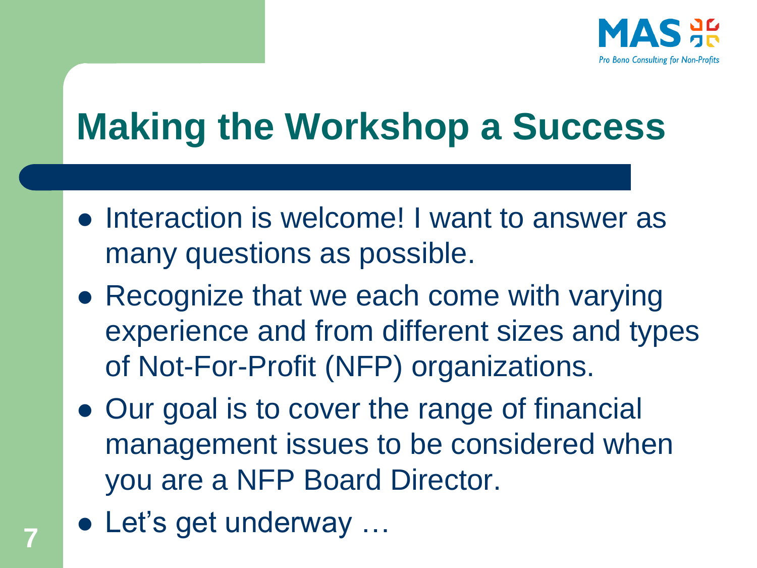# Making the Workshop a Success

- Interaction is welcome! I want to answer as many questions as possible.
- Recognize that we each come with varying experience and from different sizes and types of Not-For-Profit (NFP) organizations.
- Our goal is to cover the range of financial management issues to be considered when you are a NFP Board Director.
- Let's get underway …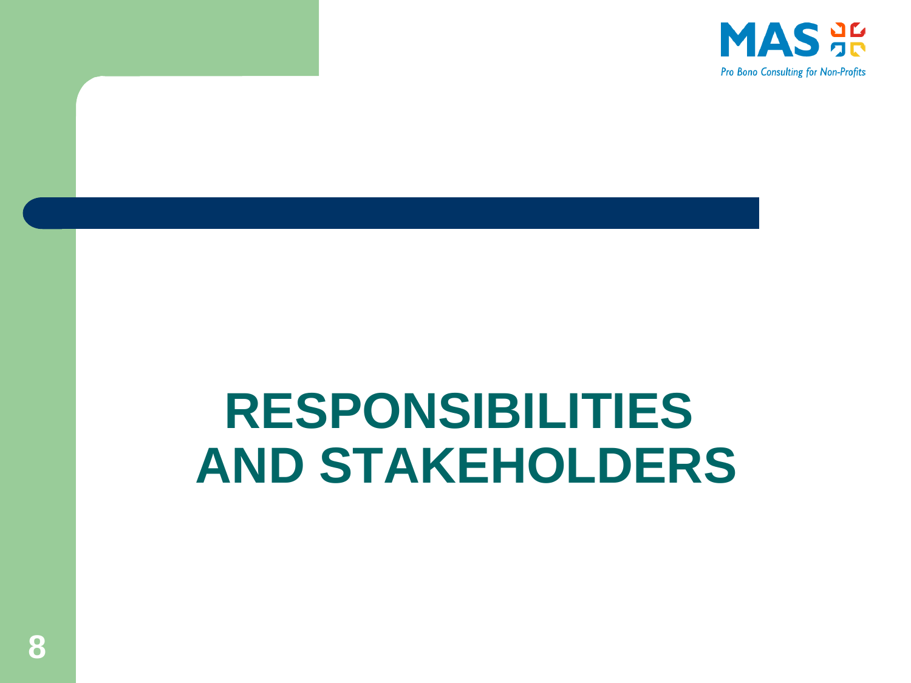# RESPONSIBILITIES AND STAKEHOLDERS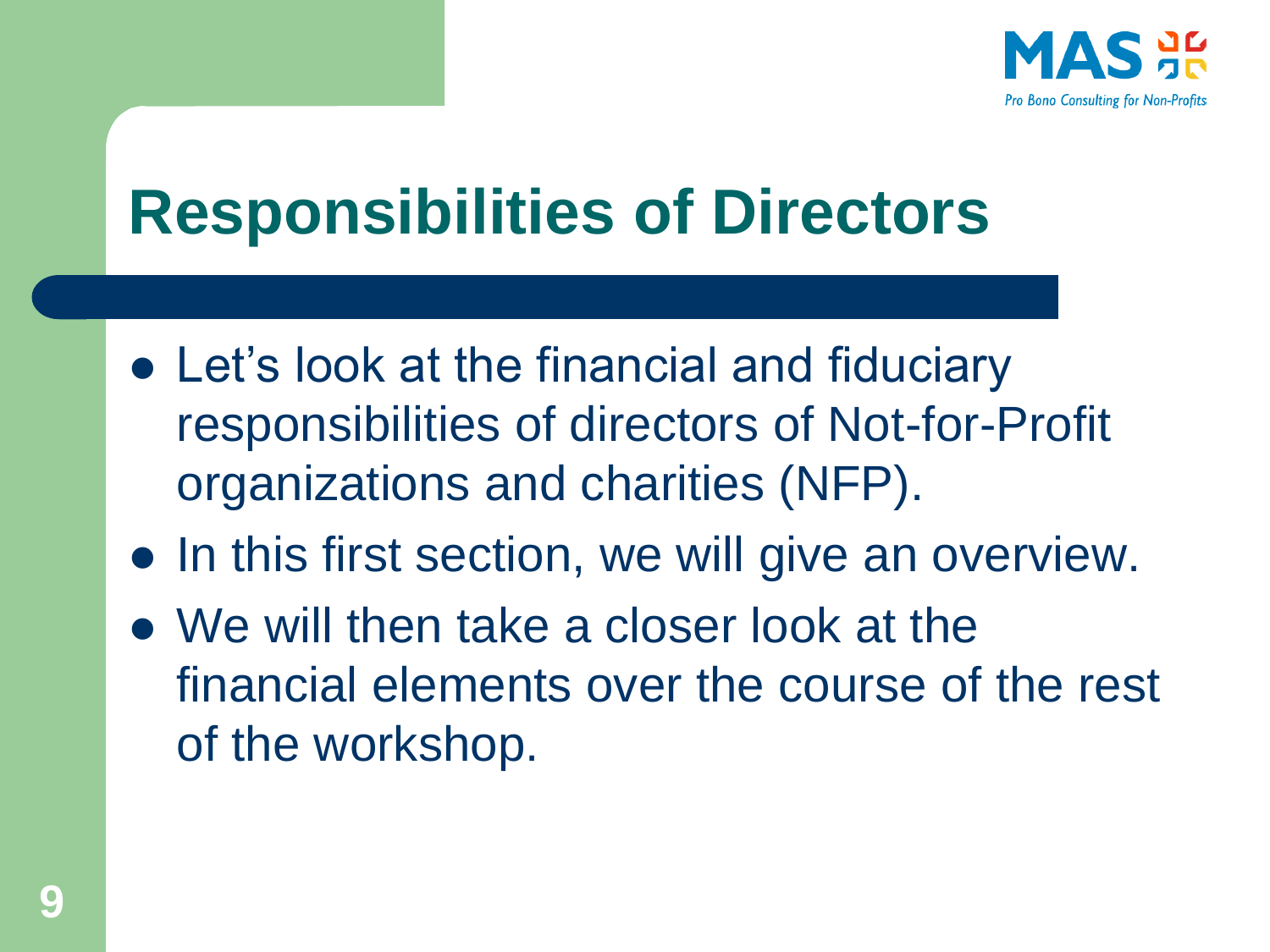# Responsibilities of Directors

- Let's look at the financial and fiduciary responsibilities of directors of Not-for-Profit organizations and charities (NFP).
- In this first section, we will give an overview.
- We will then take a closer look at the financial elements over the course of the rest of the workshop.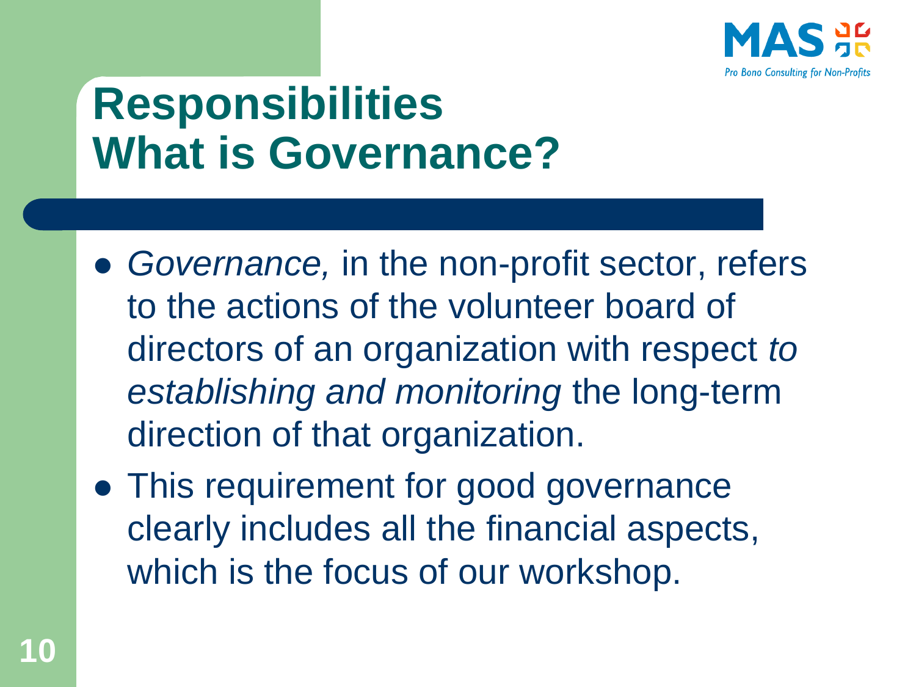# Responsibilities
# What is Governance?

- *Governance,* in the non-profit sector, refers to the actions of the volunteer board of directors of an organization with respect *to establishing and monitoring* the long-term direction of that organization.
- This requirement for good governance clearly includes all the financial aspects, which is the focus of our workshop.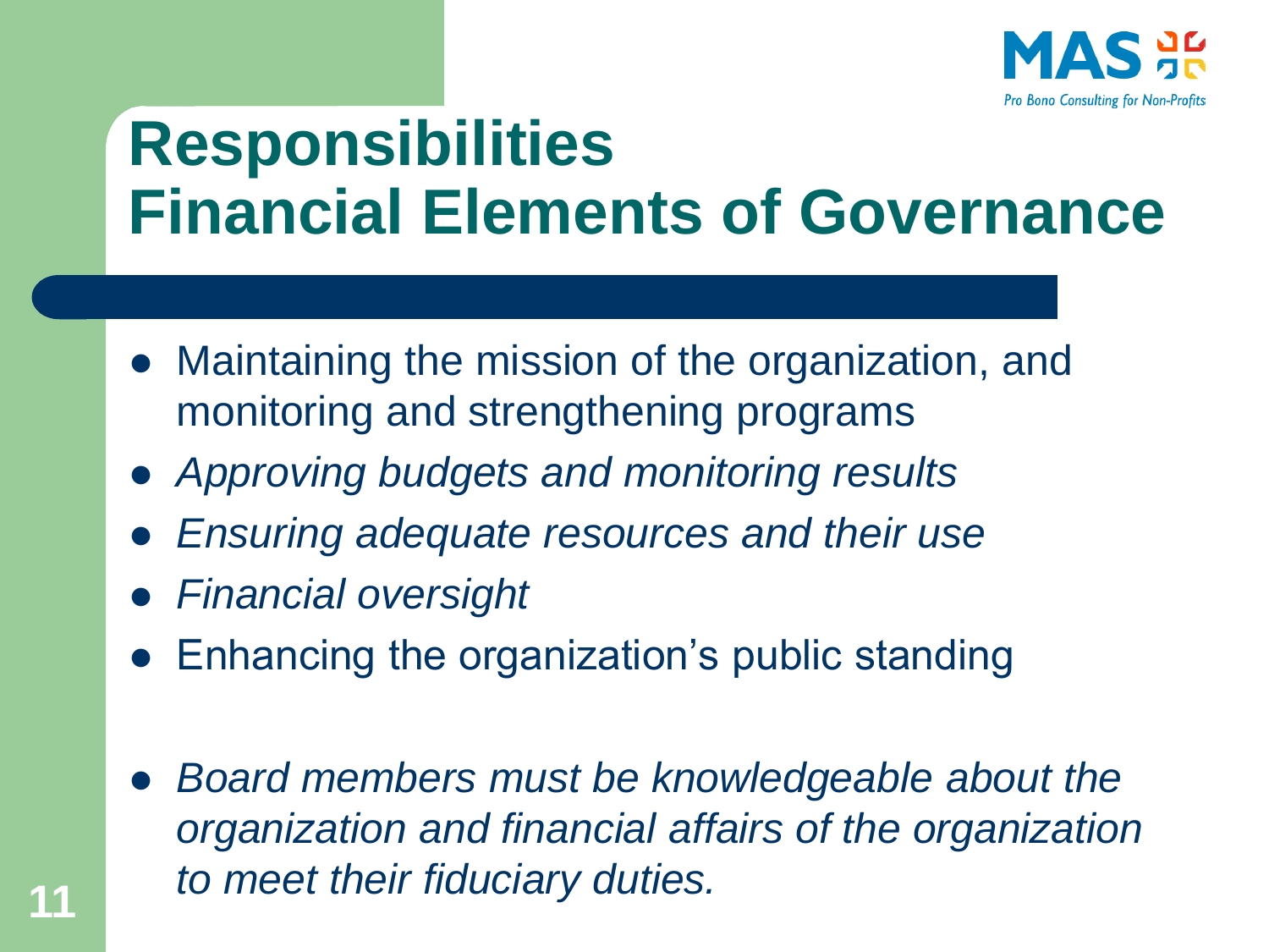# Responsibilities
# Financial Elements of Governance

- Maintaining the mission of the organization, and monitoring and strengthening programs
- *Approving budgets and monitoring results*
- *Ensuring adequate resources and their use*
- *Financial oversight*
- Enhancing the organization's public standing

- *Board members must be knowledgeable about the organization and financial affairs of the organization to meet their fiduciary duties.*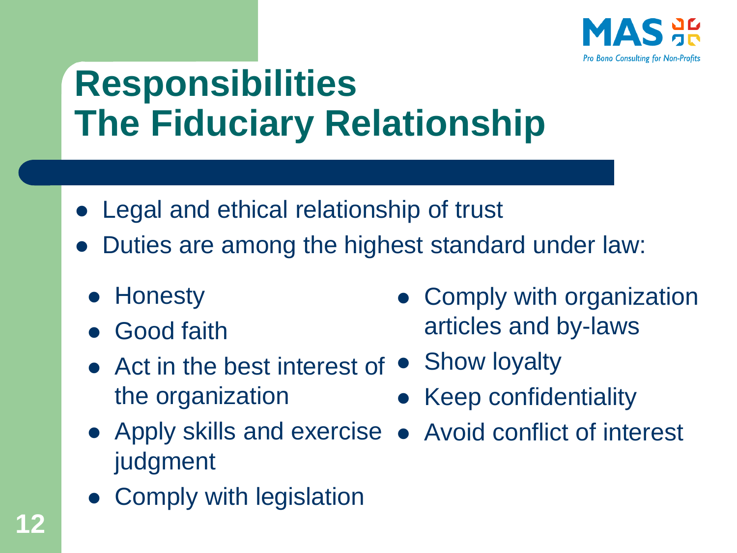# Responsibilities
# The Fiduciary Relationship

- Legal and ethical relationship of trust
- Duties are among the highest standard under law:
  - Honesty
  - Good faith
  - Act in the best interest of the organization
  - Apply skills and exercise judgment
  - Comply with legislation
  - Comply with organization articles and by-laws
  - Show loyalty
  - Keep confidentiality
  - Avoid conflict of interest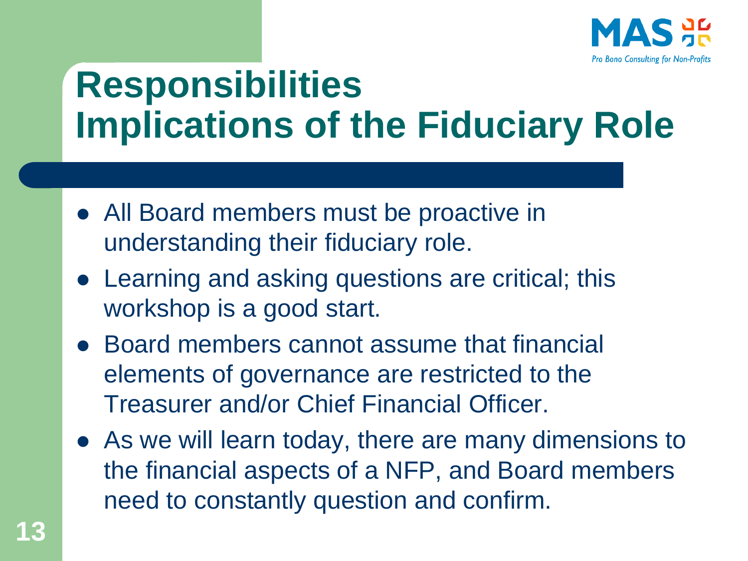# Responsibilities Implications of the Fiduciary Role

- All Board members must be proactive in understanding their fiduciary role.
- Learning and asking questions are critical; this workshop is a good start.
- Board members cannot assume that financial elements of governance are restricted to the Treasurer and/or Chief Financial Officer.
- As we will learn today, there are many dimensions to the financial aspects of a NFP, and Board members need to constantly question and confirm.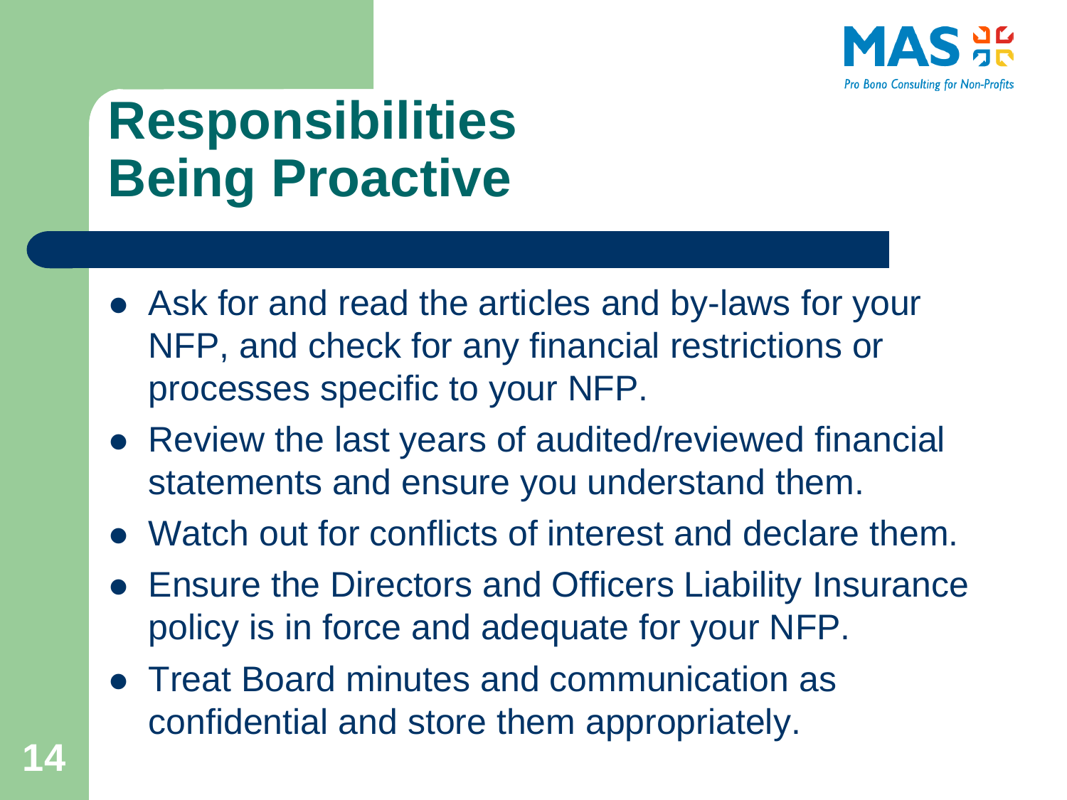# Responsibilities Being Proactive

- Ask for and read the articles and by-laws for your NFP, and check for any financial restrictions or processes specific to your NFP.
- Review the last years of audited/reviewed financial statements and ensure you understand them.
- Watch out for conflicts of interest and declare them.
- Ensure the Directors and Officers Liability Insurance policy is in force and adequate for your NFP.
- Treat Board minutes and communication as confidential and store them appropriately.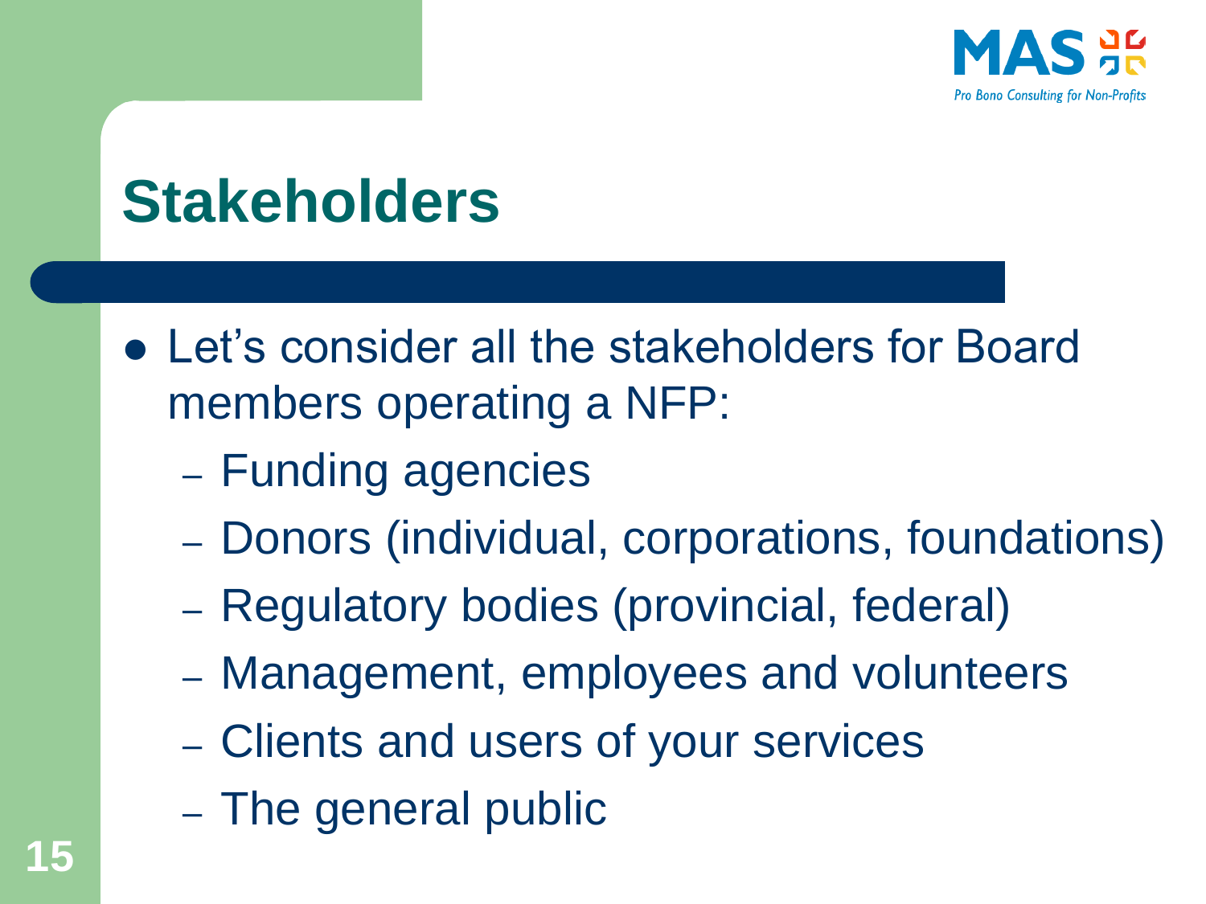# Stakeholders

- Let's consider all the stakeholders for Board members operating a NFP:
  - Funding agencies
  - Donors (individual, corporations, foundations)
  - Regulatory bodies (provincial, federal)
  - Management, employees and volunteers
  - Clients and users of your services
  - The general public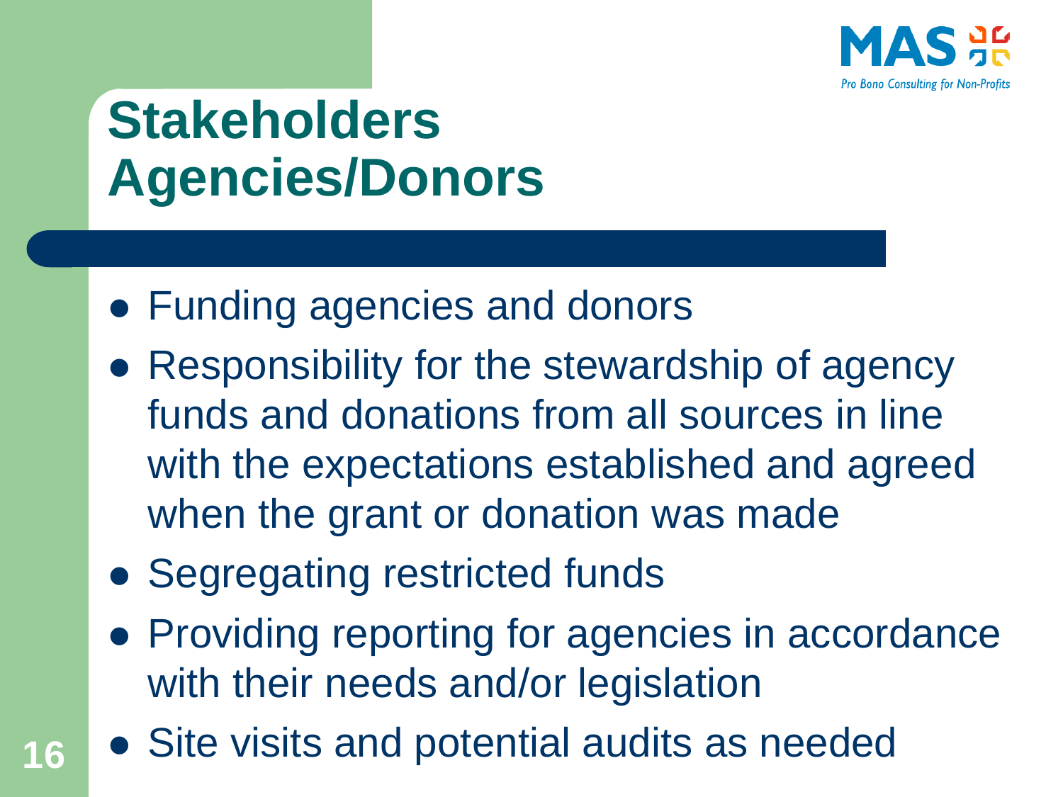# Stakeholders Agencies/Donors

- Funding agencies and donors
- Responsibility for the stewardship of agency funds and donations from all sources in line with the expectations established and agreed when the grant or donation was made
- Segregating restricted funds
- Providing reporting for agencies in accordance with their needs and/or legislation
- Site visits and potential audits as needed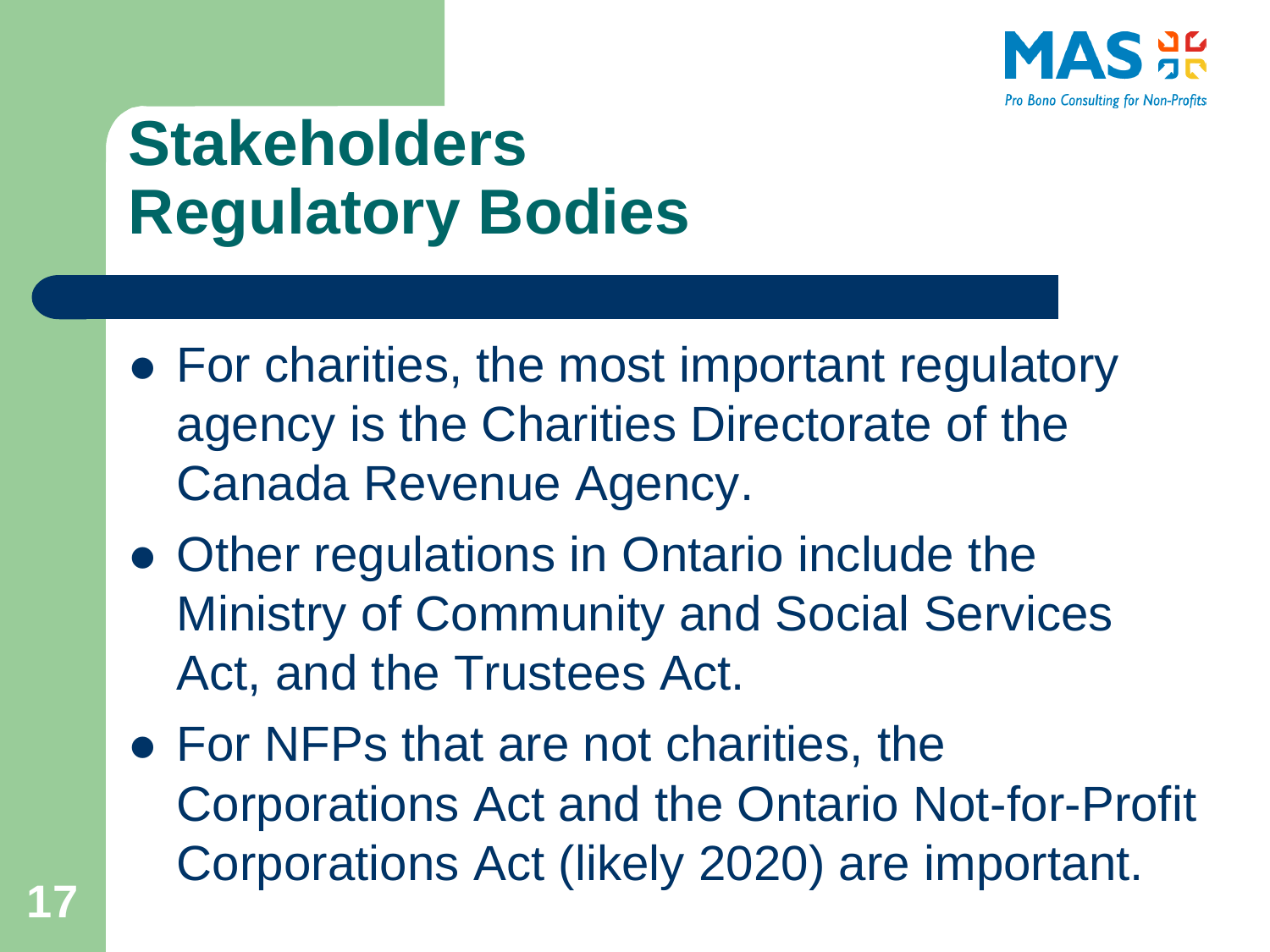# Stakeholders Regulatory Bodies

- For charities, the most important regulatory agency is the Charities Directorate of the Canada Revenue Agency.
- Other regulations in Ontario include the Ministry of Community and Social Services Act, and the Trustees Act.
- For NFPs that are not charities, the Corporations Act and the Ontario Not-for-Profit Corporations Act (likely 2020) are important.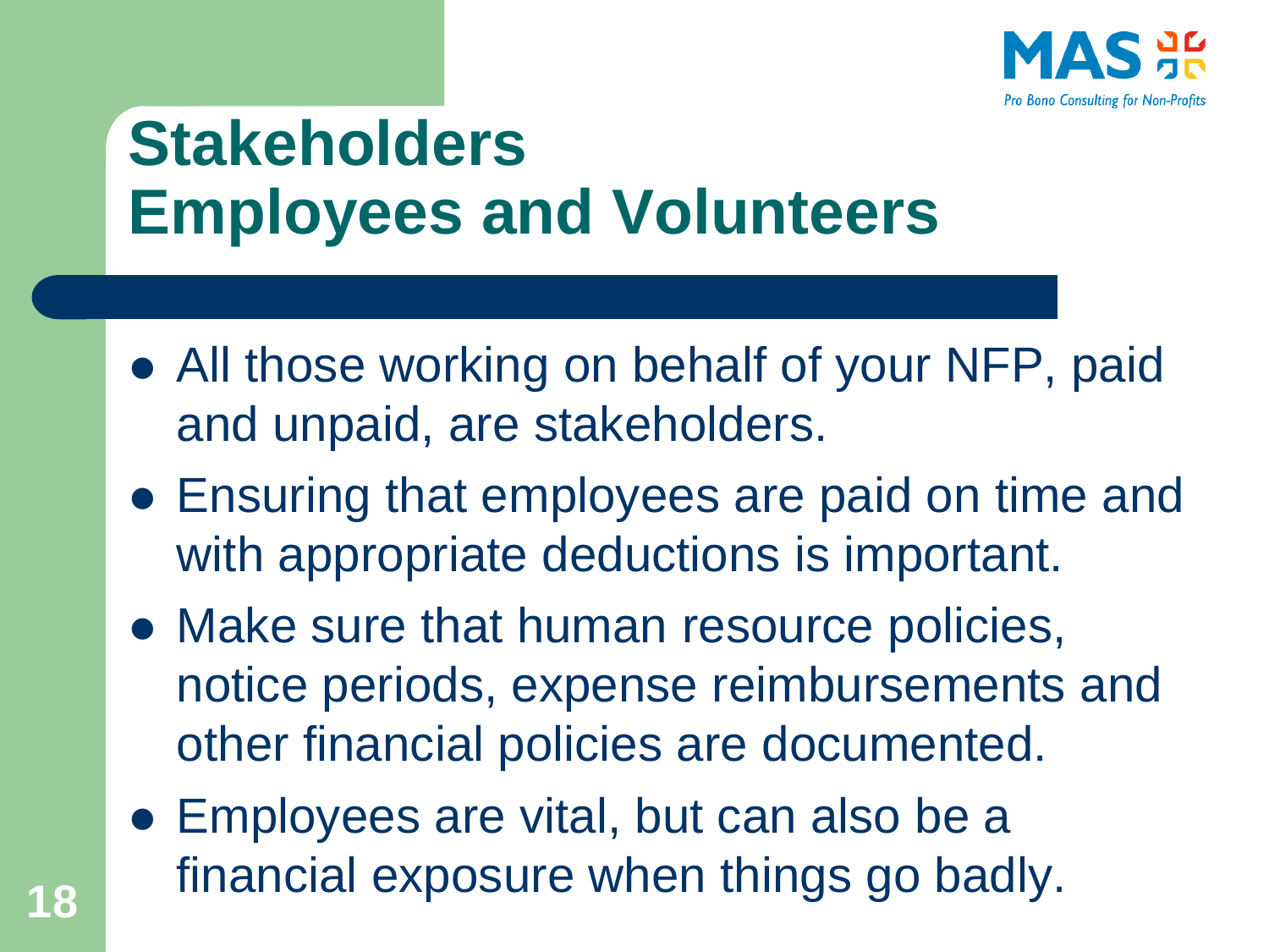# Stakeholders Employees and Volunteers

- All those working on behalf of your NFP, paid and unpaid, are stakeholders.
- Ensuring that employees are paid on time and with appropriate deductions is important.
- Make sure that human resource policies, notice periods, expense reimbursements and other financial policies are documented.
- Employees are vital, but can also be a financial exposure when things go badly.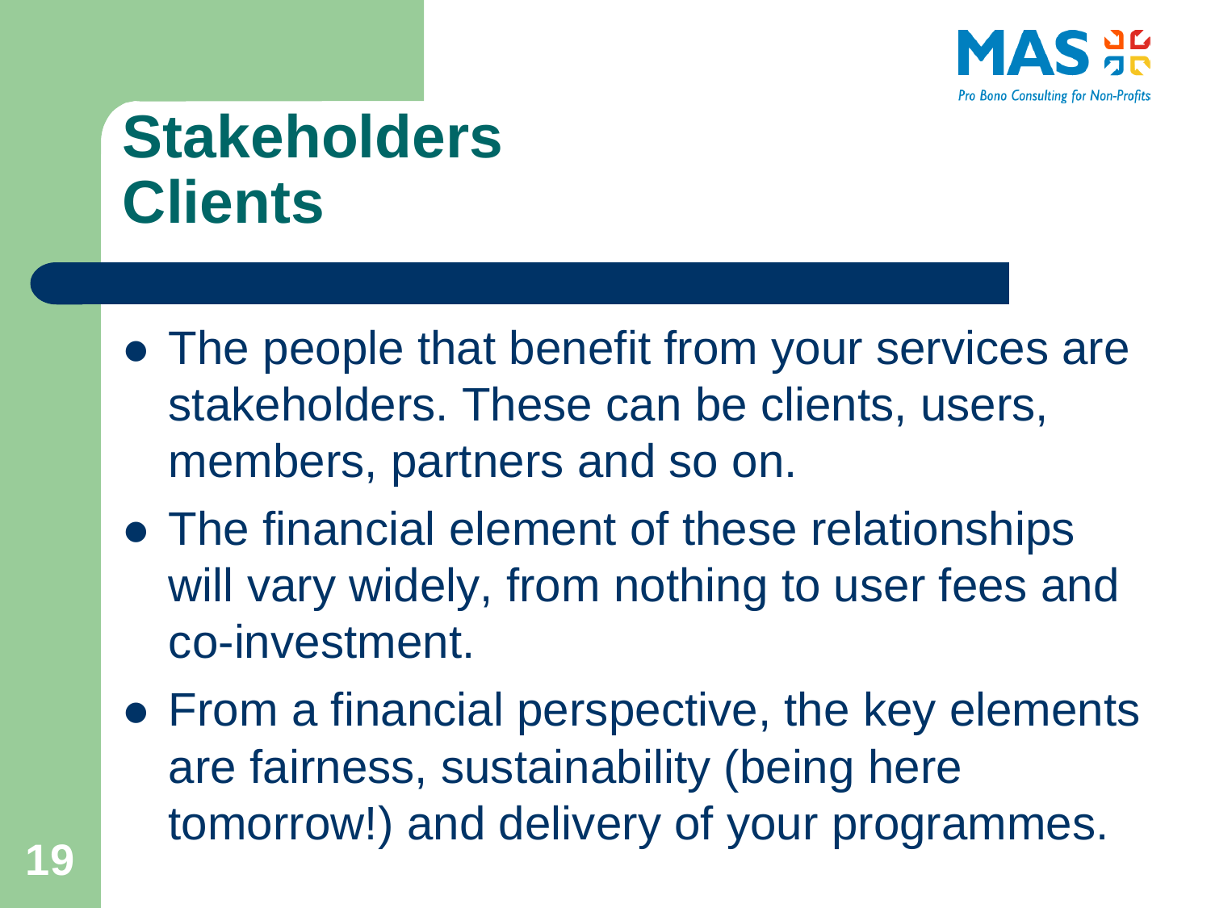# Stakeholders
# Clients

- The people that benefit from your services are stakeholders. These can be clients, users, members, partners and so on.
- The financial element of these relationships will vary widely, from nothing to user fees and co-investment.
- From a financial perspective, the key elements are fairness, sustainability (being here tomorrow!) and delivery of your programmes.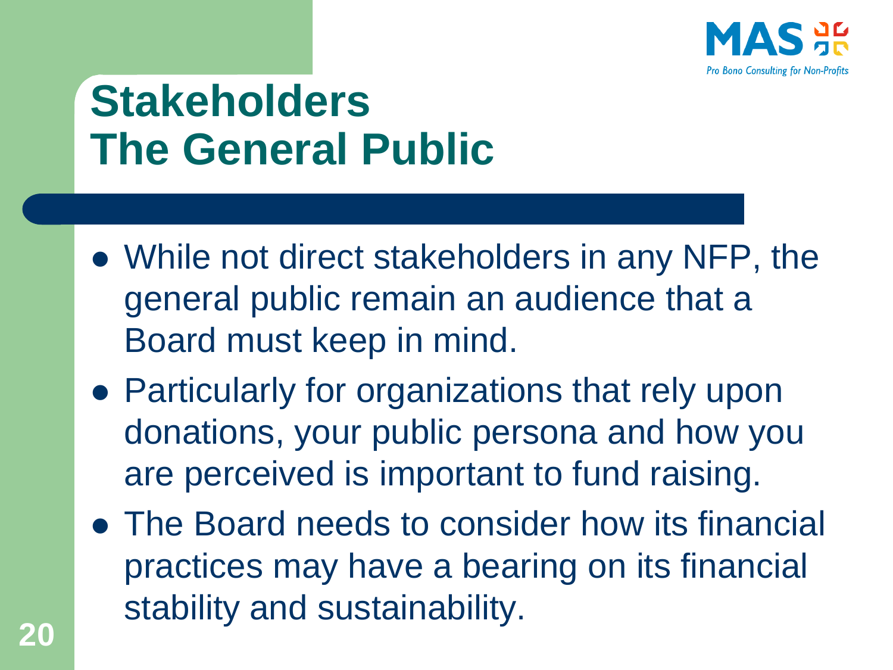# Stakeholders
# The General Public

- While not direct stakeholders in any NFP, the general public remain an audience that a Board must keep in mind.
- Particularly for organizations that rely upon donations, your public persona and how you are perceived is important to fund raising.
- The Board needs to consider how its financial practices may have a bearing on its financial stability and sustainability.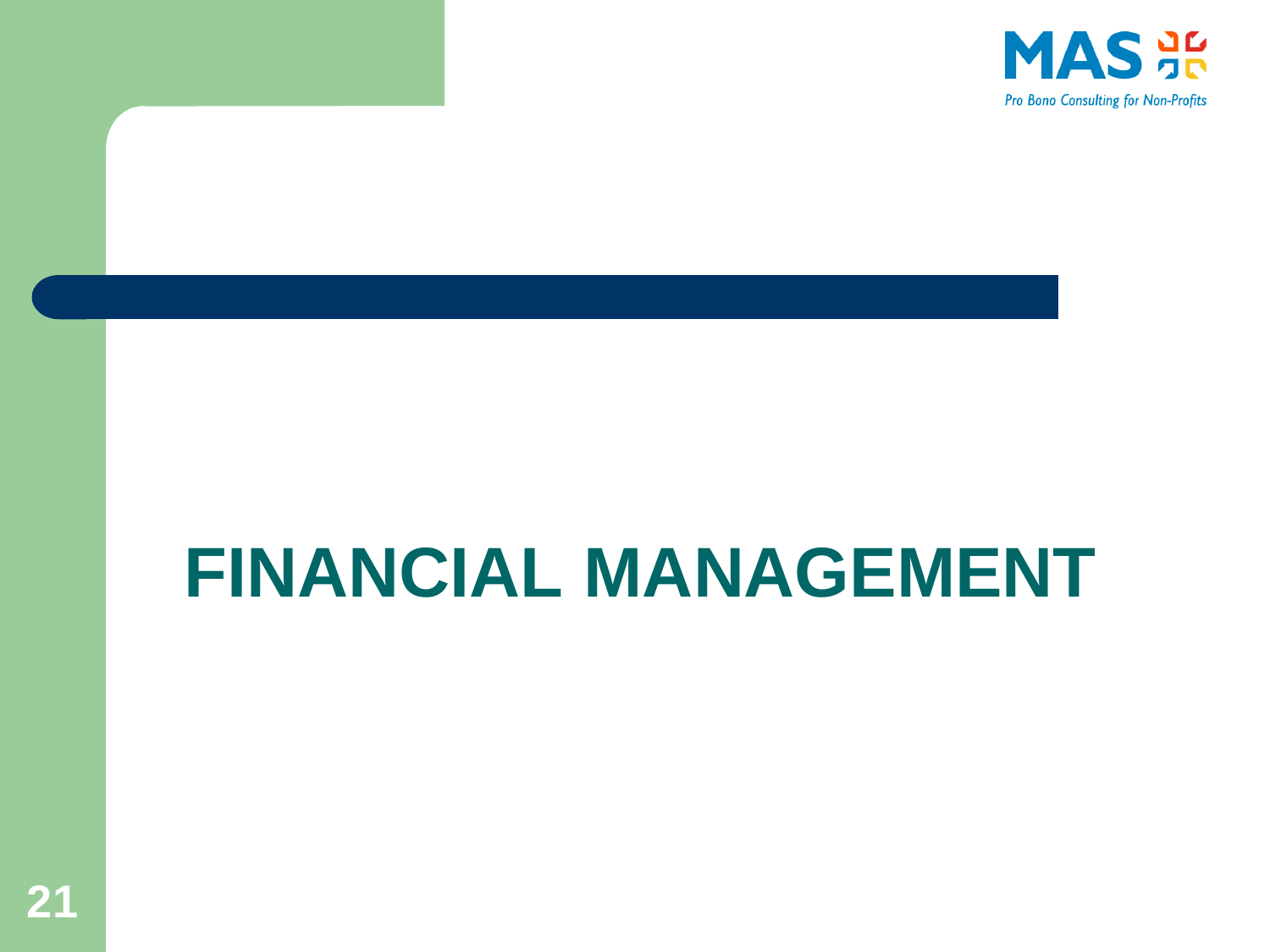# FINANCIAL MANAGEMENT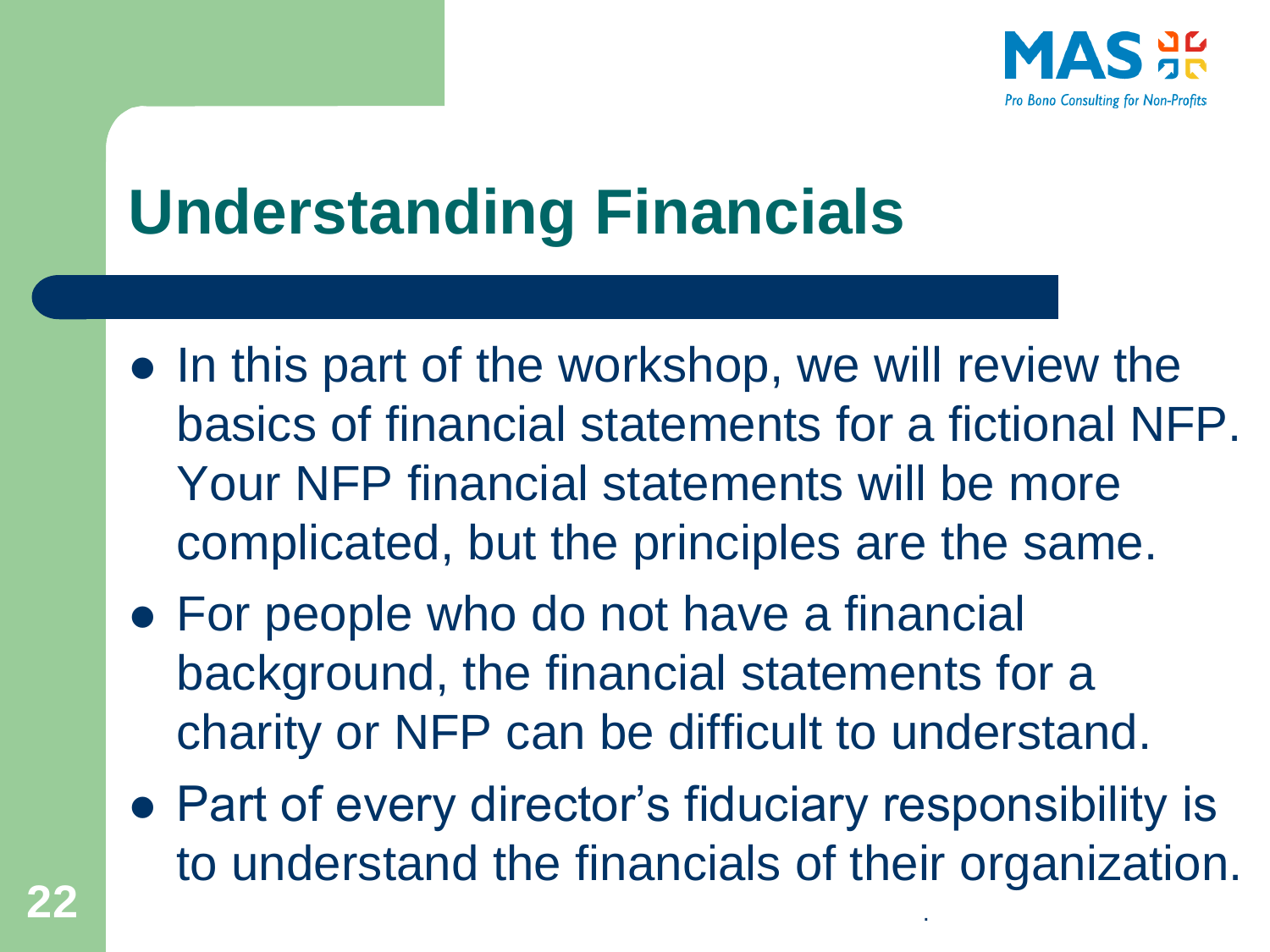# Understanding Financials

- In this part of the workshop, we will review the basics of financial statements for a fictional NFP. Your NFP financial statements will be more complicated, but the principles are the same.
- For people who do not have a financial background, the financial statements for a charity or NFP can be difficult to understand.
- Part of every director's fiduciary responsibility is to understand the financials of their organization.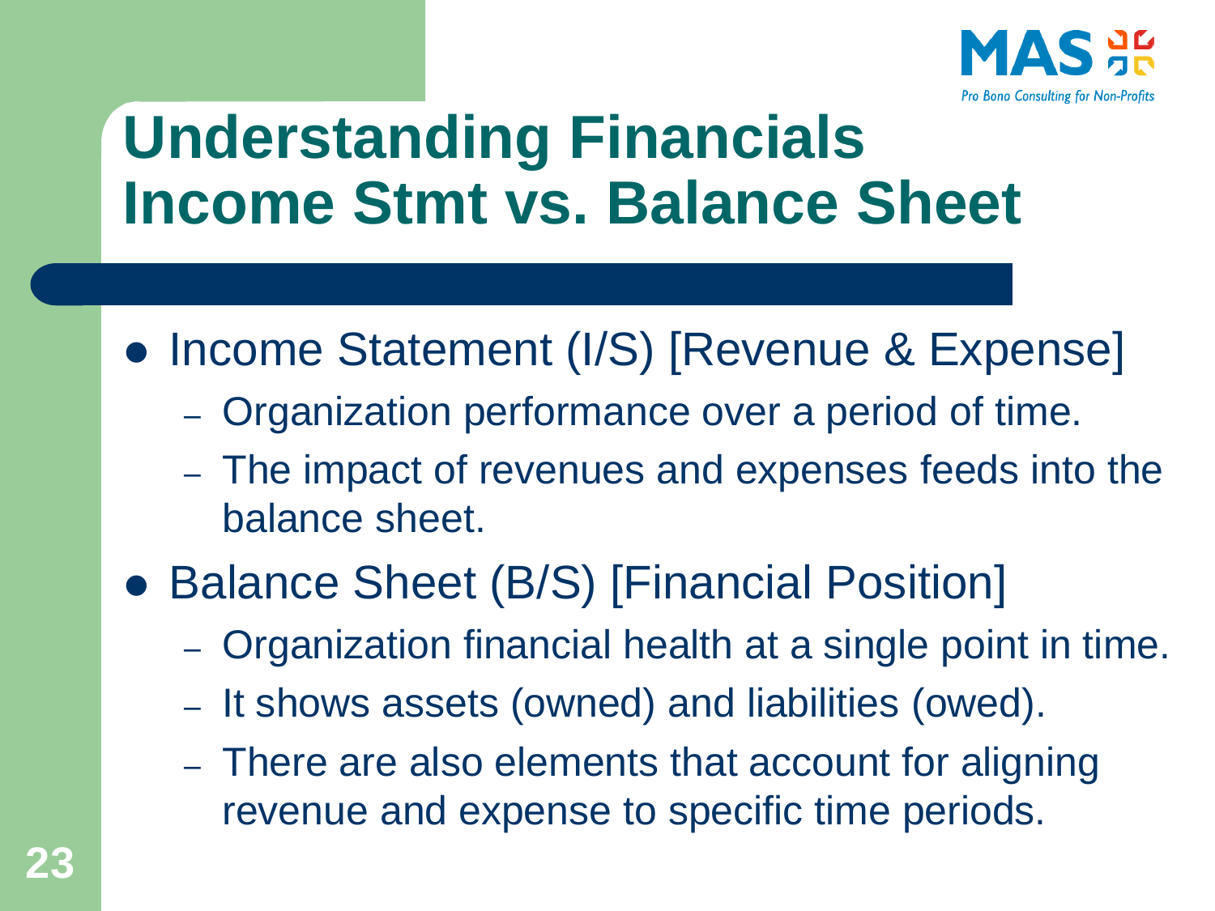# Understanding Financials Income Stmt vs. Balance Sheet

- Income Statement (I/S) [Revenue & Expense]
  - Organization performance over a period of time.
  - The impact of revenues and expenses feeds into the balance sheet.
- Balance Sheet (B/S) [Financial Position]
  - Organization financial health at a single point in time.
  - It shows assets (owned) and liabilities (owed).
  - There are also elements that account for aligning revenue and expense to specific time periods.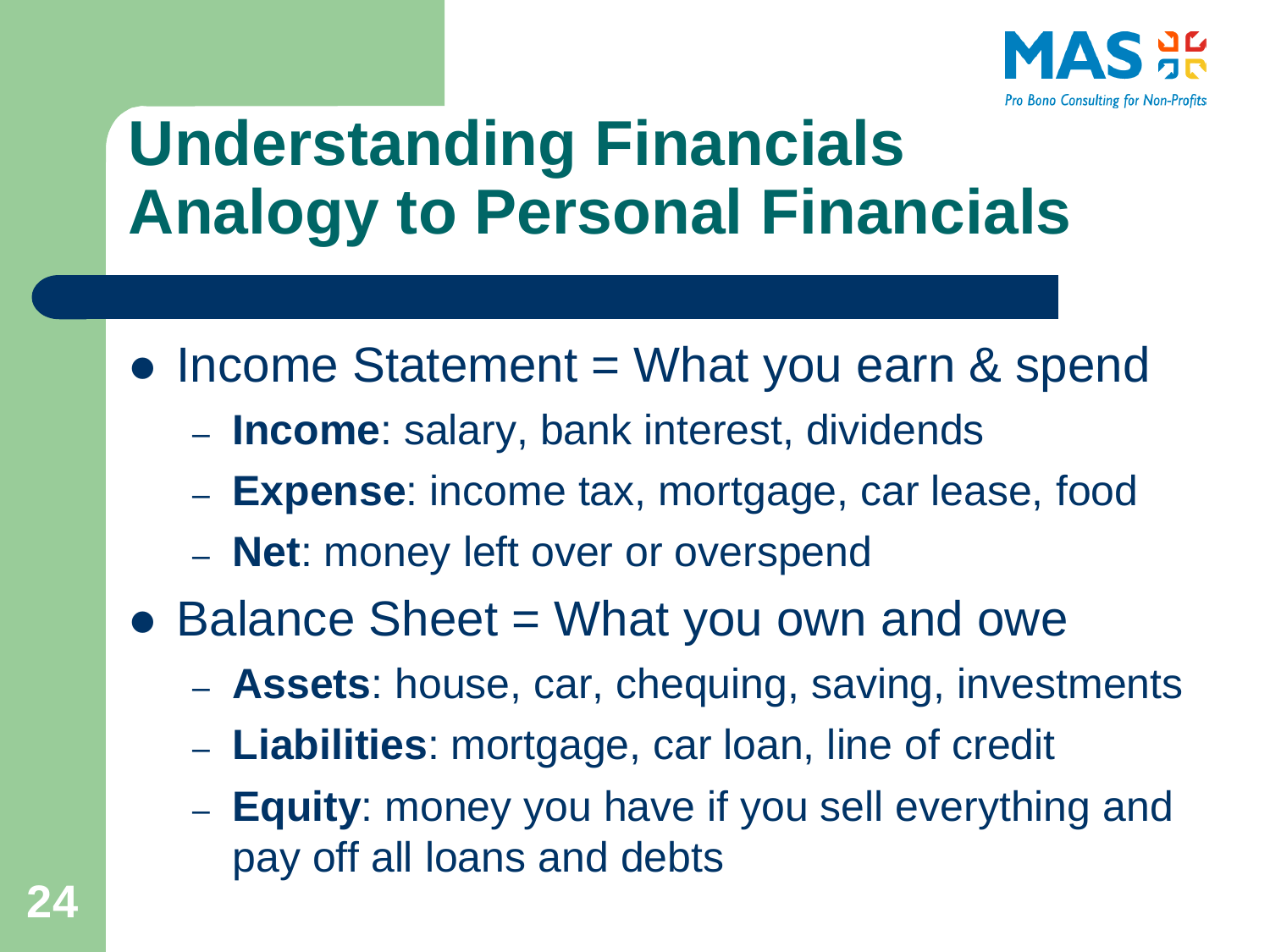# Understanding Financials Analogy to Personal Financials

- Income Statement = What you earn & spend
  - **Income**: salary, bank interest, dividends
  - **Expense**: income tax, mortgage, car lease, food
  - **Net**: money left over or overspend
- Balance Sheet = What you own and owe
  - **Assets**: house, car, chequing, saving, investments
  - **Liabilities**: mortgage, car loan, line of credit
  - **Equity**: money you have if you sell everything and pay off all loans and debts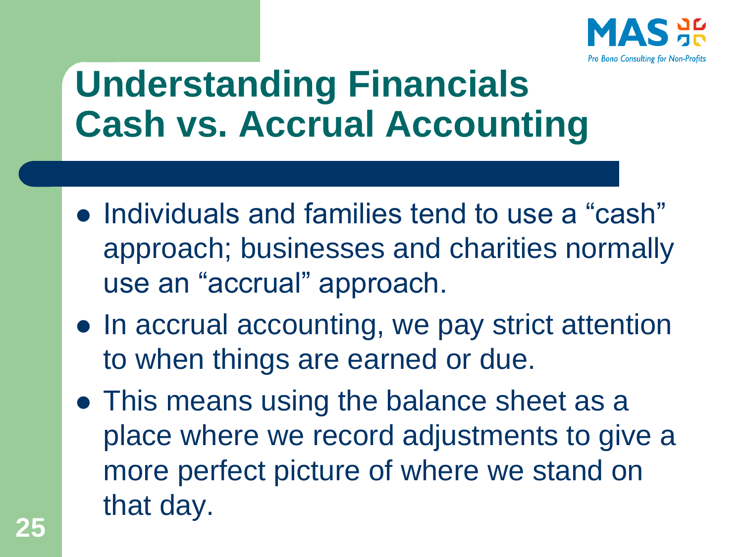# Understanding Financials
# Cash vs. Accrual Accounting

- Individuals and families tend to use a "cash" approach; businesses and charities normally use an "accrual" approach.
- In accrual accounting, we pay strict attention to when things are earned or due.
- This means using the balance sheet as a place where we record adjustments to give a more perfect picture of where we stand on that day.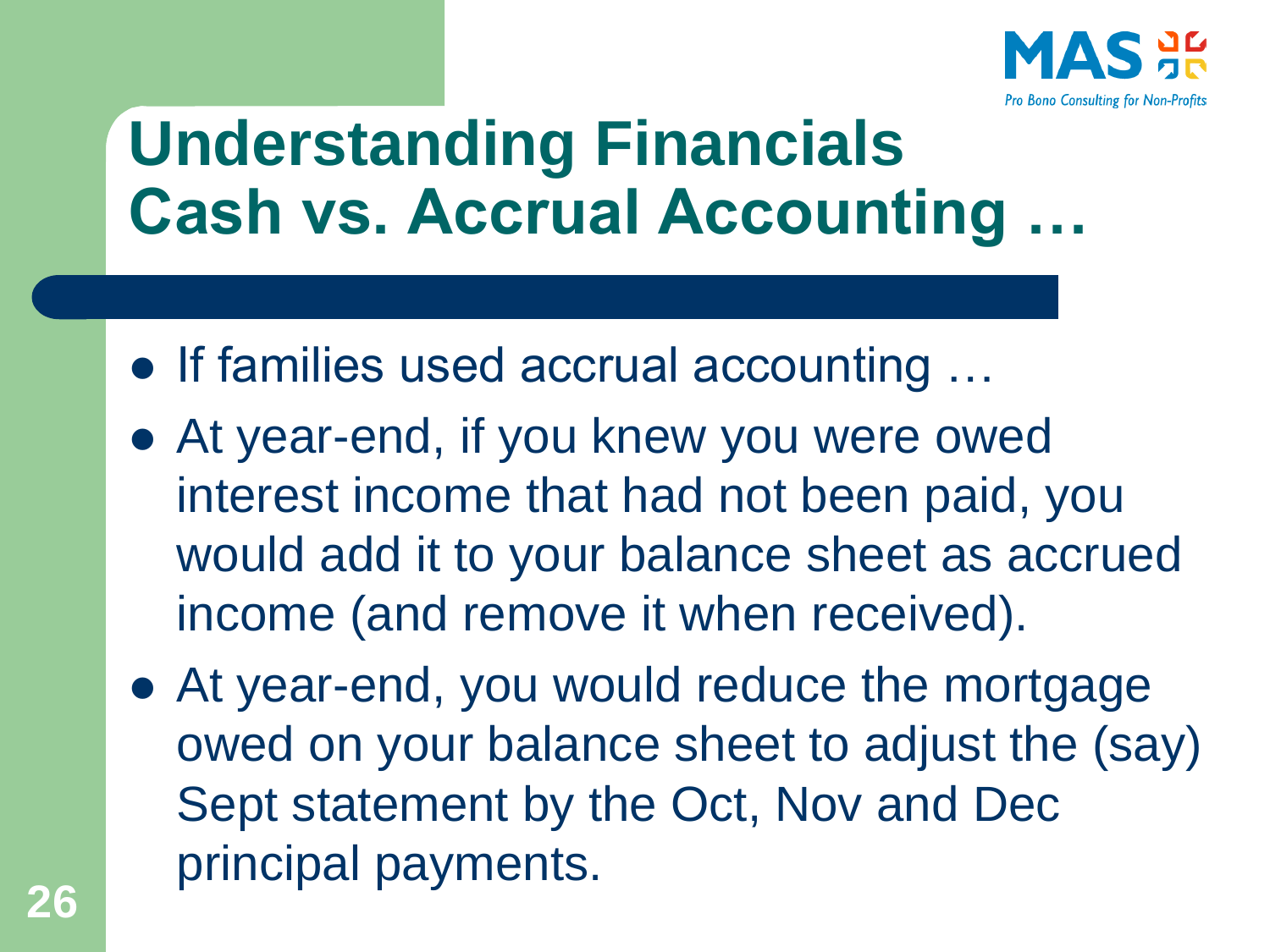# Understanding Financials
# Cash vs. Accrual Accounting …

- If families used accrual accounting …
- At year-end, if you knew you were owed interest income that had not been paid, you would add it to your balance sheet as accrued income (and remove it when received).
- At year-end, you would reduce the mortgage owed on your balance sheet to adjust the (say) Sept statement by the Oct, Nov and Dec principal payments.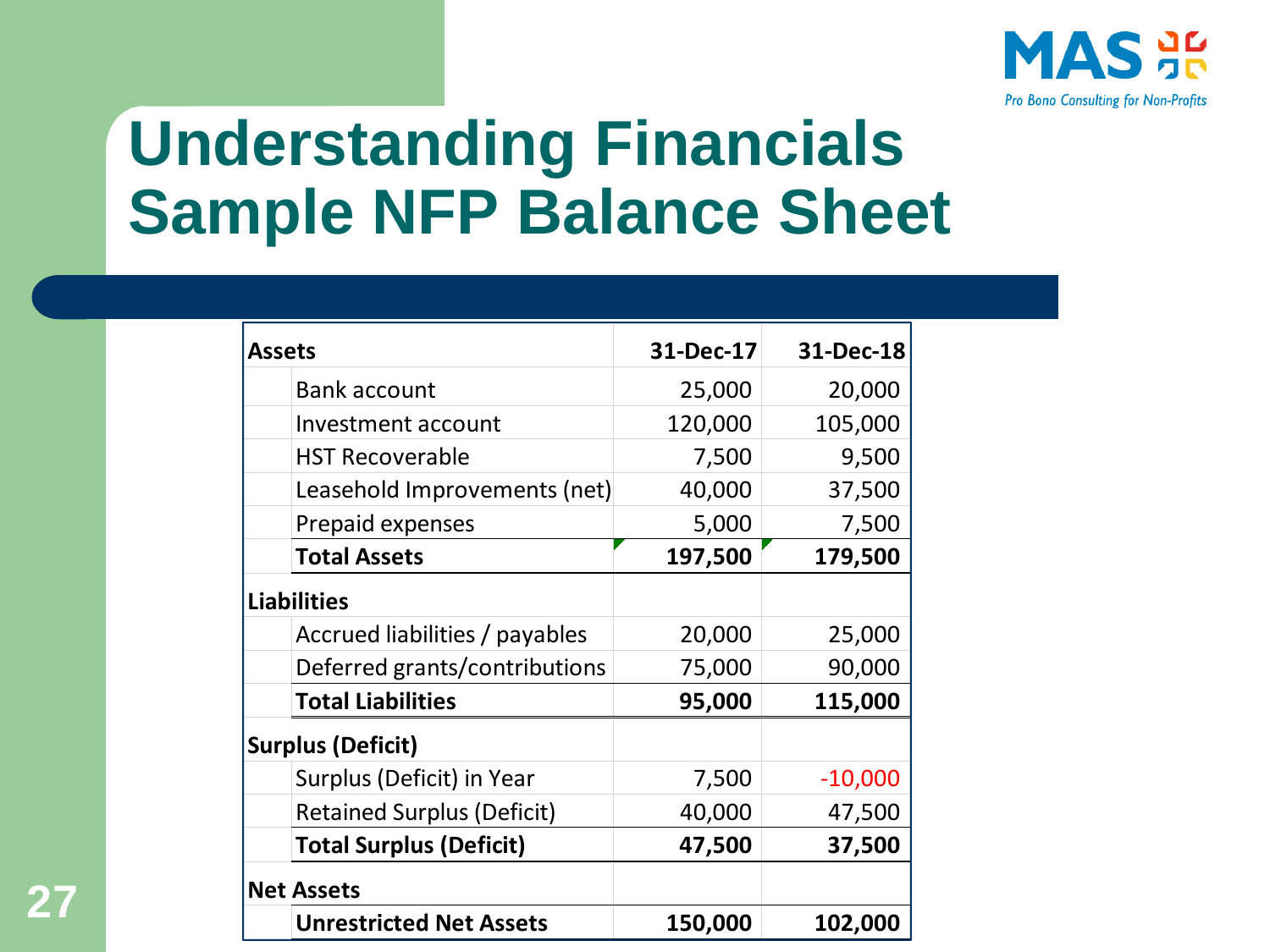# Understanding Financials
## Sample NFP Balance Sheet

| **Assets** | | **31-Dec-17** | **31-Dec-18** |
|---|---|---|---|
| | Bank account | 25,000 | 20,000 |
| | Investment account | 120,000 | 105,000 |
| | HST Recoverable | 7,500 | 9,500 |
| | Leasehold Improvements (net) | 40,000 | 37,500 |
| | Prepaid expenses | 5,000 | 7,500 |
| | **Total Assets** | **197,500** | **179,500** |
| **Liabilities** | | | |
| | Accrued liabilities / payables | 20,000 | 25,000 |
| | Deferred grants/contributions | 75,000 | 90,000 |
| | **Total Liabilities** | **95,000** | **115,000** |
| **Surplus (Deficit)** | | | |
| | Surplus (Deficit) in Year | 7,500 | -10,000 |
| | Retained Surplus (Deficit) | 40,000 | 47,500 |
| | **Total Surplus (Deficit)** | **47,500** | **37,500** |
| **Net Assets** | | | |
| | **Unrestricted Net Assets** | **150,000** | **102,000** |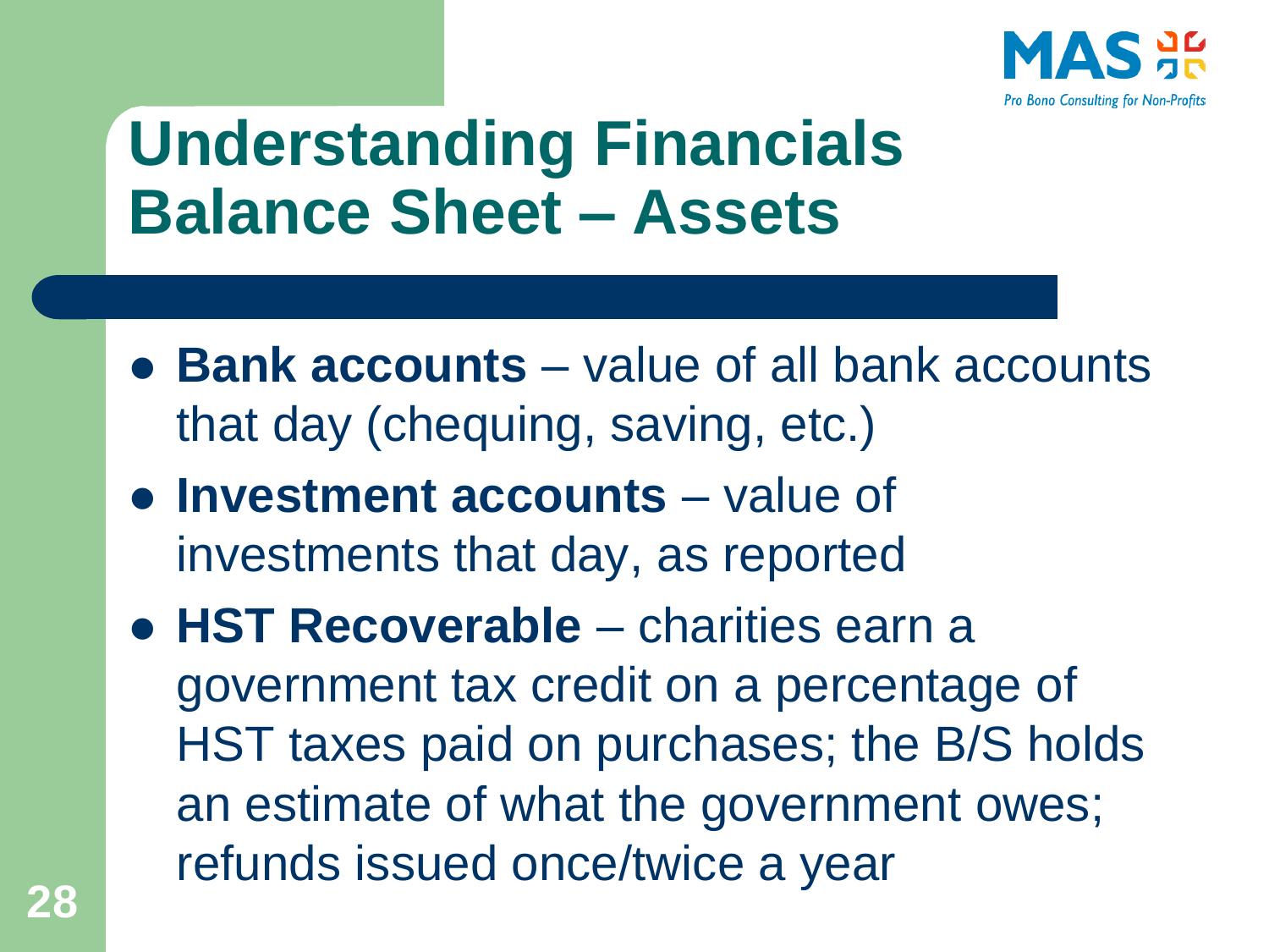# Understanding Financials Balance Sheet – Assets

- **Bank accounts** – value of all bank accounts that day (chequing, saving, etc.)
- **Investment accounts** – value of investments that day, as reported
- **HST Recoverable** – charities earn a government tax credit on a percentage of HST taxes paid on purchases; the B/S holds an estimate of what the government owes; refunds issued once/twice a year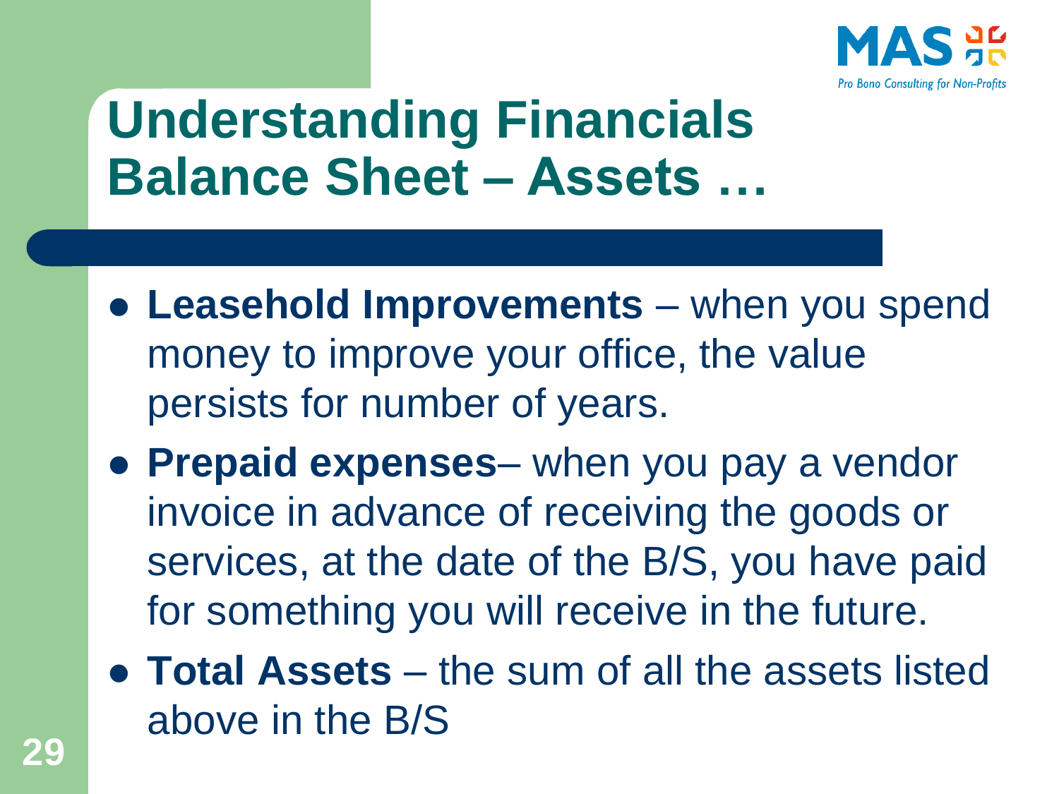# Understanding Financials Balance Sheet – Assets …

- **Leasehold Improvements** – when you spend money to improve your office, the value persists for number of years.
- **Prepaid expenses**– when you pay a vendor invoice in advance of receiving the goods or services, at the date of the B/S, you have paid for something you will receive in the future.
- **Total Assets** – the sum of all the assets listed above in the B/S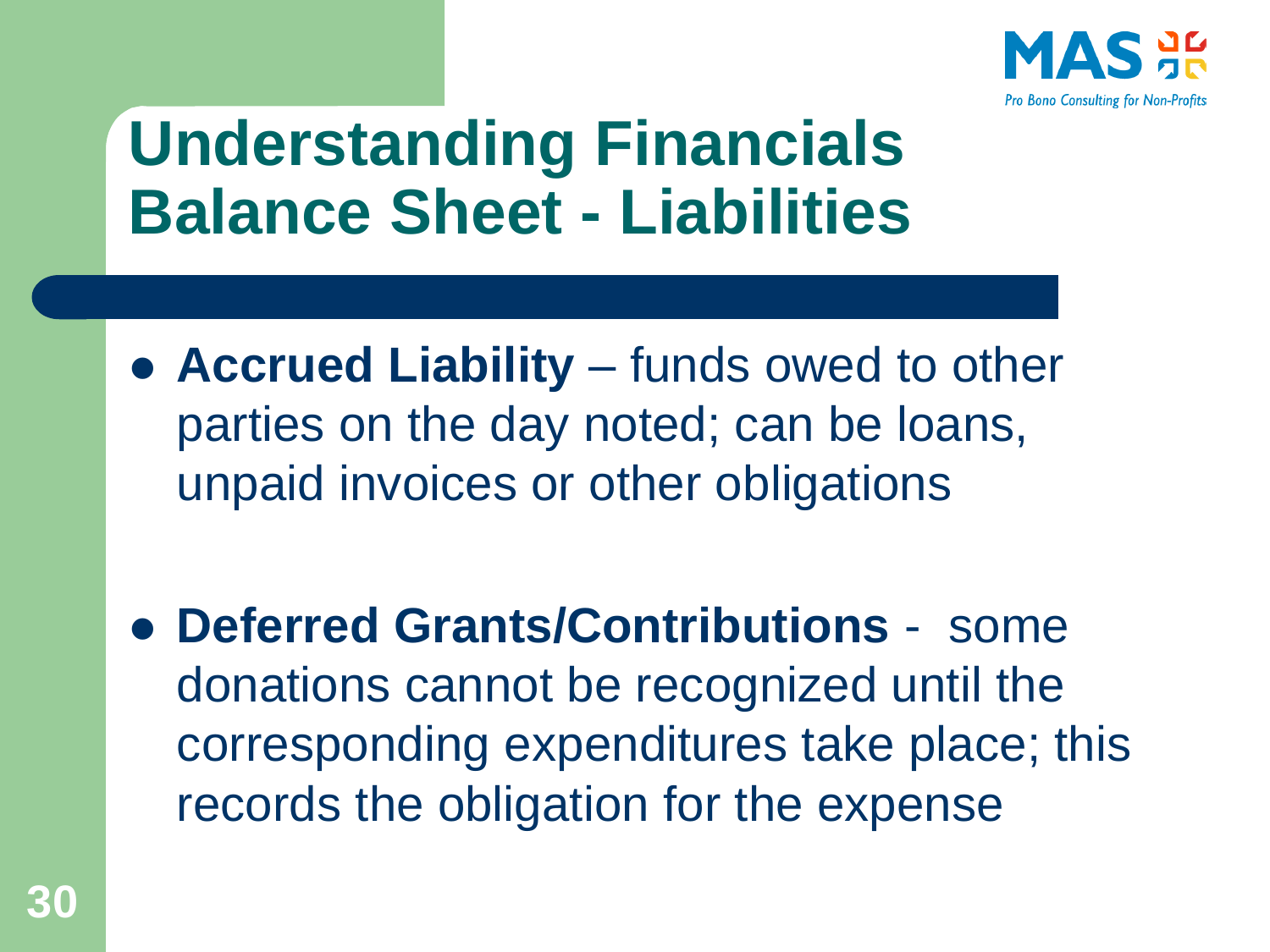# Understanding Financials Balance Sheet - Liabilities

- **Accrued Liability** – funds owed to other parties on the day noted; can be loans, unpaid invoices or other obligations

- **Deferred Grants/Contributions** - some donations cannot be recognized until the corresponding expenditures take place; this records the obligation for the expense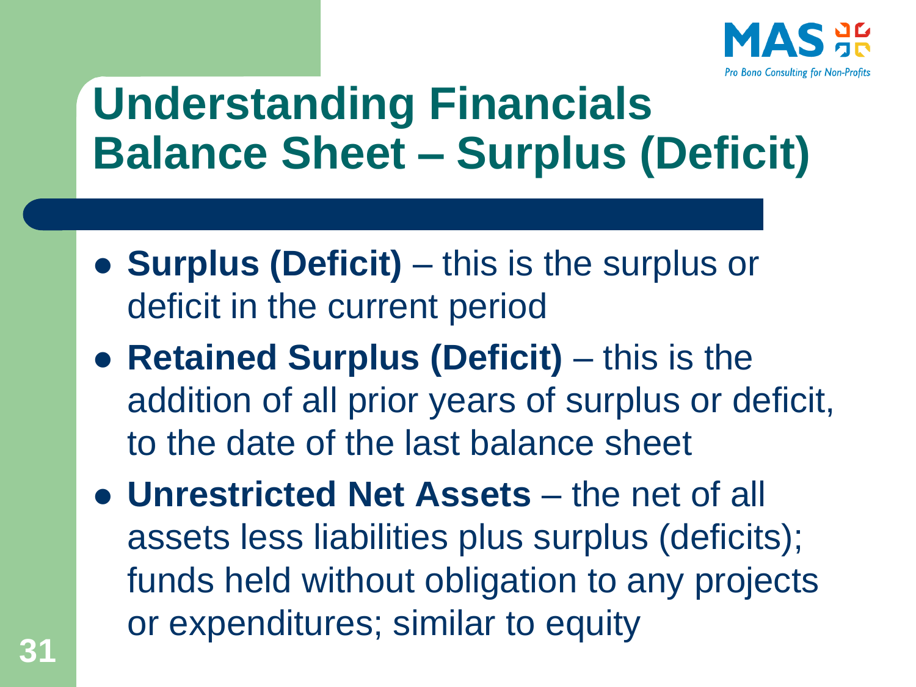# Understanding Financials Balance Sheet – Surplus (Deficit)

- **Surplus (Deficit)** – this is the surplus or deficit in the current period
- **Retained Surplus (Deficit)** – this is the addition of all prior years of surplus or deficit, to the date of the last balance sheet
- **Unrestricted Net Assets** – the net of all assets less liabilities plus surplus (deficits); funds held without obligation to any projects or expenditures; similar to equity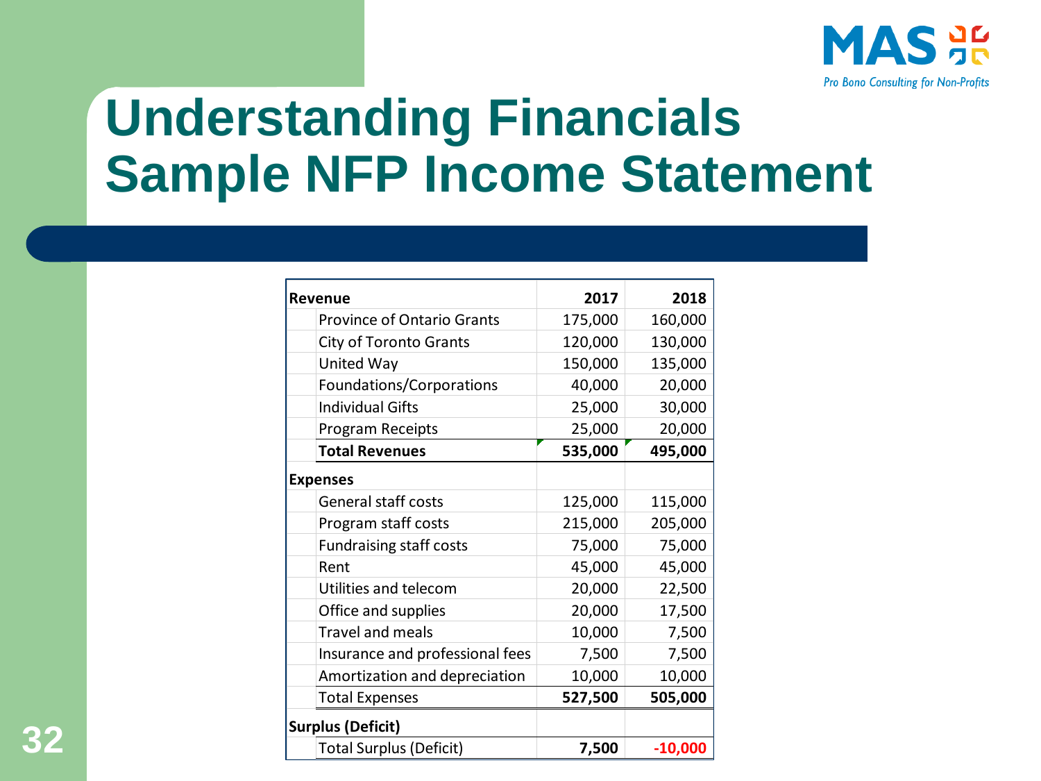# Understanding Financials
## Sample NFP Income Statement

| Revenue | 2017 | 2018 |
|---|---|---|
| Province of Ontario Grants | 175,000 | 160,000 |
| City of Toronto Grants | 120,000 | 130,000 |
| United Way | 150,000 | 135,000 |
| Foundations/Corporations | 40,000 | 20,000 |
| Individual Gifts | 25,000 | 30,000 |
| Program Receipts | 25,000 | 20,000 |
| **Total Revenues** | **535,000** | **495,000** |
| **Expenses** | | |
| General staff costs | 125,000 | 115,000 |
| Program staff costs | 215,000 | 205,000 |
| Fundraising staff costs | 75,000 | 75,000 |
| Rent | 45,000 | 45,000 |
| Utilities and telecom | 20,000 | 22,500 |
| Office and supplies | 20,000 | 17,500 |
| Travel and meals | 10,000 | 7,500 |
| Insurance and professional fees | 7,500 | 7,500 |
| Amortization and depreciation | 10,000 | 10,000 |
| Total Expenses | **527,500** | **505,000** |
| **Surplus (Deficit)** | | |
| Total Surplus (Deficit) | **7,500** | **-10,000** |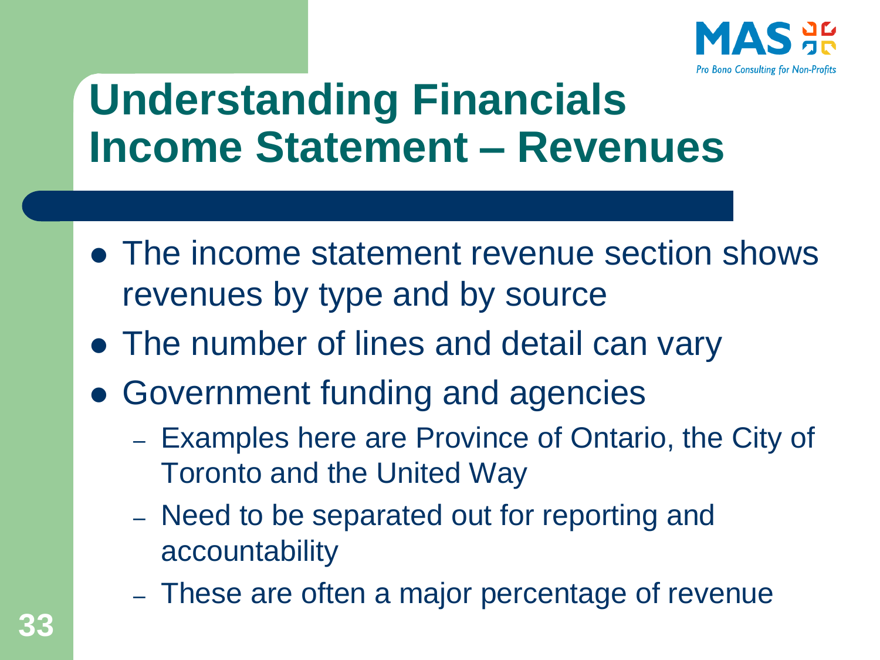# Understanding Financials Income Statement – Revenues

- The income statement revenue section shows revenues by type and by source
- The number of lines and detail can vary
- Government funding and agencies
  - Examples here are Province of Ontario, the City of Toronto and the United Way
  - Need to be separated out for reporting and accountability
  - These are often a major percentage of revenue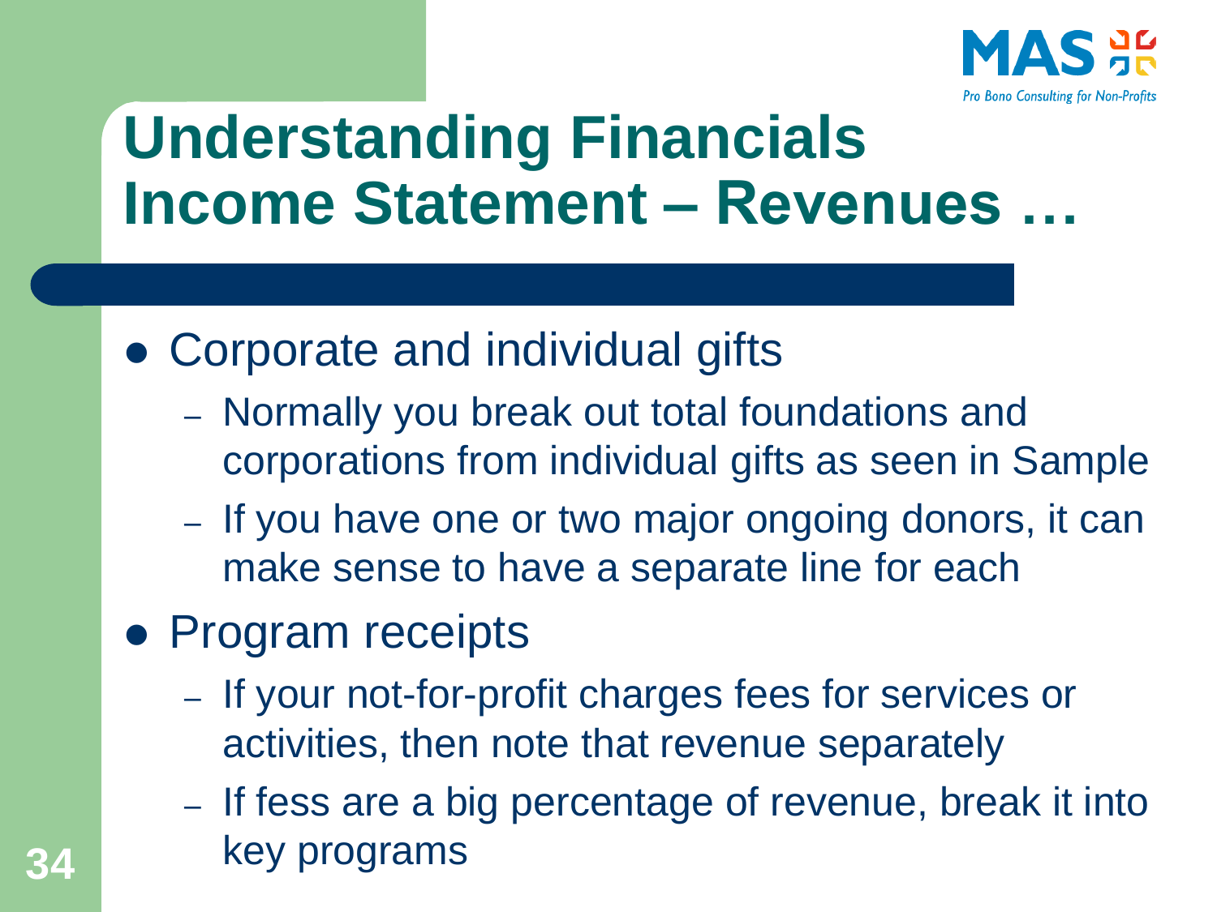# Understanding Financials Income Statement – Revenues …

- Corporate and individual gifts
  - Normally you break out total foundations and corporations from individual gifts as seen in Sample
  - If you have one or two major ongoing donors, it can make sense to have a separate line for each
- Program receipts
  - If your not-for-profit charges fees for services or activities, then note that revenue separately
  - If fess are a big percentage of revenue, break it into key programs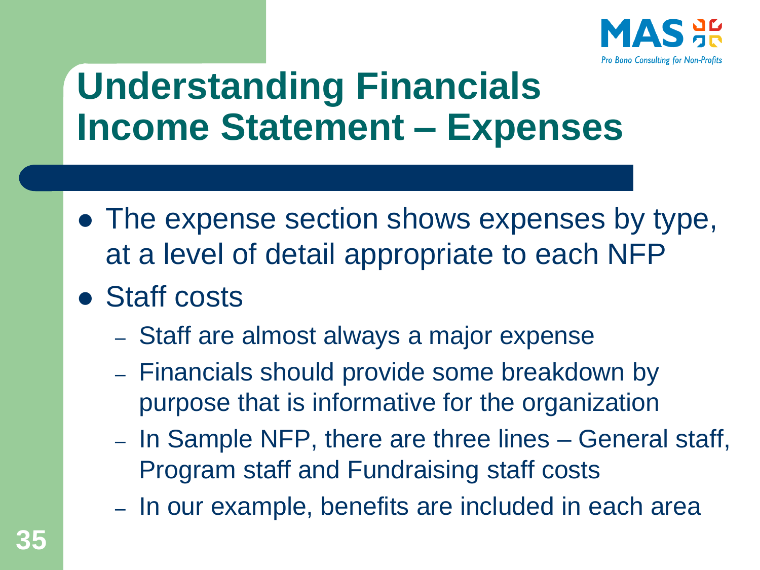# Understanding Financials Income Statement – Expenses

- The expense section shows expenses by type, at a level of detail appropriate to each NFP
- Staff costs
  - Staff are almost always a major expense
  - Financials should provide some breakdown by purpose that is informative for the organization
  - In Sample NFP, there are three lines – General staff, Program staff and Fundraising staff costs
  - In our example, benefits are included in each area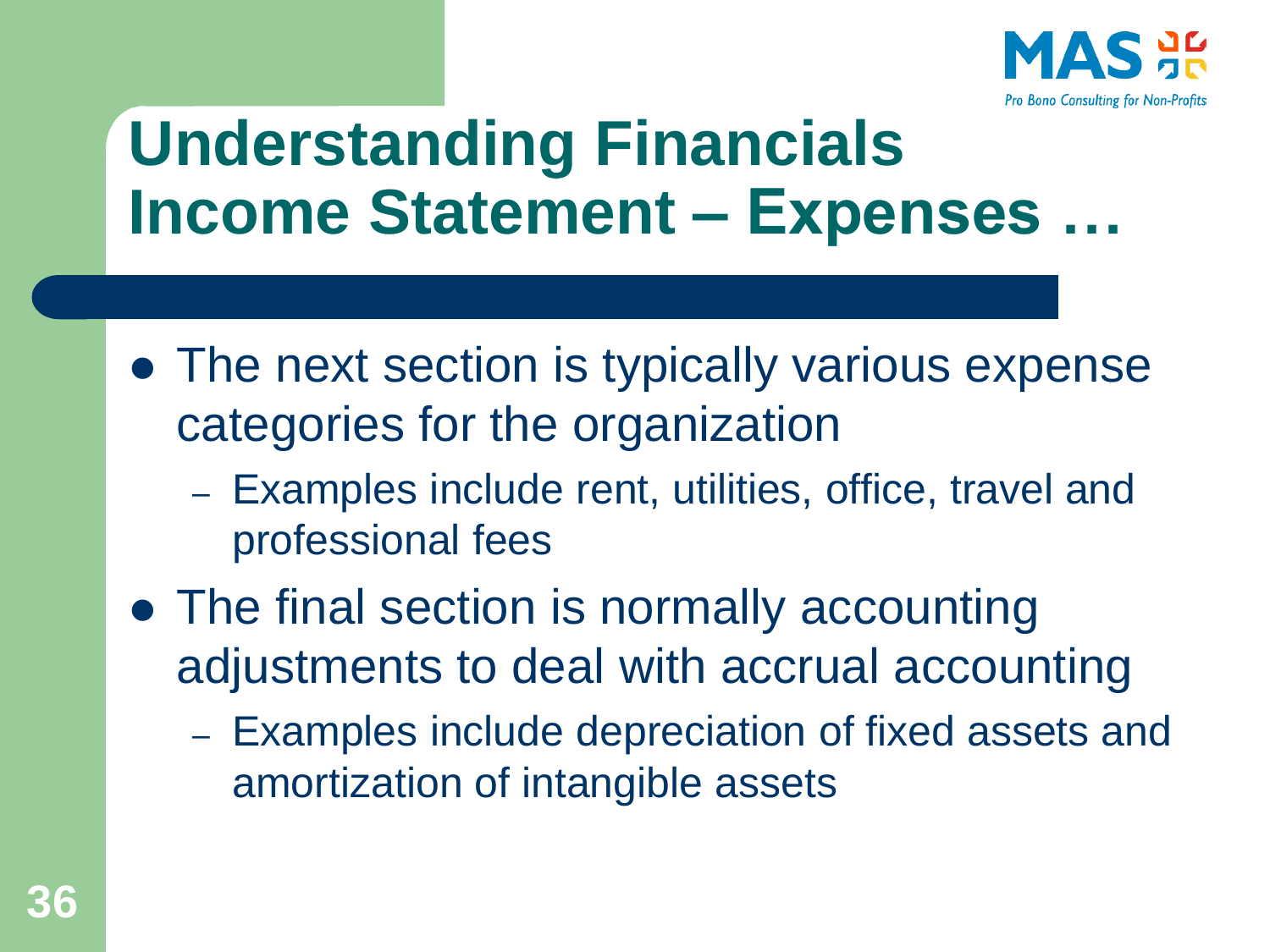# Understanding Financials Income Statement – Expenses …

- The next section is typically various expense categories for the organization
  - Examples include rent, utilities, office, travel and professional fees
- The final section is normally accounting adjustments to deal with accrual accounting
  - Examples include depreciation of fixed assets and amortization of intangible assets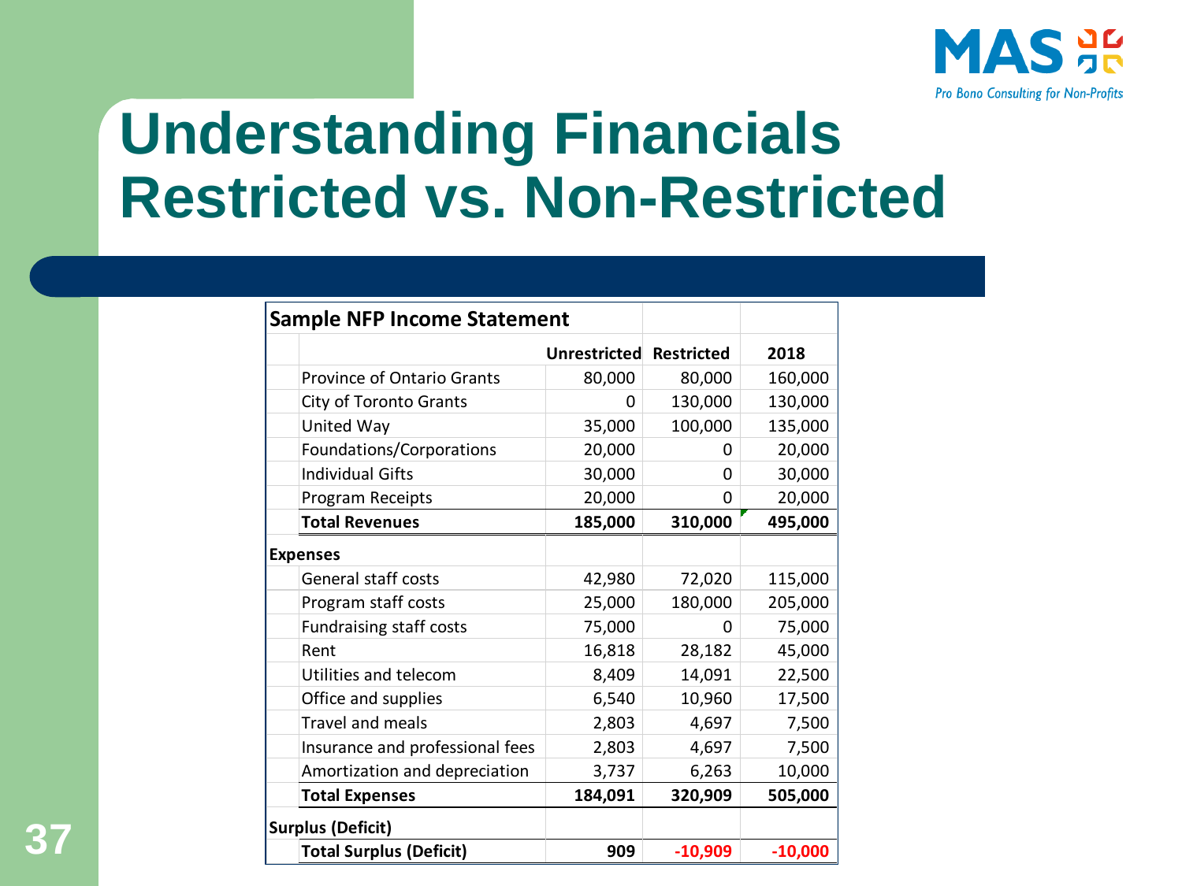# Understanding Financials Restricted vs. Non-Restricted

| Sample NFP Income Statement | Unrestricted | Restricted | 2018 |
|---|---|---|---|
| Province of Ontario Grants | 80,000 | 80,000 | 160,000 |
| City of Toronto Grants | 0 | 130,000 | 130,000 |
| United Way | 35,000 | 100,000 | 135,000 |
| Foundations/Corporations | 20,000 | 0 | 20,000 |
| Individual Gifts | 30,000 | 0 | 30,000 |
| Program Receipts | 20,000 | 0 | 20,000 |
| **Total Revenues** | **185,000** | **310,000** | **495,000** |
| **Expenses** | | | |
| General staff costs | 42,980 | 72,020 | 115,000 |
| Program staff costs | 25,000 | 180,000 | 205,000 |
| Fundraising staff costs | 75,000 | 0 | 75,000 |
| Rent | 16,818 | 28,182 | 45,000 |
| Utilities and telecom | 8,409 | 14,091 | 22,500 |
| Office and supplies | 6,540 | 10,960 | 17,500 |
| Travel and meals | 2,803 | 4,697 | 7,500 |
| Insurance and professional fees | 2,803 | 4,697 | 7,500 |
| Amortization and depreciation | 3,737 | 6,263 | 10,000 |
| **Total Expenses** | **184,091** | **320,909** | **505,000** |
| **Surplus (Deficit)** | | | |
| **Total Surplus (Deficit)** | **909** | **-10,909** | **-10,000** |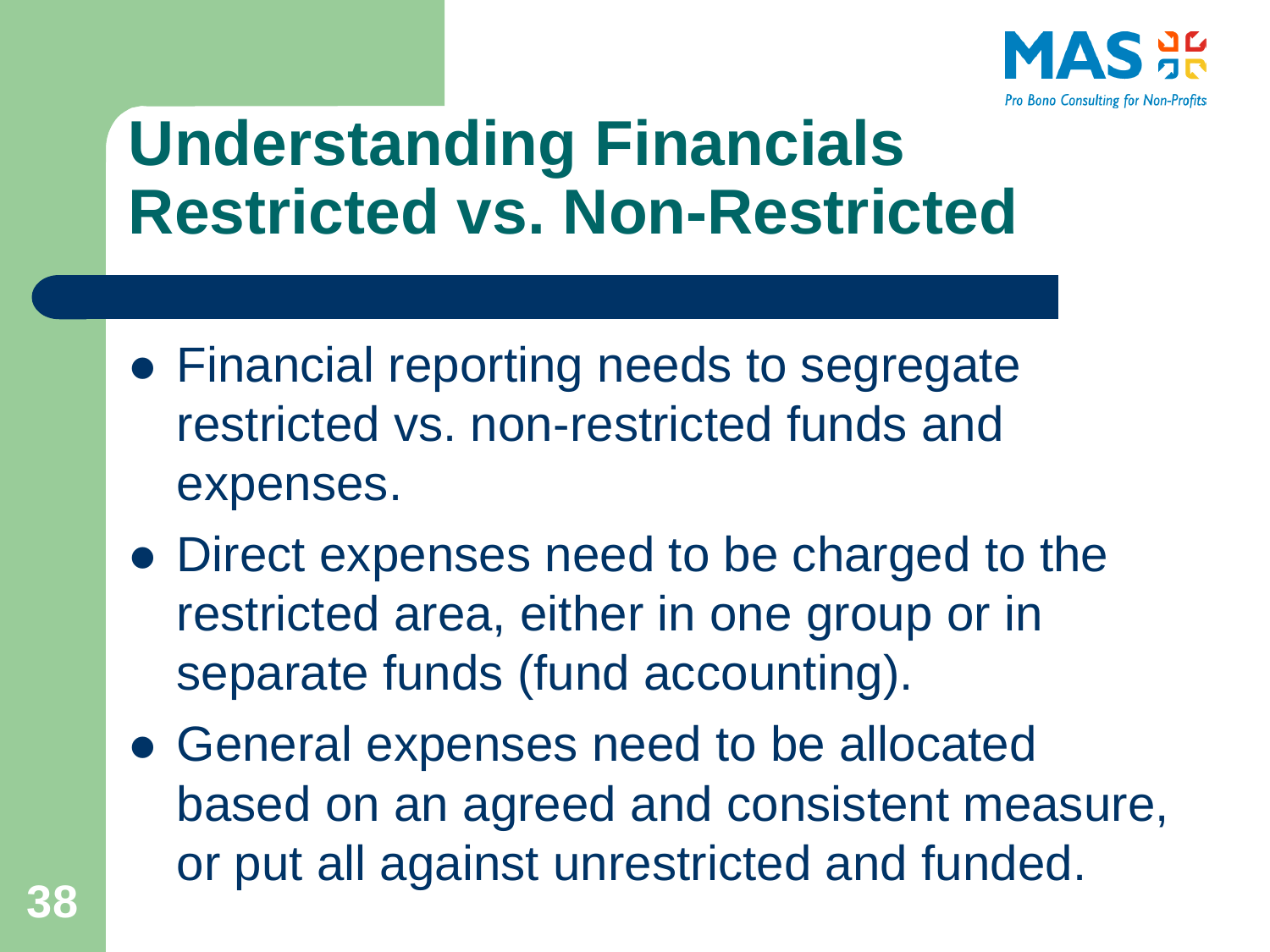# Understanding Financials Restricted vs. Non-Restricted

- Financial reporting needs to segregate restricted vs. non-restricted funds and expenses.
- Direct expenses need to be charged to the restricted area, either in one group or in separate funds (fund accounting).
- General expenses need to be allocated based on an agreed and consistent measure, or put all against unrestricted and funded.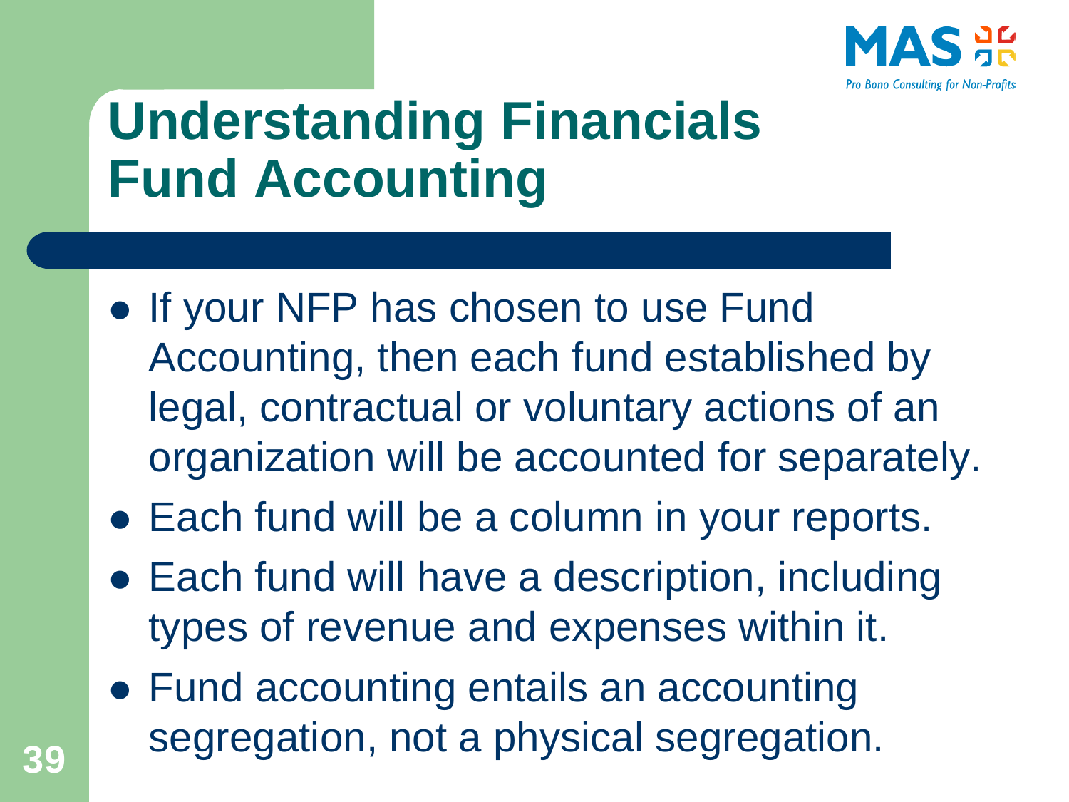# Understanding Financials
# Fund Accounting

- If your NFP has chosen to use Fund Accounting, then each fund established by legal, contractual or voluntary actions of an organization will be accounted for separately.
- Each fund will be a column in your reports.
- Each fund will have a description, including types of revenue and expenses within it.
- Fund accounting entails an accounting segregation, not a physical segregation.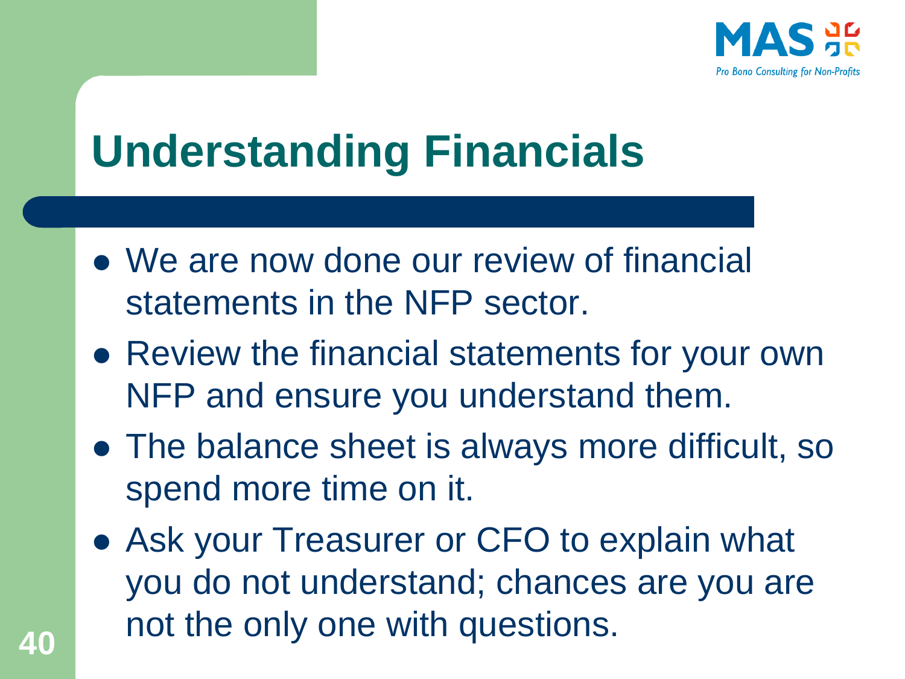# Understanding Financials

- We are now done our review of financial statements in the NFP sector.
- Review the financial statements for your own NFP and ensure you understand them.
- The balance sheet is always more difficult, so spend more time on it.
- Ask your Treasurer or CFO to explain what you do not understand; chances are you are not the only one with questions.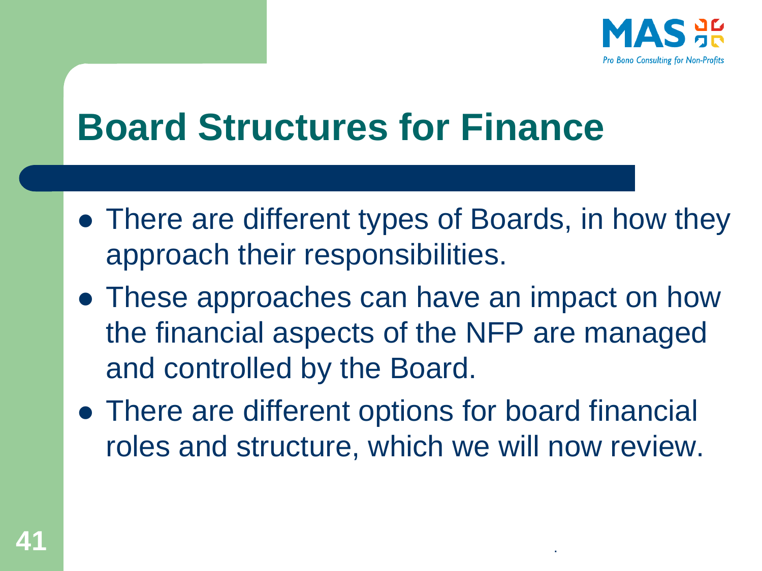# Board Structures for Finance

- There are different types of Boards, in how they approach their responsibilities.
- These approaches can have an impact on how the financial aspects of the NFP are managed and controlled by the Board.
- There are different options for board financial roles and structure, which we will now review.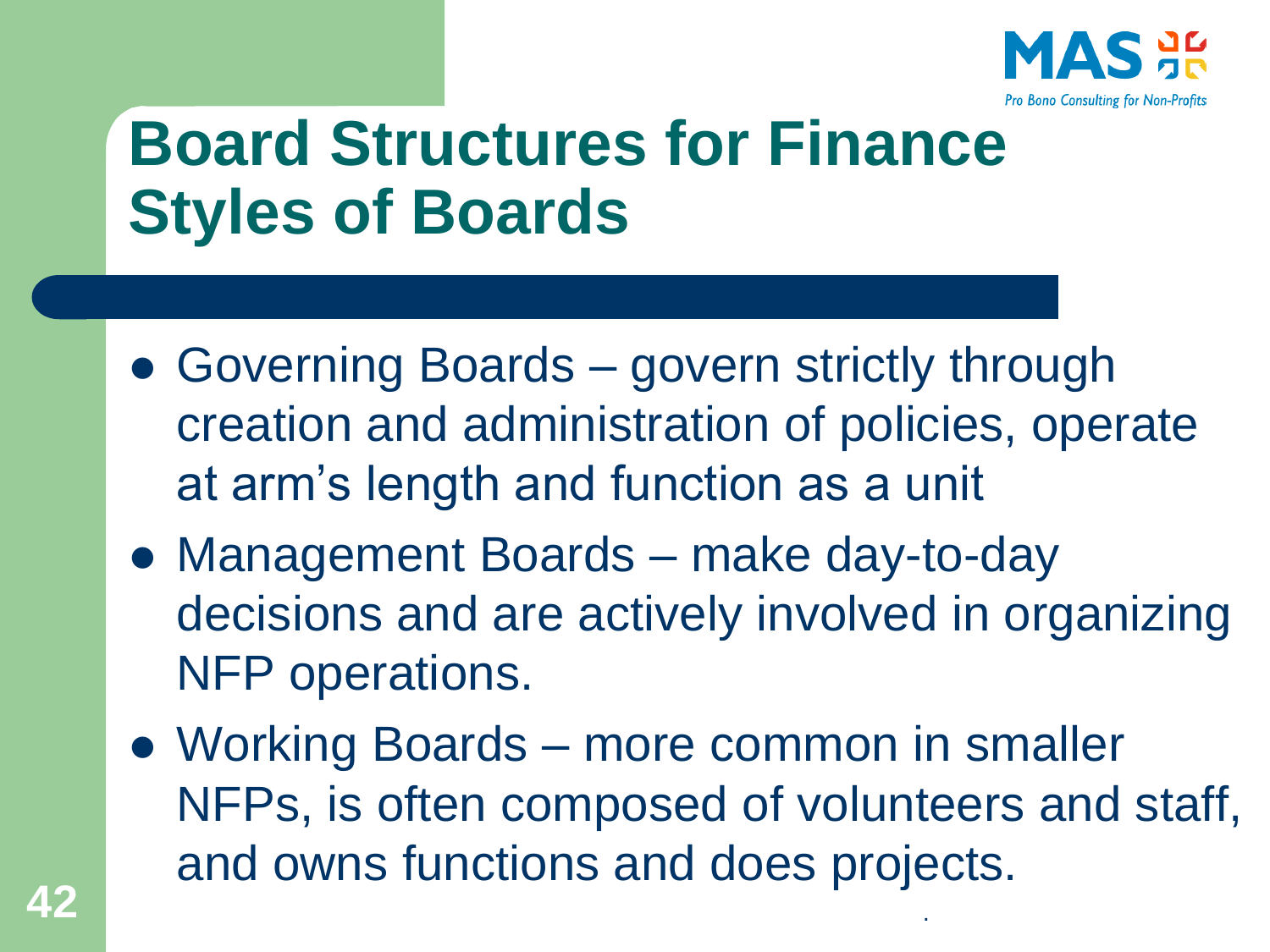# Board Structures for Finance
## Styles of Boards

- Governing Boards – govern strictly through creation and administration of policies, operate at arm's length and function as a unit
- Management Boards – make day-to-day decisions and are actively involved in organizing NFP operations.
- Working Boards – more common in smaller NFPs, is often composed of volunteers and staff, and owns functions and does projects.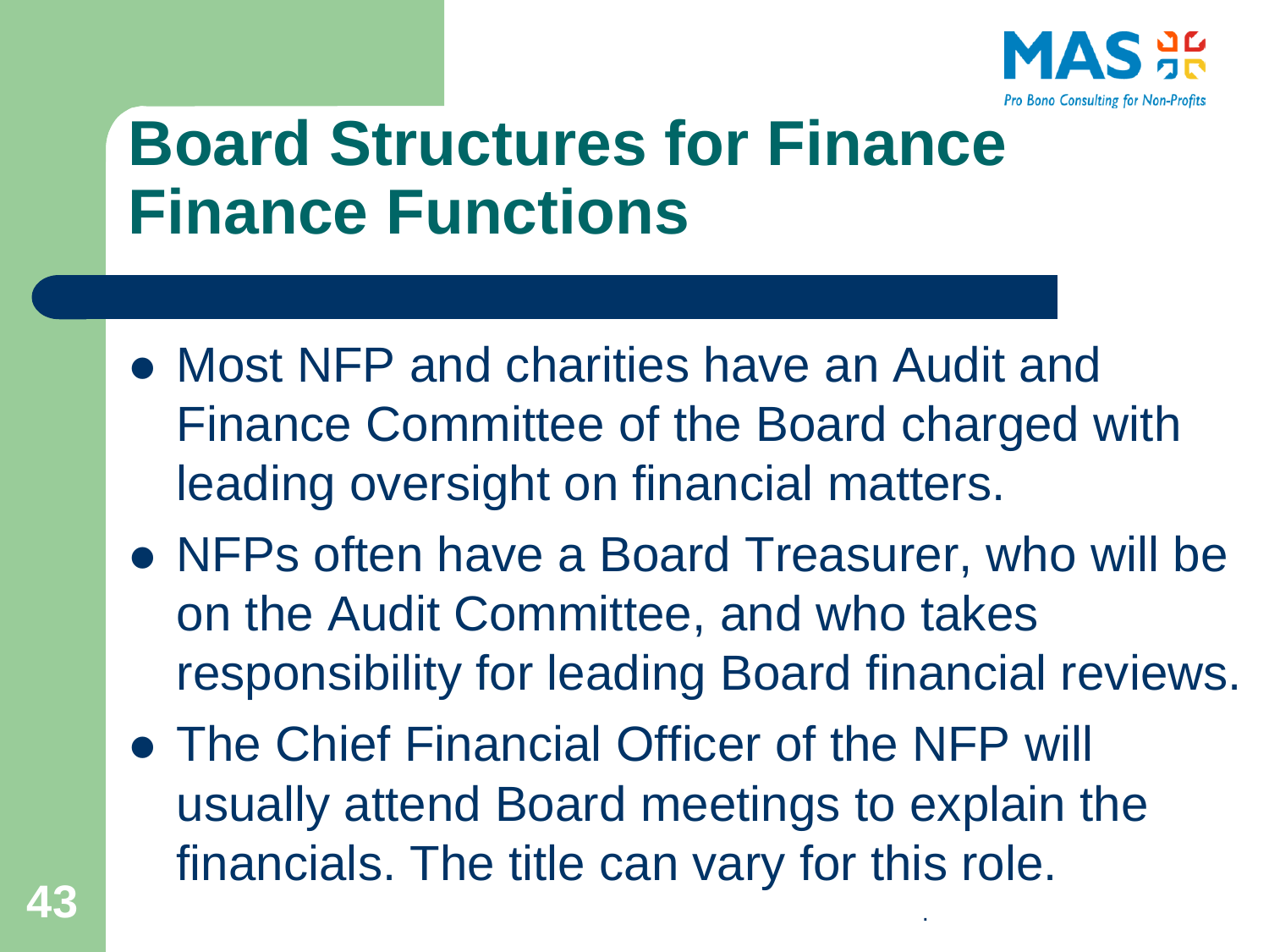# Board Structures for Finance Finance Functions

- Most NFP and charities have an Audit and Finance Committee of the Board charged with leading oversight on financial matters.
- NFPs often have a Board Treasurer, who will be on the Audit Committee, and who takes responsibility for leading Board financial reviews.
- The Chief Financial Officer of the NFP will usually attend Board meetings to explain the financials. The title can vary for this role.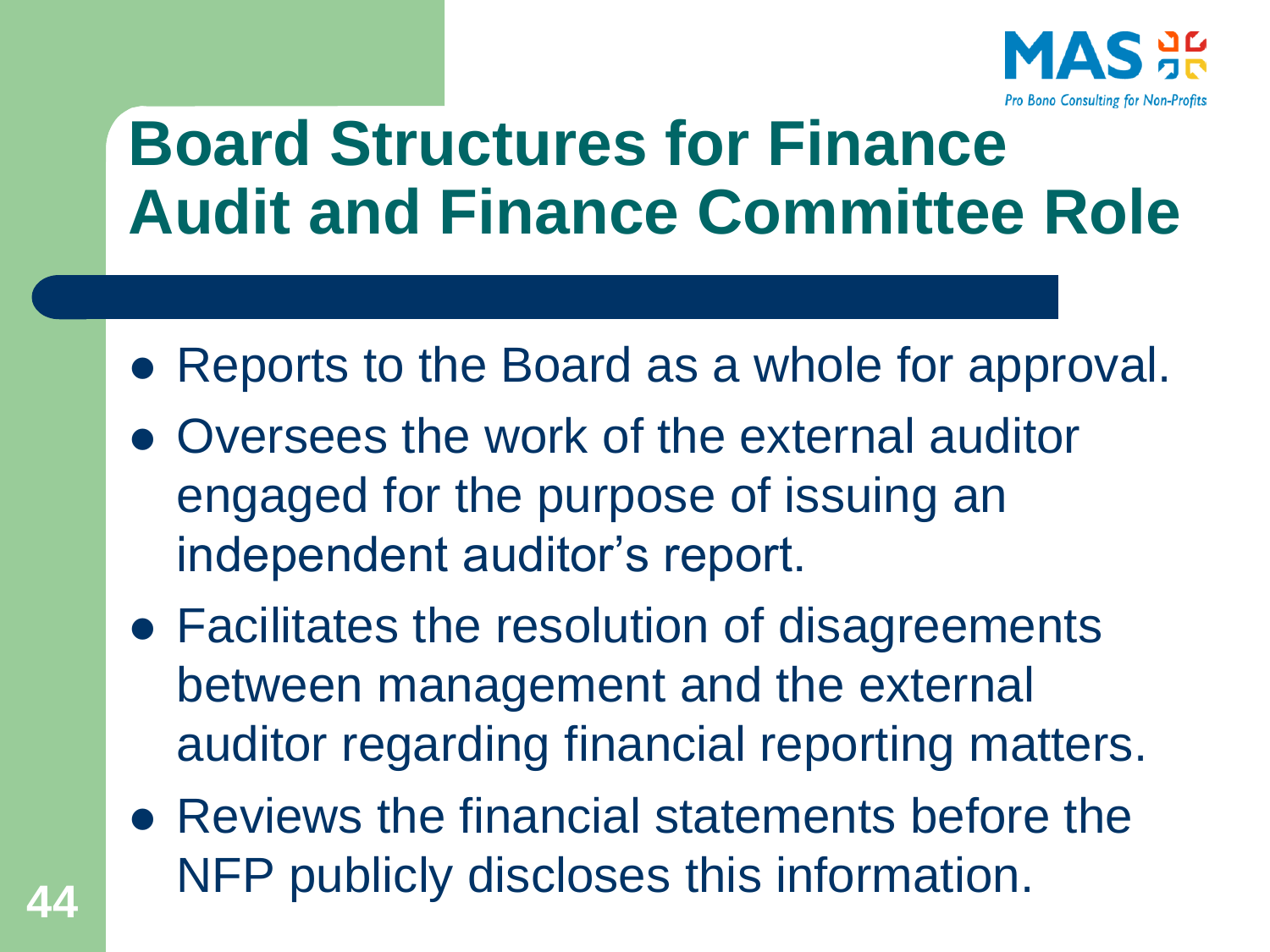# Board Structures for Finance
## Audit and Finance Committee Role

- Reports to the Board as a whole for approval.
- Oversees the work of the external auditor engaged for the purpose of issuing an independent auditor's report.
- Facilitates the resolution of disagreements between management and the external auditor regarding financial reporting matters.
- Reviews the financial statements before the NFP publicly discloses this information.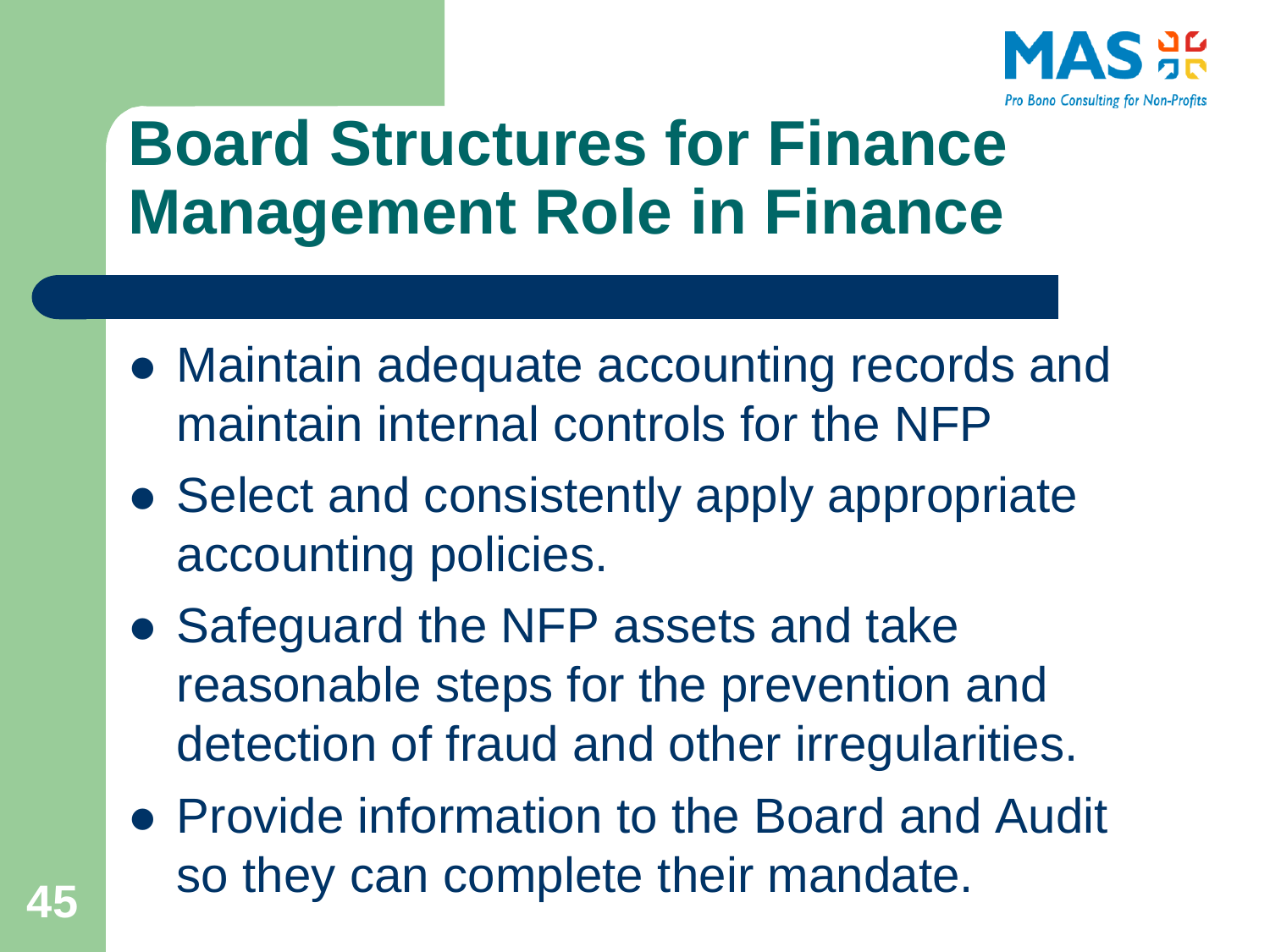# Board Structures for Finance Management Role in Finance

- Maintain adequate accounting records and maintain internal controls for the NFP
- Select and consistently apply appropriate accounting policies.
- Safeguard the NFP assets and take reasonable steps for the prevention and detection of fraud and other irregularities.
- Provide information to the Board and Audit so they can complete their mandate.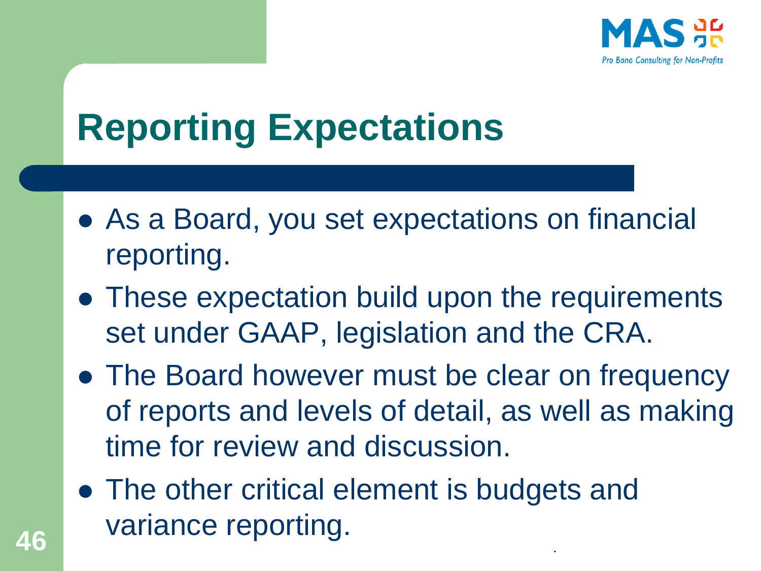# Reporting Expectations

- As a Board, you set expectations on financial reporting.
- These expectation build upon the requirements set under GAAP, legislation and the CRA.
- The Board however must be clear on frequency of reports and levels of detail, as well as making time for review and discussion.
- The other critical element is budgets and variance reporting.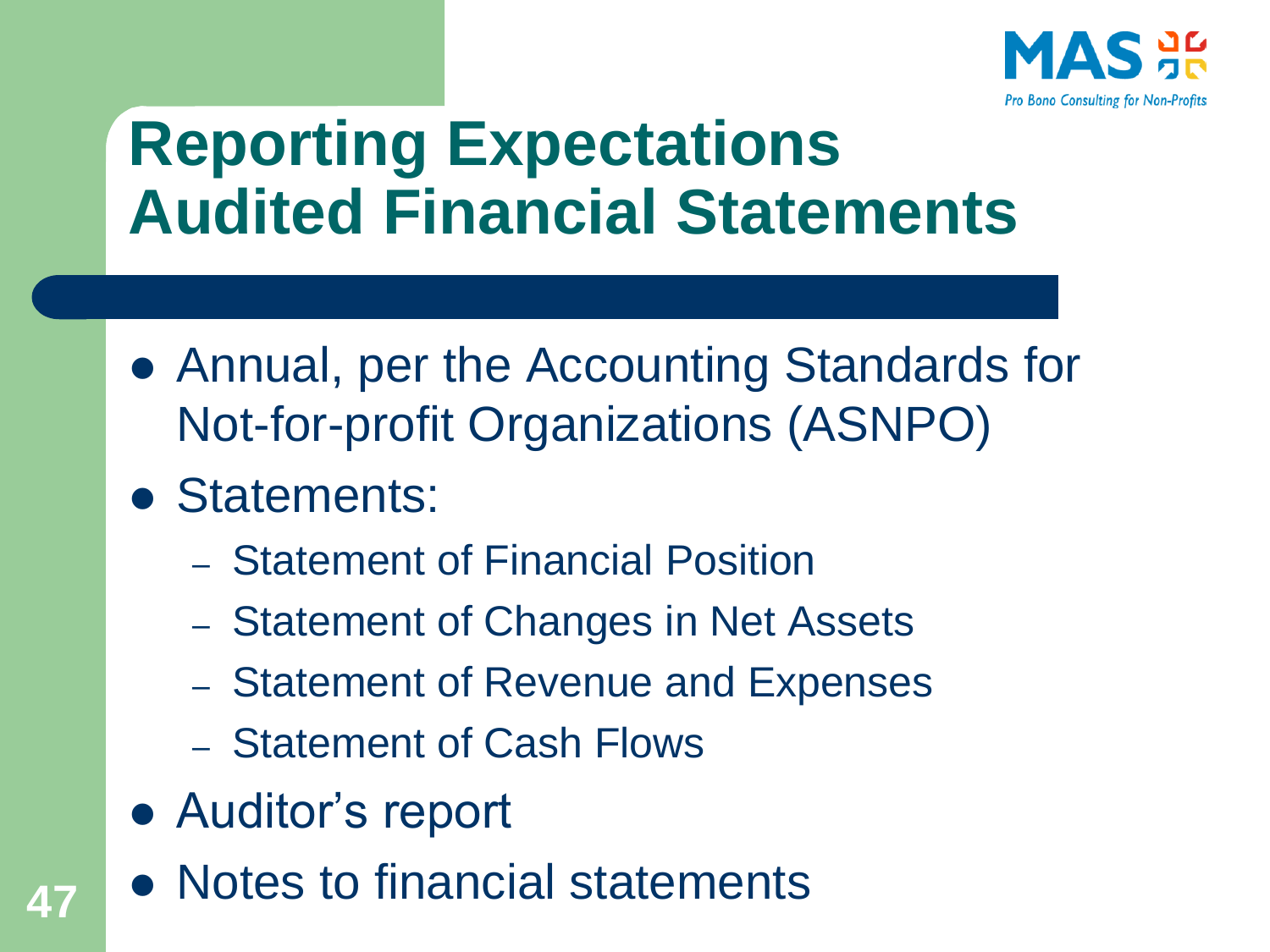# Reporting Expectations Audited Financial Statements

- Annual, per the Accounting Standards for Not-for-profit Organizations (ASNPO)
- Statements:
  - Statement of Financial Position
  - Statement of Changes in Net Assets
  - Statement of Revenue and Expenses
  - Statement of Cash Flows
- Auditor's report
- Notes to financial statements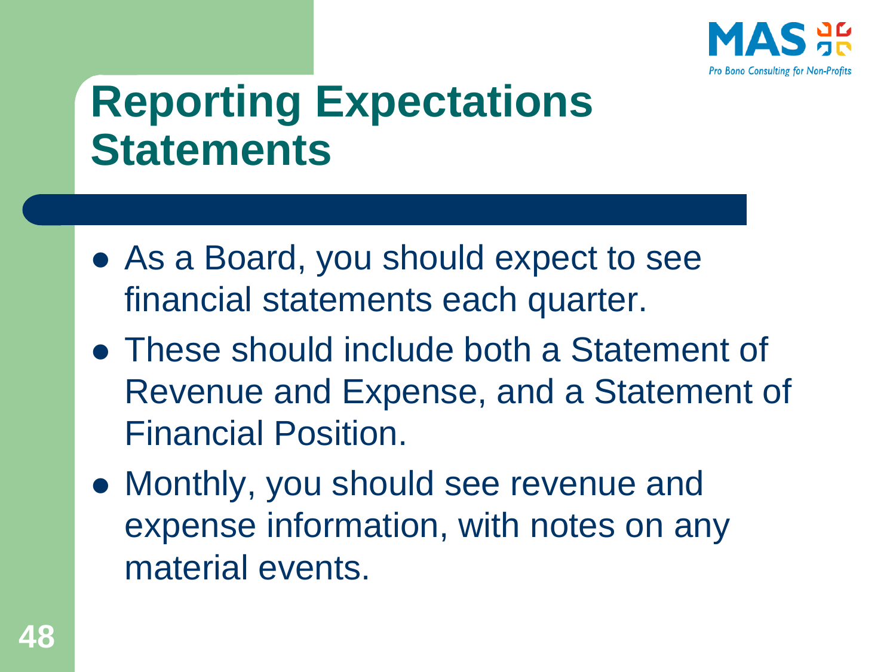# Reporting Expectations Statements

- As a Board, you should expect to see financial statements each quarter.
- These should include both a Statement of Revenue and Expense, and a Statement of Financial Position.
- Monthly, you should see revenue and expense information, with notes on any material events.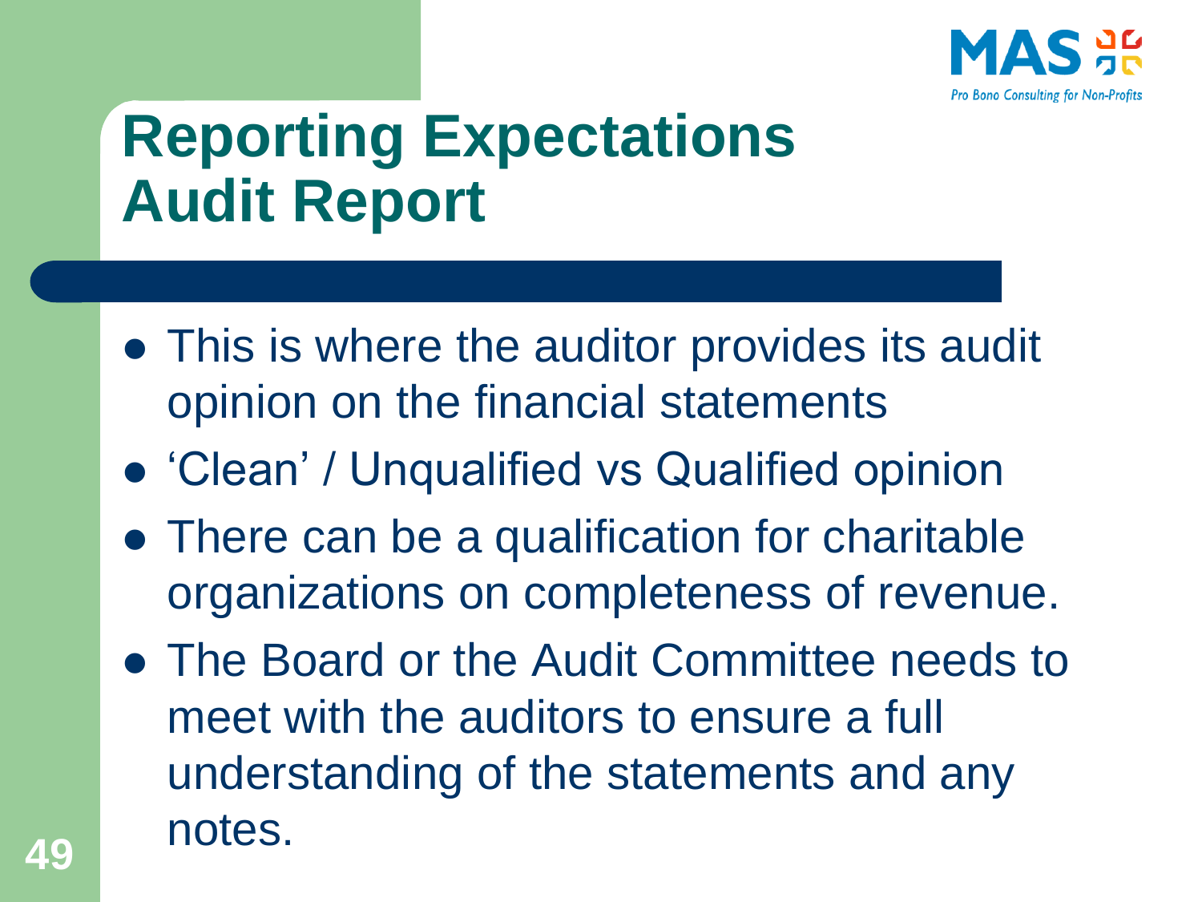# Reporting Expectations
# Audit Report

- This is where the auditor provides its audit opinion on the financial statements
- 'Clean' / Unqualified vs Qualified opinion
- There can be a qualification for charitable organizations on completeness of revenue.
- The Board or the Audit Committee needs to meet with the auditors to ensure a full understanding of the statements and any notes.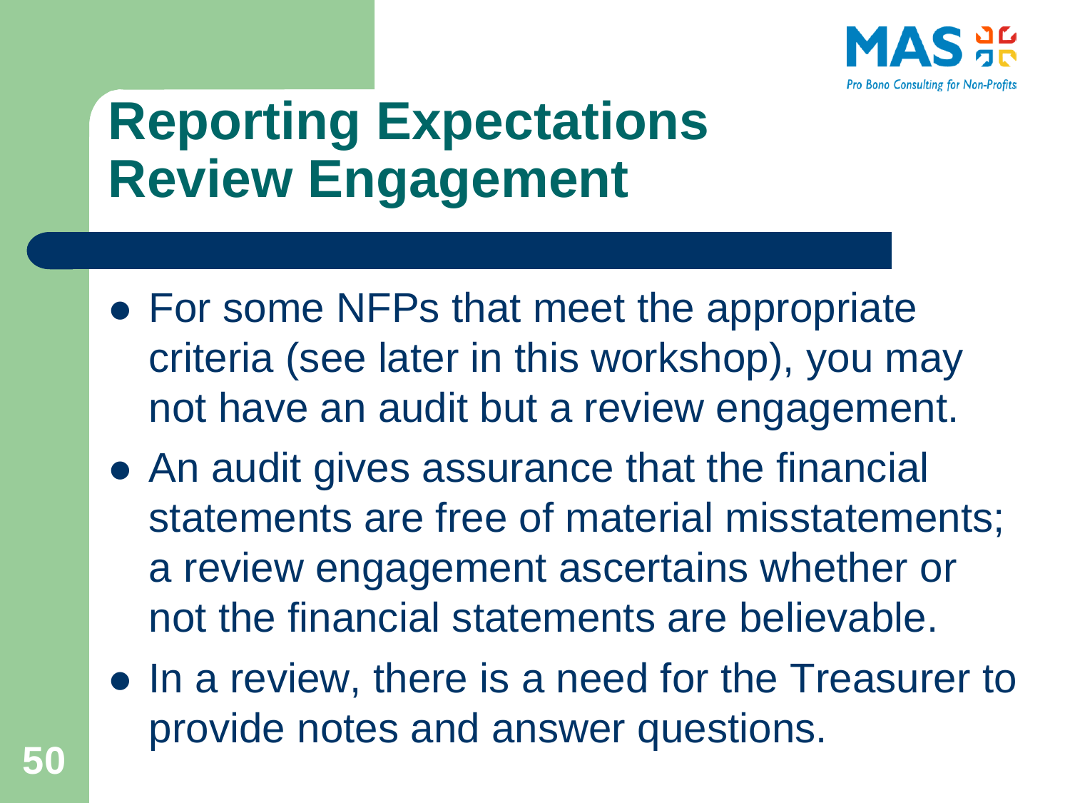# Reporting Expectations Review Engagement

- For some NFPs that meet the appropriate criteria (see later in this workshop), you may not have an audit but a review engagement.
- An audit gives assurance that the financial statements are free of material misstatements; a review engagement ascertains whether or not the financial statements are believable.
- In a review, there is a need for the Treasurer to provide notes and answer questions.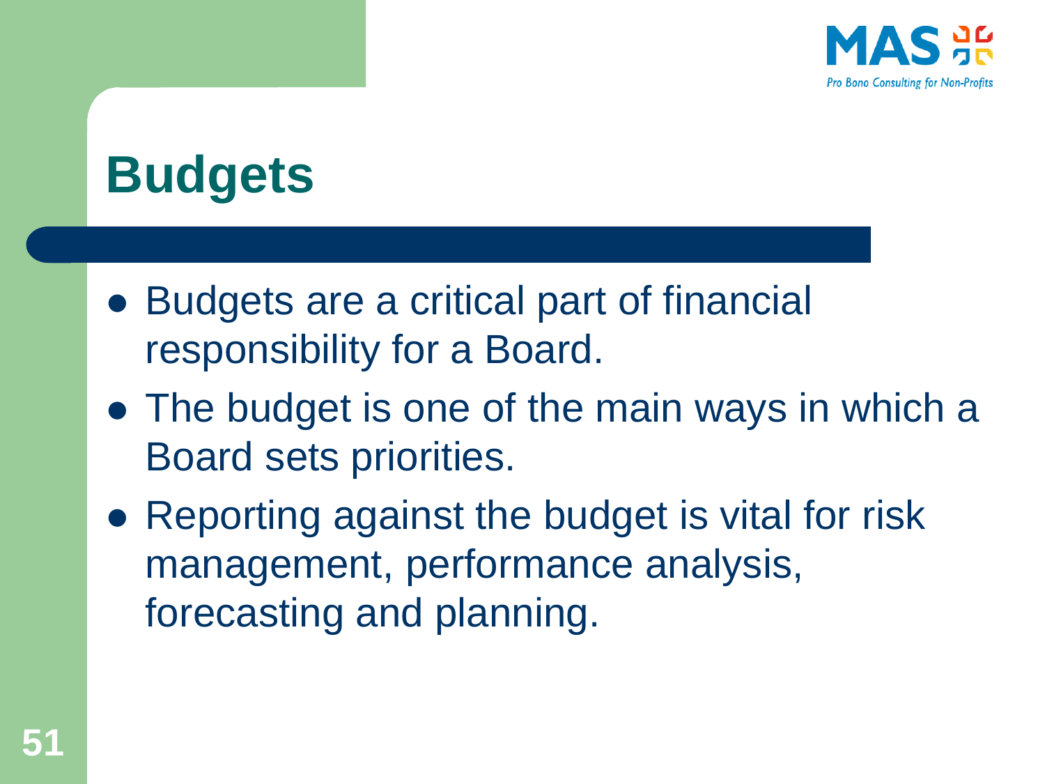# Budgets

- Budgets are a critical part of financial responsibility for a Board.
- The budget is one of the main ways in which a Board sets priorities.
- Reporting against the budget is vital for risk management, performance analysis, forecasting and planning.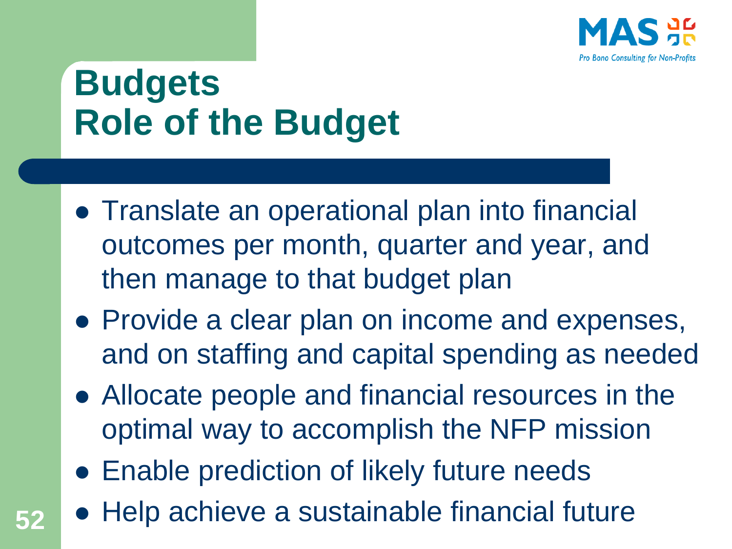# Budgets
## Role of the Budget

- Translate an operational plan into financial outcomes per month, quarter and year, and then manage to that budget plan
- Provide a clear plan on income and expenses, and on staffing and capital spending as needed
- Allocate people and financial resources in the optimal way to accomplish the NFP mission
- Enable prediction of likely future needs
- Help achieve a sustainable financial future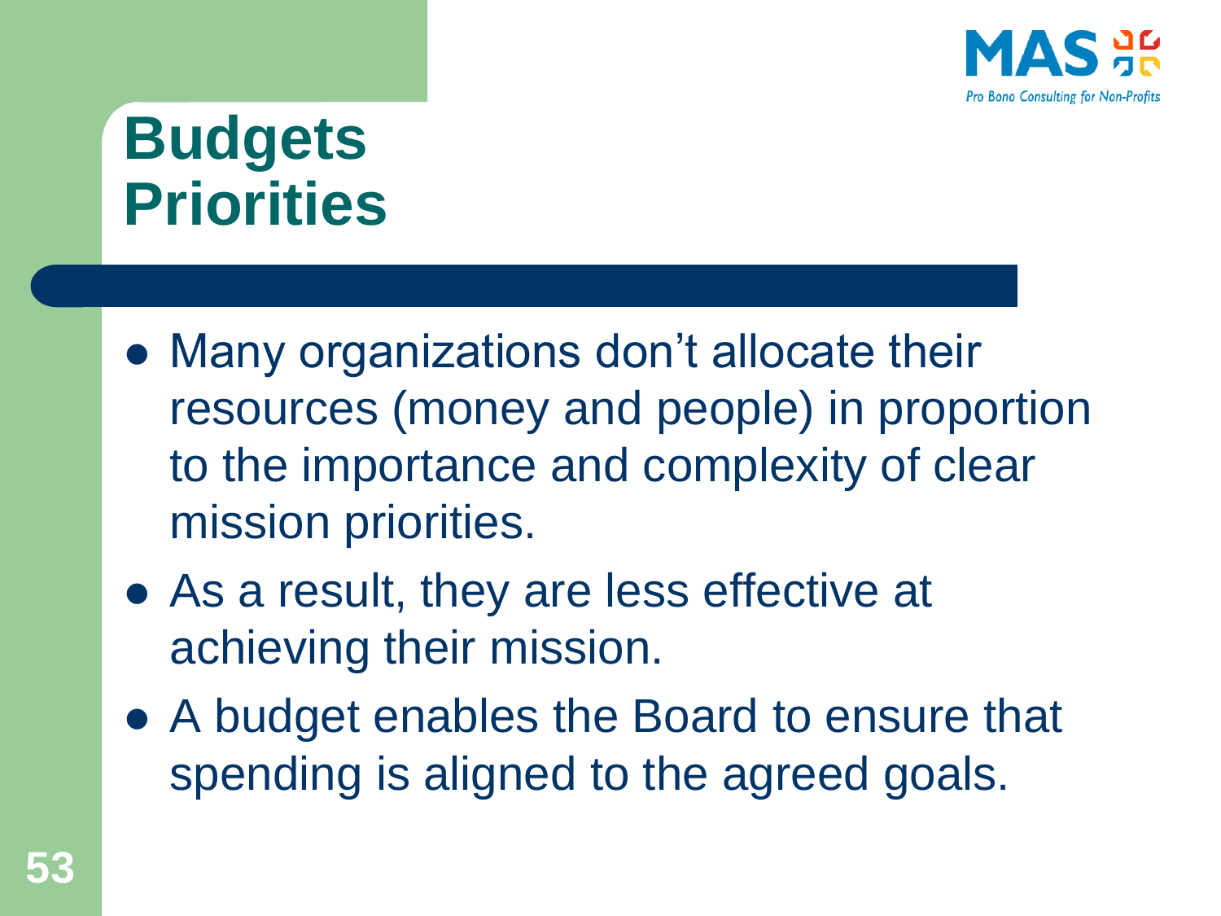# Budgets
# Priorities

- Many organizations don't allocate their resources (money and people) in proportion to the importance and complexity of clear mission priorities.
- As a result, they are less effective at achieving their mission.
- A budget enables the Board to ensure that spending is aligned to the agreed goals.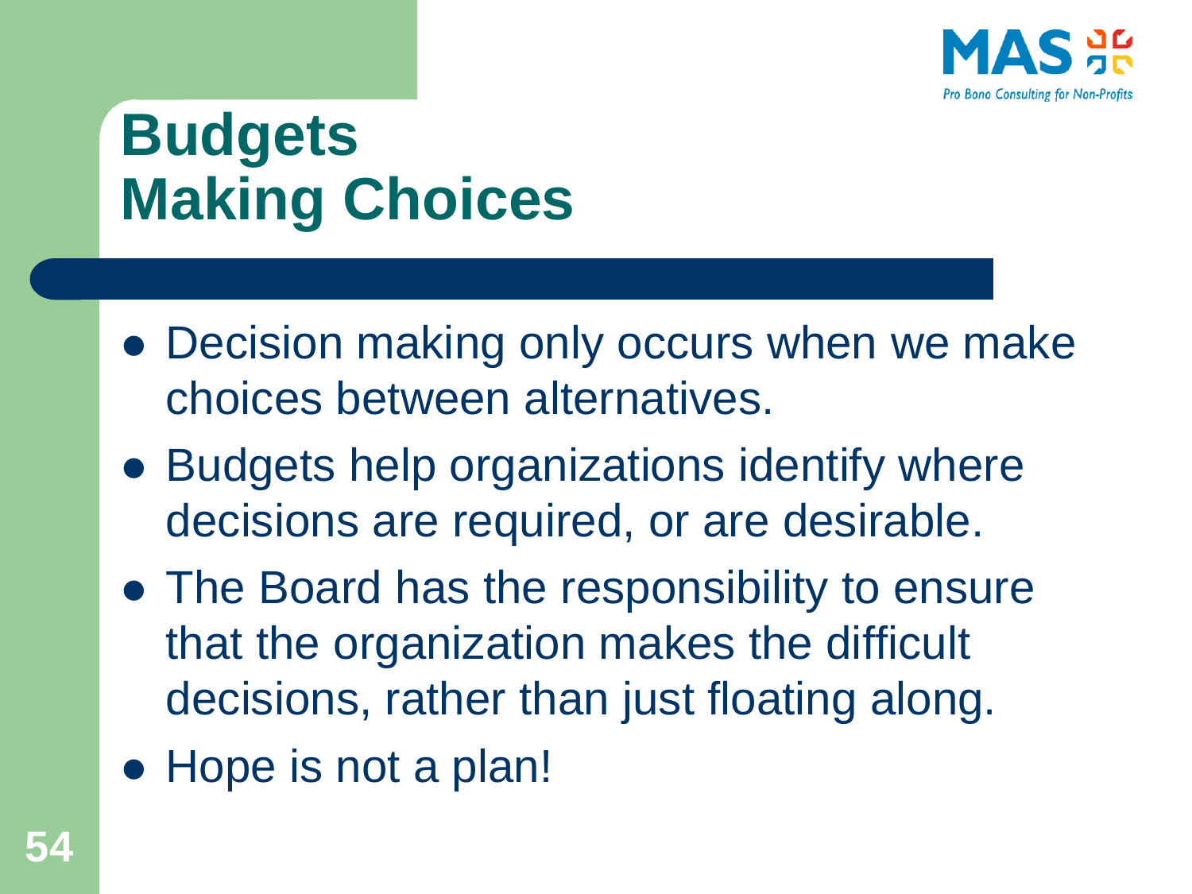# Budgets
# Making Choices

- Decision making only occurs when we make choices between alternatives.
- Budgets help organizations identify where decisions are required, or are desirable.
- The Board has the responsibility to ensure that the organization makes the difficult decisions, rather than just floating along.
- Hope is not a plan!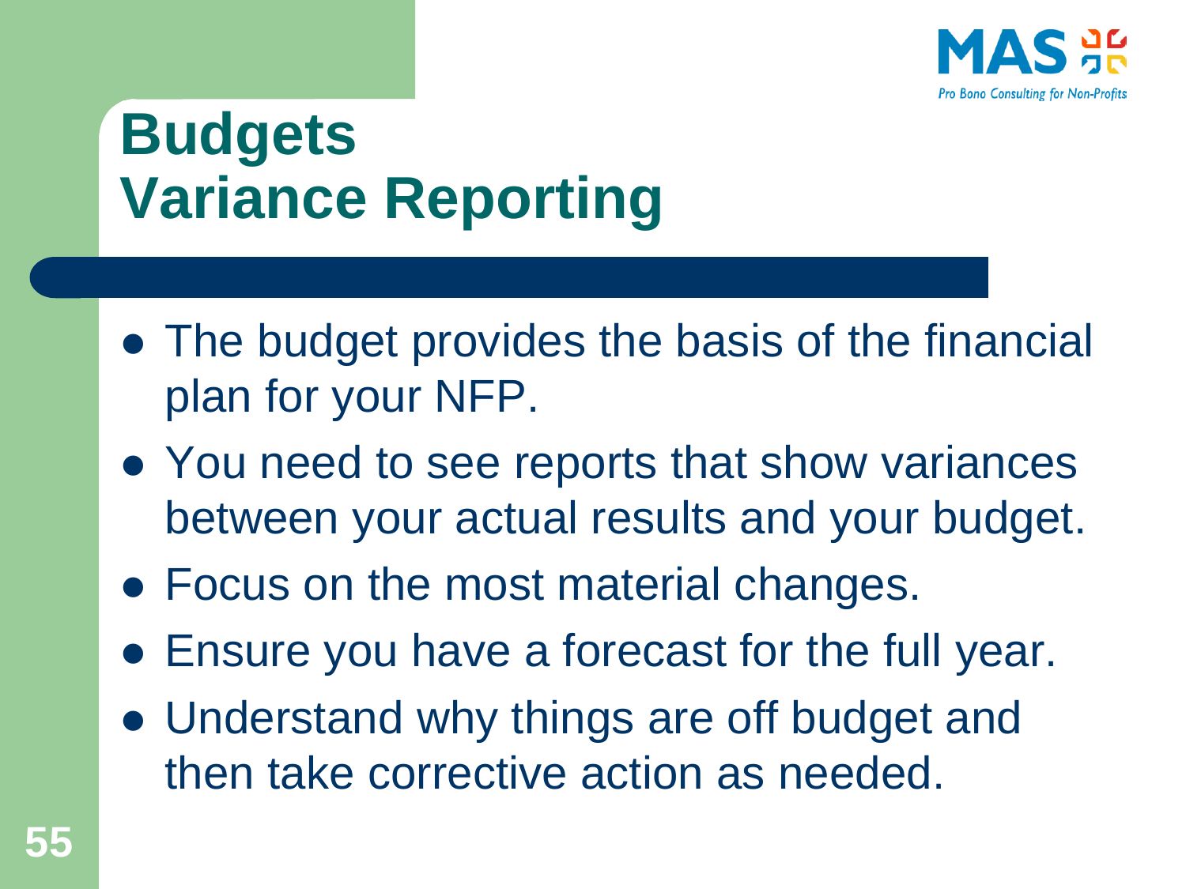# Budgets
## Variance Reporting

- The budget provides the basis of the financial plan for your NFP.
- You need to see reports that show variances between your actual results and your budget.
- Focus on the most material changes.
- Ensure you have a forecast for the full year.
- Understand why things are off budget and then take corrective action as needed.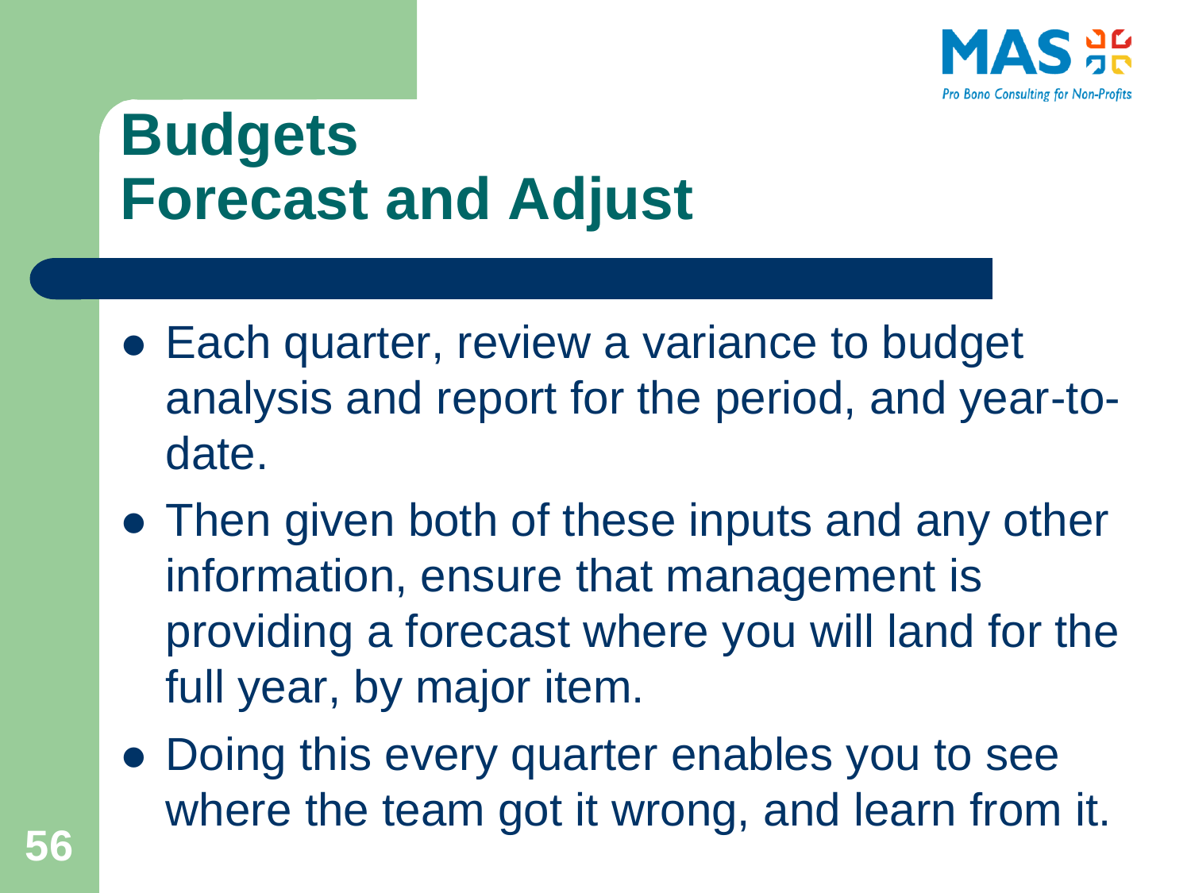# Budgets
# Forecast and Adjust

- Each quarter, review a variance to budget analysis and report for the period, and year-to-date.
- Then given both of these inputs and any other information, ensure that management is providing a forecast where you will land for the full year, by major item.
- Doing this every quarter enables you to see where the team got it wrong, and learn from it.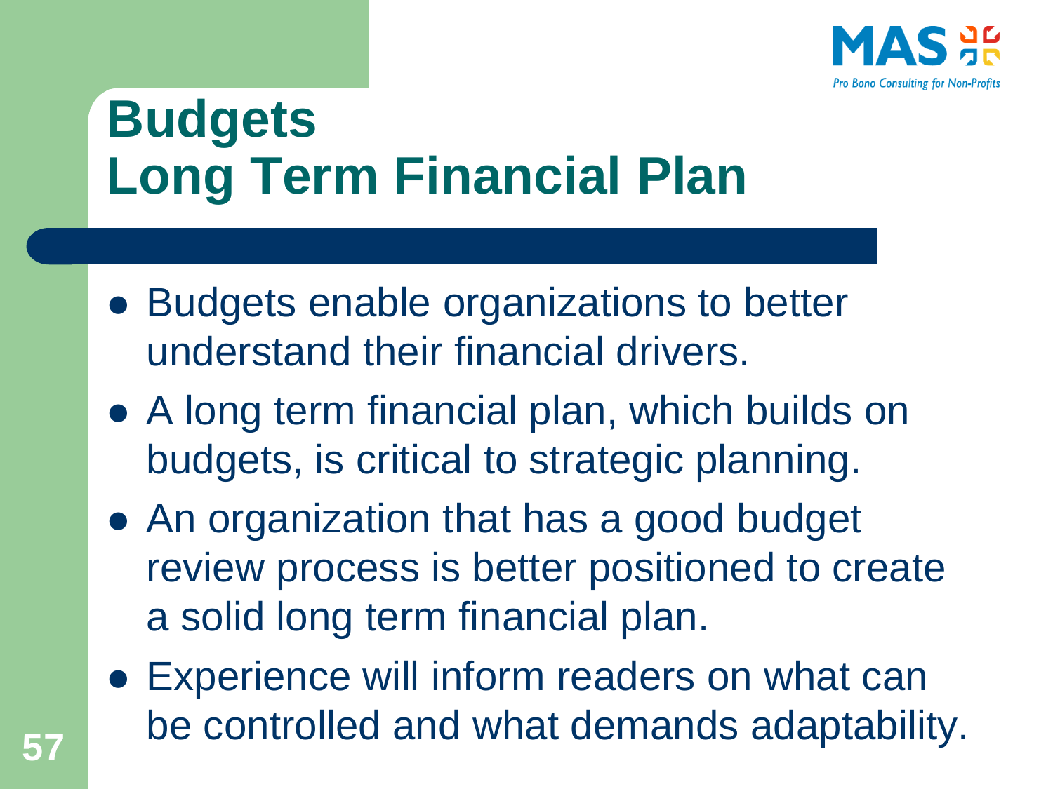# Budgets
# Long Term Financial Plan

- Budgets enable organizations to better understand their financial drivers.
- A long term financial plan, which builds on budgets, is critical to strategic planning.
- An organization that has a good budget review process is better positioned to create a solid long term financial plan.
- Experience will inform readers on what can be controlled and what demands adaptability.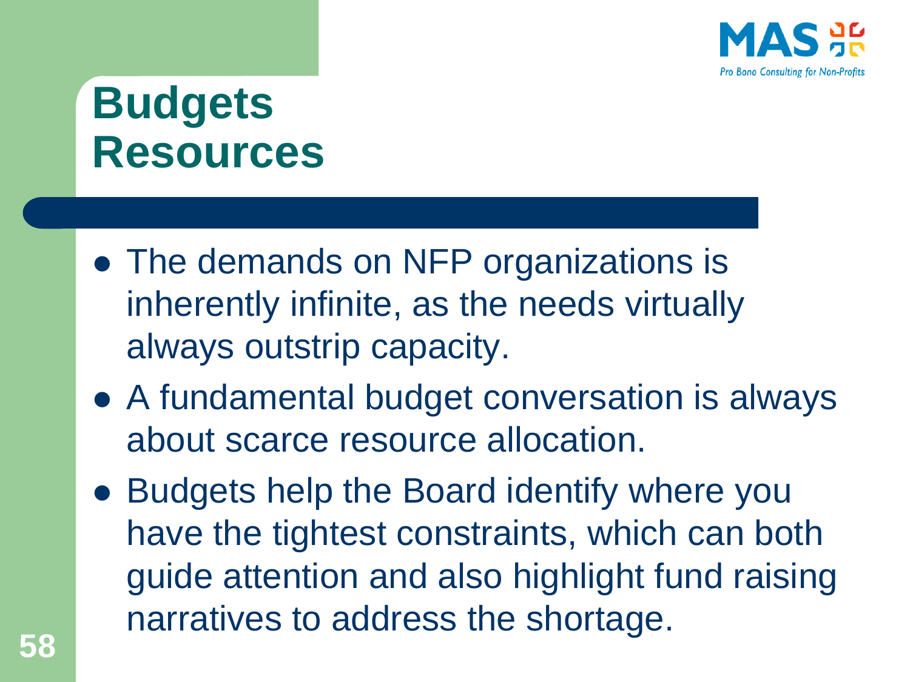# Budgets
# Resources

- The demands on NFP organizations is inherently infinite, as the needs virtually always outstrip capacity.
- A fundamental budget conversation is always about scarce resource allocation.
- Budgets help the Board identify where you have the tightest constraints, which can both guide attention and also highlight fund raising narratives to address the shortage.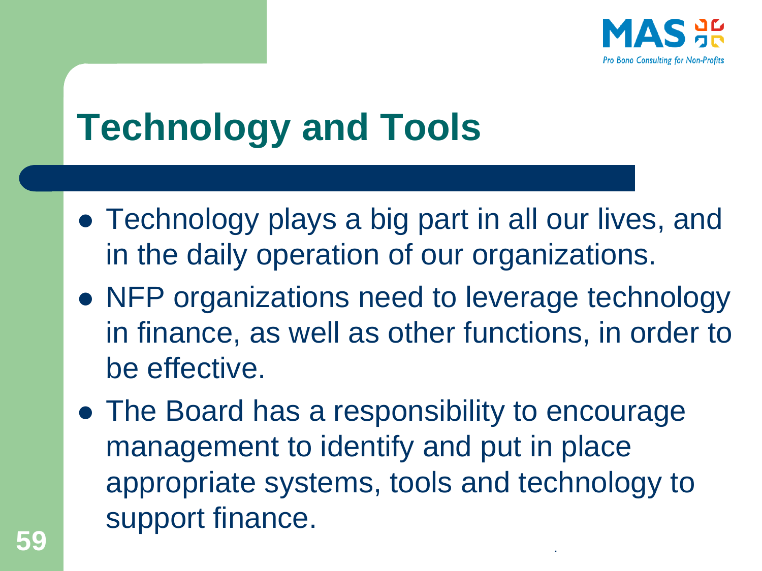# Technology and Tools

- Technology plays a big part in all our lives, and in the daily operation of our organizations.
- NFP organizations need to leverage technology in finance, as well as other functions, in order to be effective.
- The Board has a responsibility to encourage management to identify and put in place appropriate systems, tools and technology to support finance.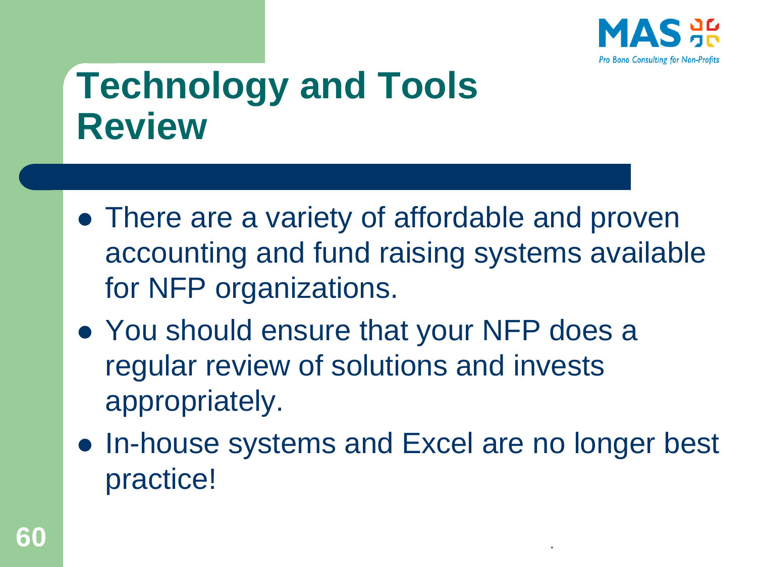# Technology and Tools Review

- There are a variety of affordable and proven accounting and fund raising systems available for NFP organizations.
- You should ensure that your NFP does a regular review of solutions and invests appropriately.
- In-house systems and Excel are no longer best practice!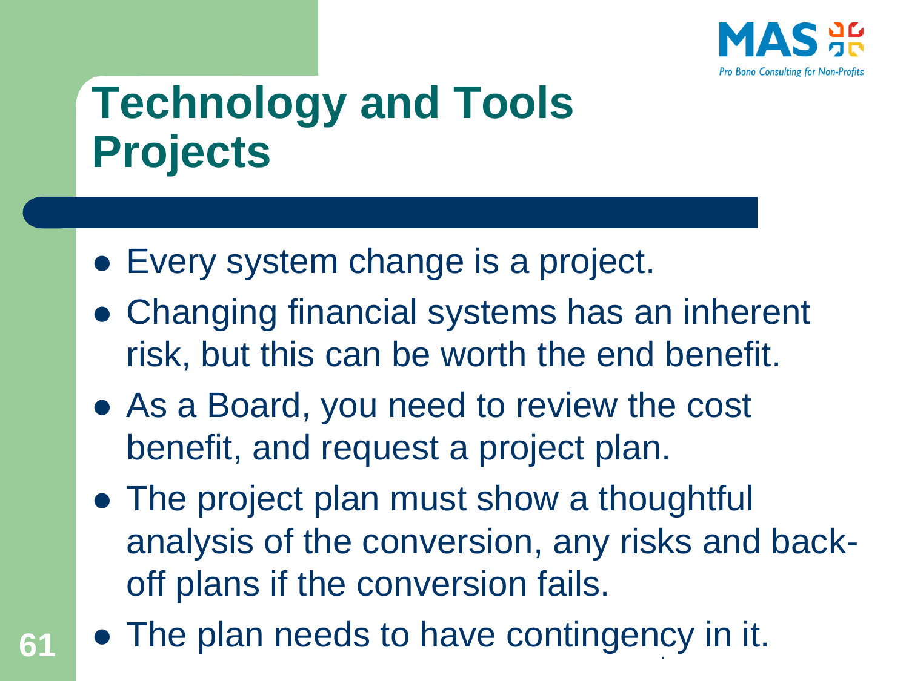# Technology and Tools Projects

- Every system change is a project.
- Changing financial systems has an inherent risk, but this can be worth the end benefit.
- As a Board, you need to review the cost benefit, and request a project plan.
- The project plan must show a thoughtful analysis of the conversion, any risks and back-off plans if the conversion fails.
- The plan needs to have contingency in it.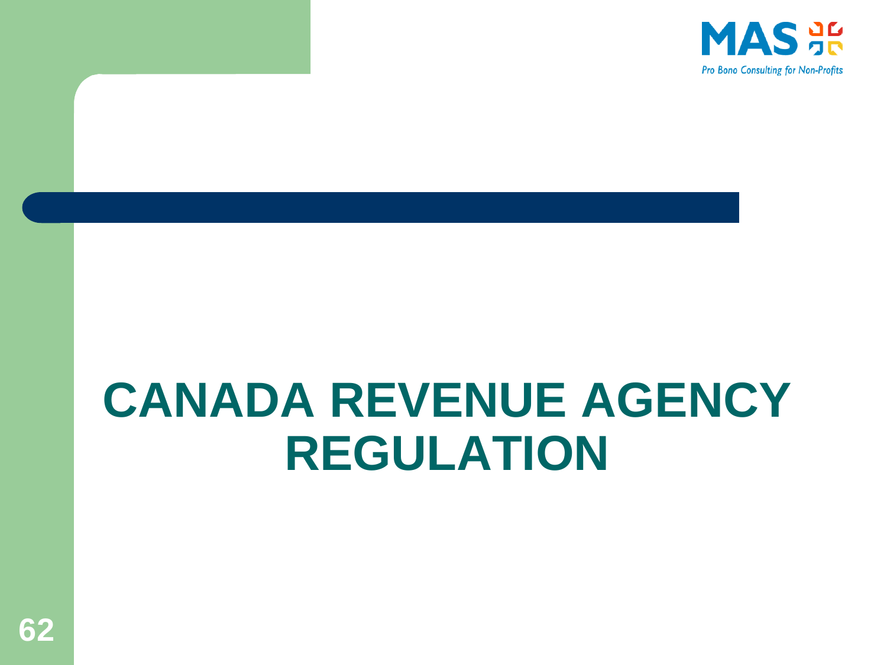# CANADA REVENUE AGENCY REGULATION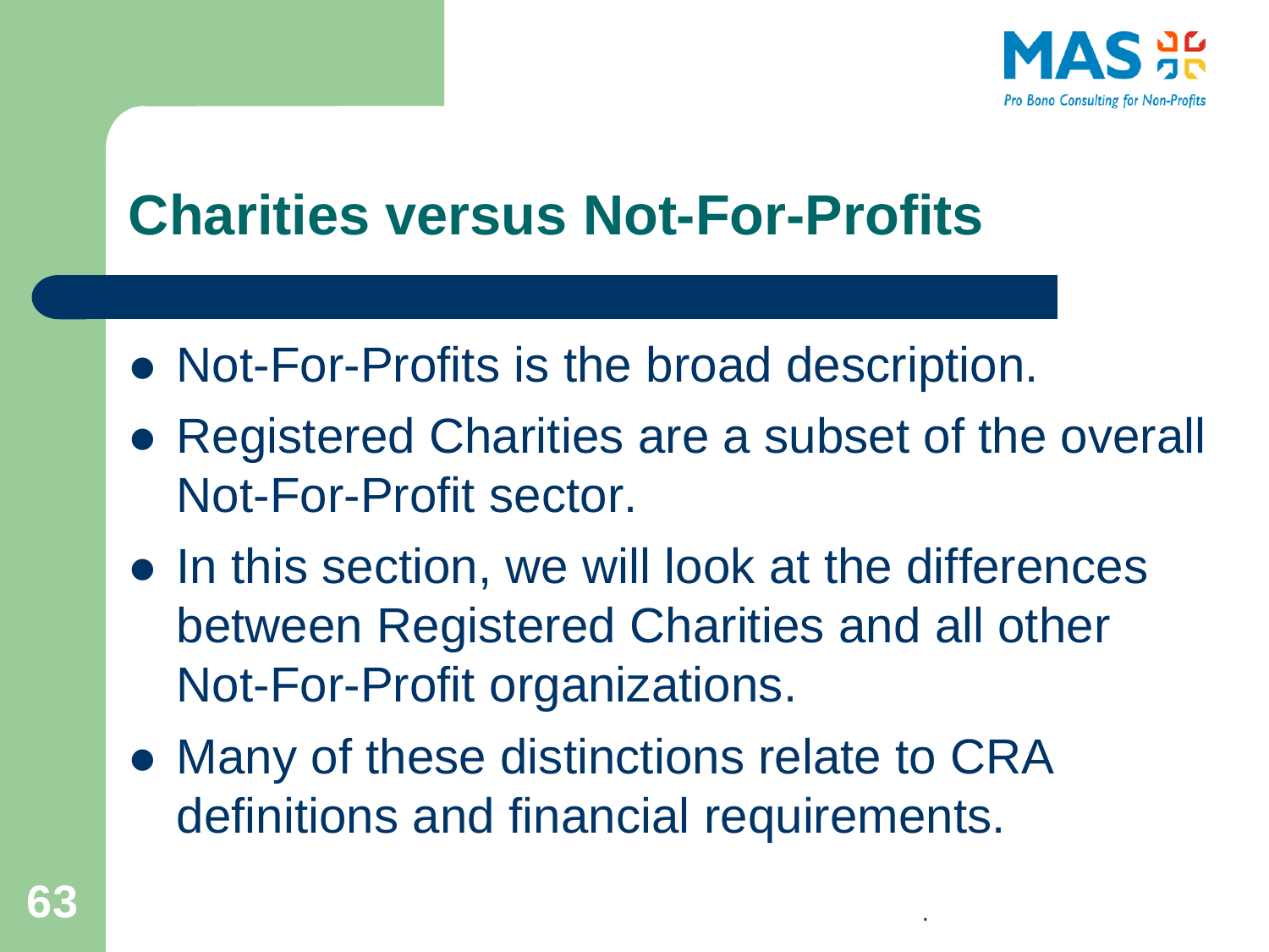# Charities versus Not-For-Profits

- Not-For-Profits is the broad description.
- Registered Charities are a subset of the overall Not-For-Profit sector.
- In this section, we will look at the differences between Registered Charities and all other Not-For-Profit organizations.
- Many of these distinctions relate to CRA definitions and financial requirements.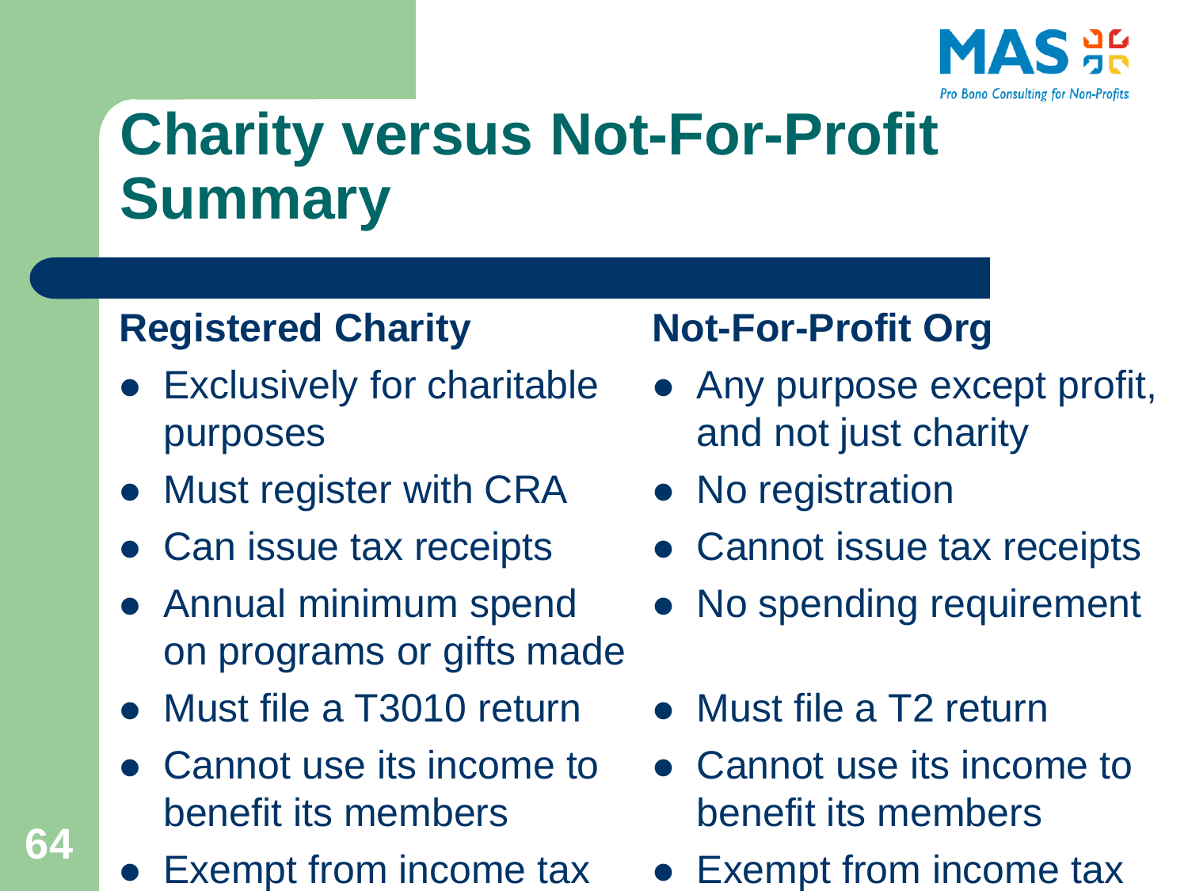# Charity versus Not-For-Profit Summary

### Registered Charity

- Exclusively for charitable purposes
- Must register with CRA
- Can issue tax receipts
- Annual minimum spend on programs or gifts made
- Must file a T3010 return
- Cannot use its income to benefit its members
- Exempt from income tax

### Not-For-Profit Org

- Any purpose except profit, and not just charity
- No registration
- Cannot issue tax receipts
- No spending requirement
- Must file a T2 return
- Cannot use its income to benefit its members
- Exempt from income tax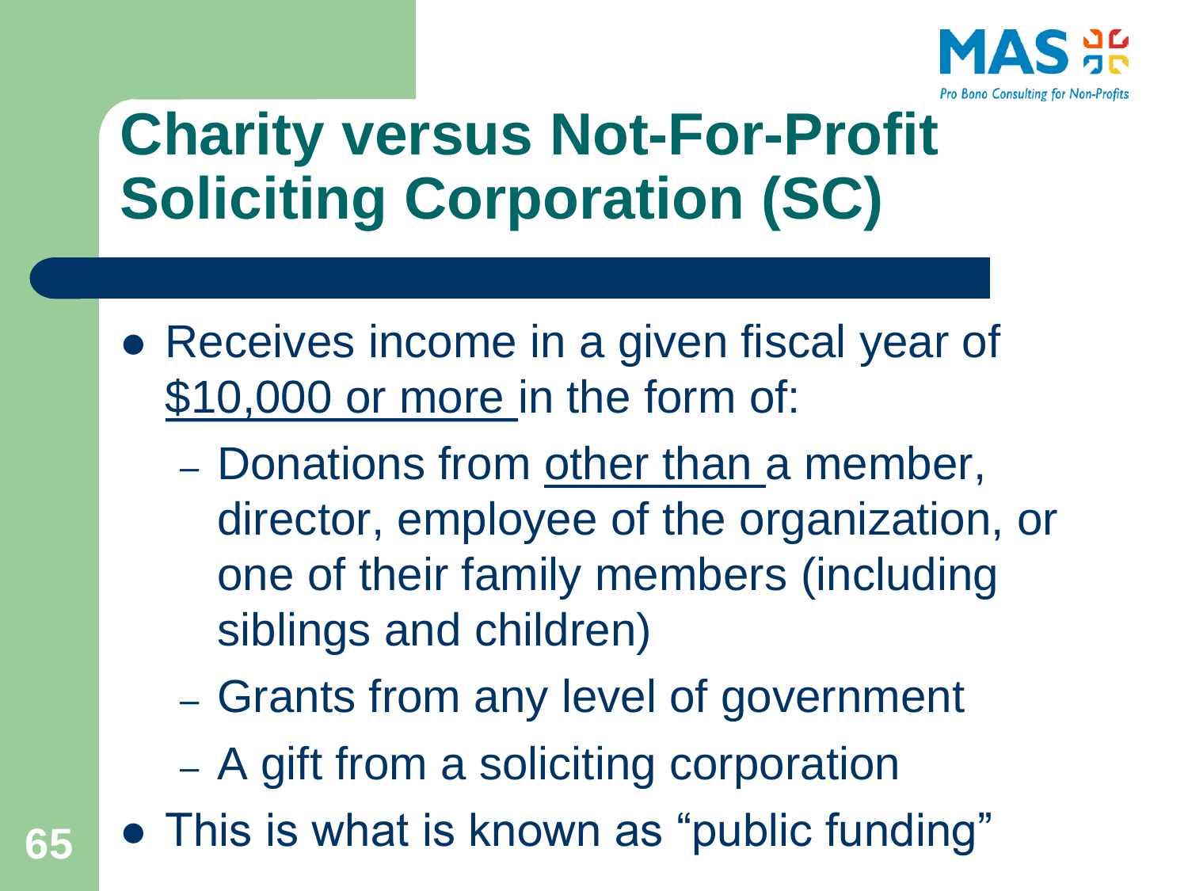# Charity versus Not-For-Profit Soliciting Corporation (SC)

- Receives income in a given fiscal year of <u>$10,000 or more</u> in the form of:
  - Donations from <u>other than</u> a member, director, employee of the organization, or one of their family members (including siblings and children)
  - Grants from any level of government
  - A gift from a soliciting corporation
- This is what is known as “public funding”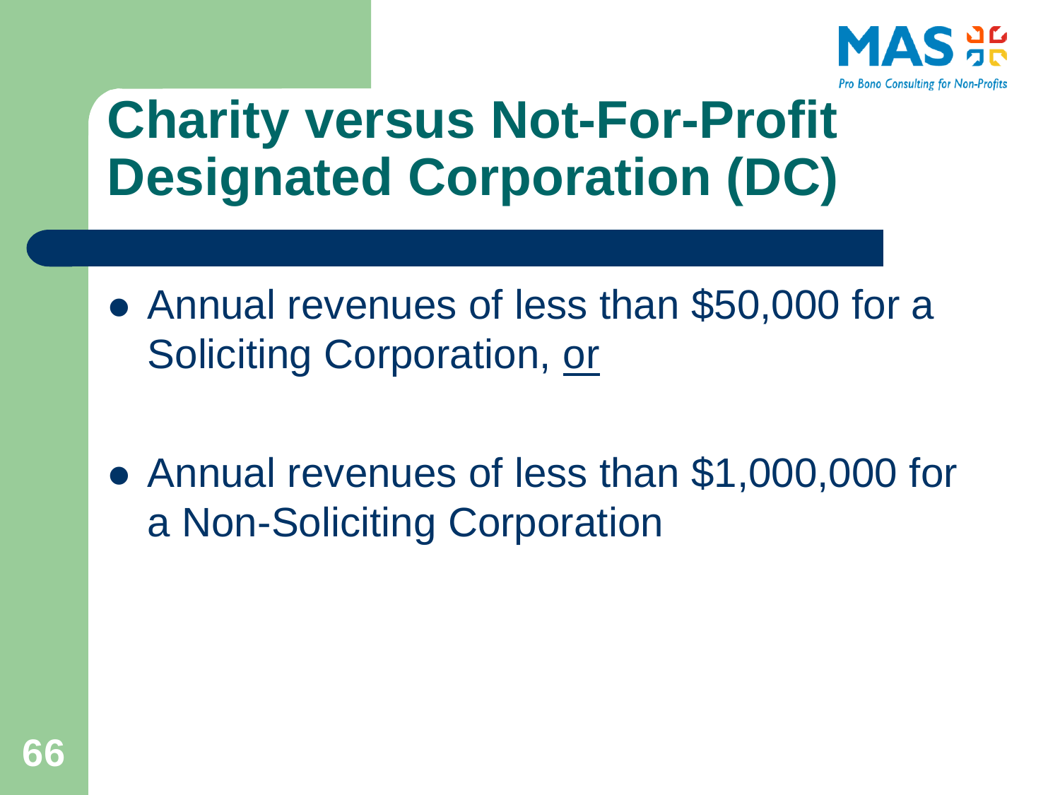# Charity versus Not-For-Profit Designated Corporation (DC)

- Annual revenues of less than $50,000 for a Soliciting Corporation, <u>or</u>

- Annual revenues of less than $1,000,000 for a Non-Soliciting Corporation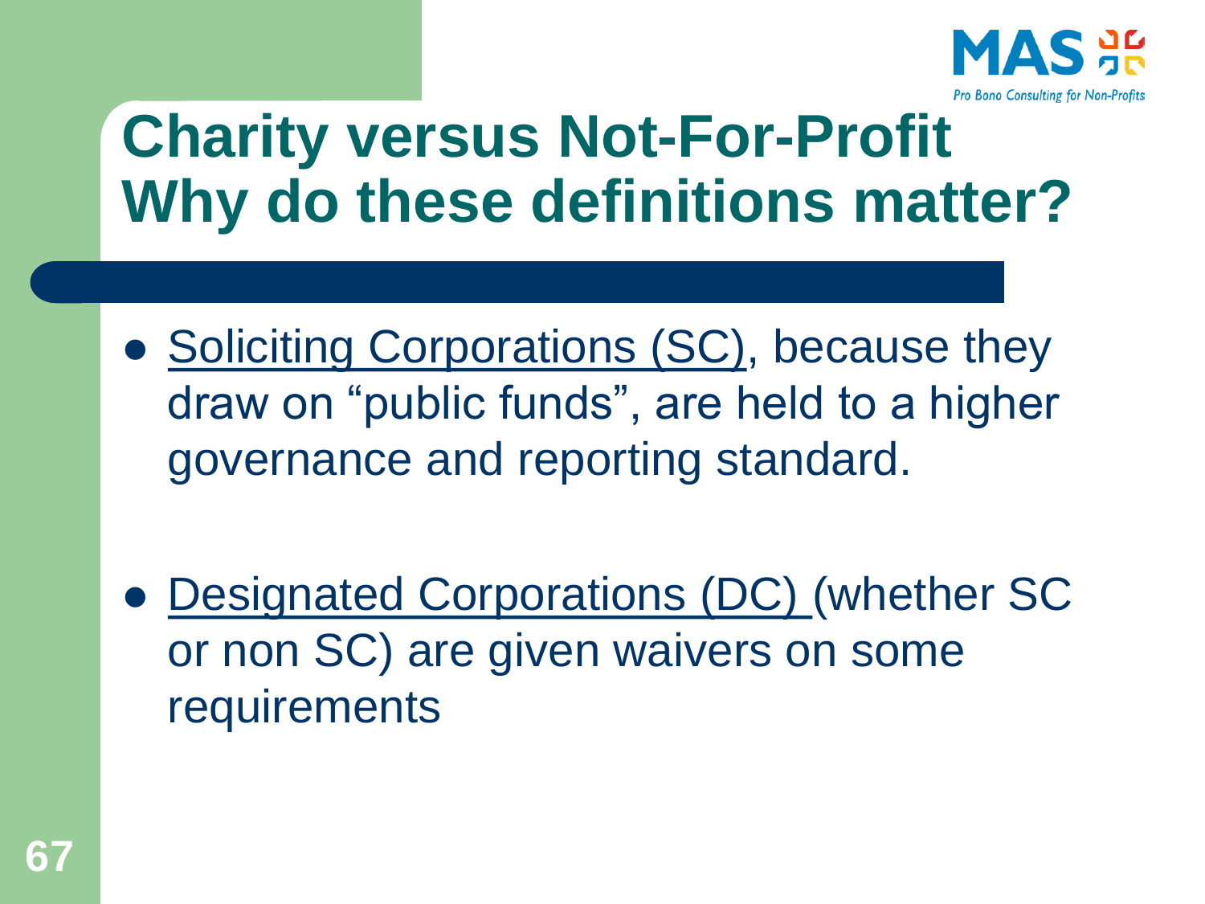# Charity versus Not-For-Profit Why do these definitions matter?

- Soliciting Corporations (SC), because they draw on "public funds", are held to a higher governance and reporting standard.

- Designated Corporations (DC) (whether SC or non SC) are given waivers on some requirements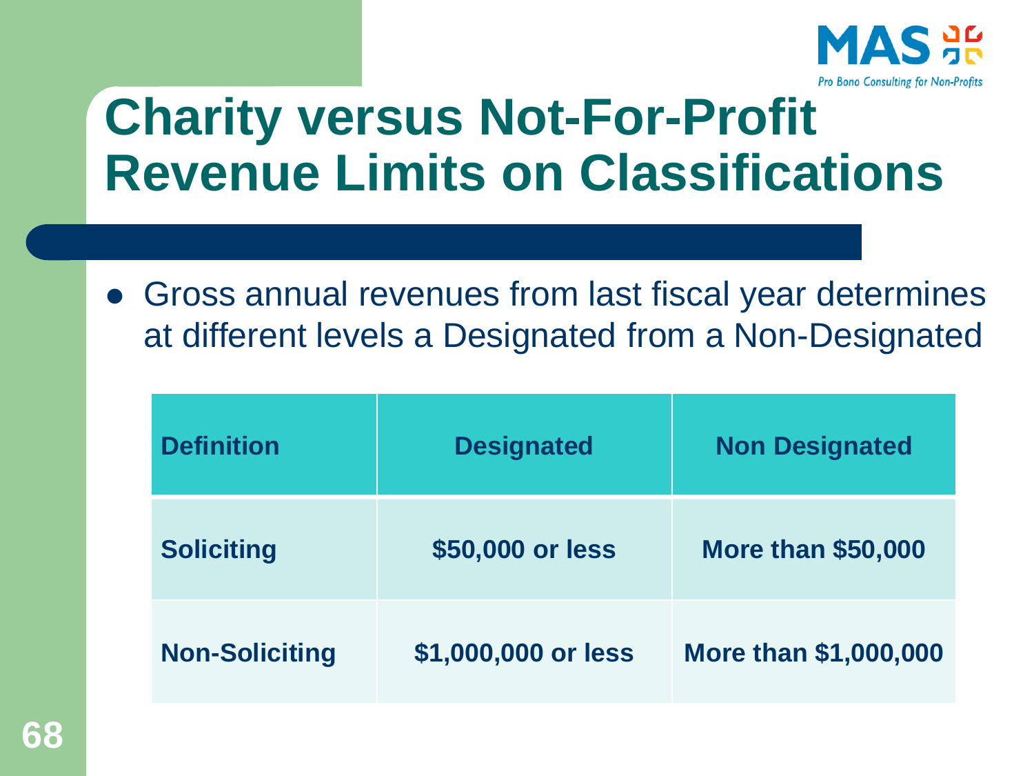# Charity versus Not-For-Profit Revenue Limits on Classifications

- Gross annual revenues from last fiscal year determines at different levels a Designated from a Non-Designated

| Definition | Designated | Non Designated |
|---|---|---|
| **Soliciting** | **$50,000 or less** | **More than $50,000** |
| **Non-Soliciting** | **$1,000,000 or less** | **More than $1,000,000** |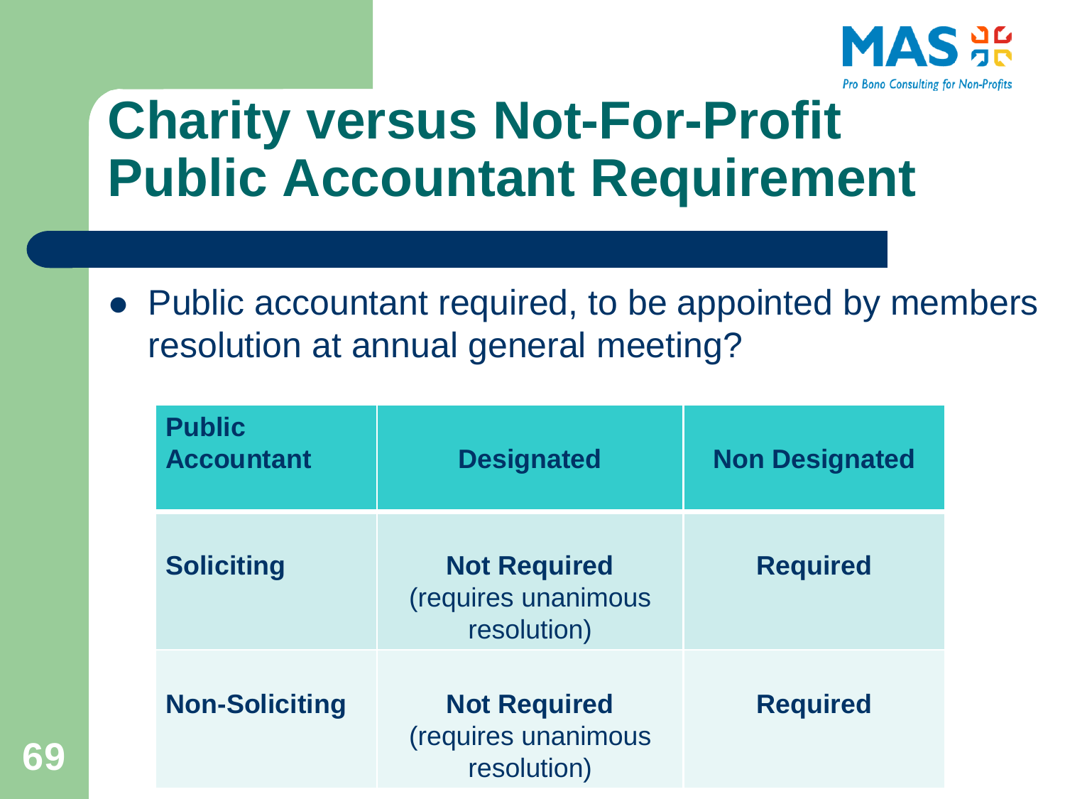# Charity versus Not-For-Profit Public Accountant Requirement

- Public accountant required, to be appointed by members resolution at annual general meeting?

| Public Accountant | Designated | Non Designated |
|---|---|---|
| **Soliciting** | **Not Required** (requires unanimous resolution) | **Required** |
| **Non-Soliciting** | **Not Required** (requires unanimous resolution) | **Required** |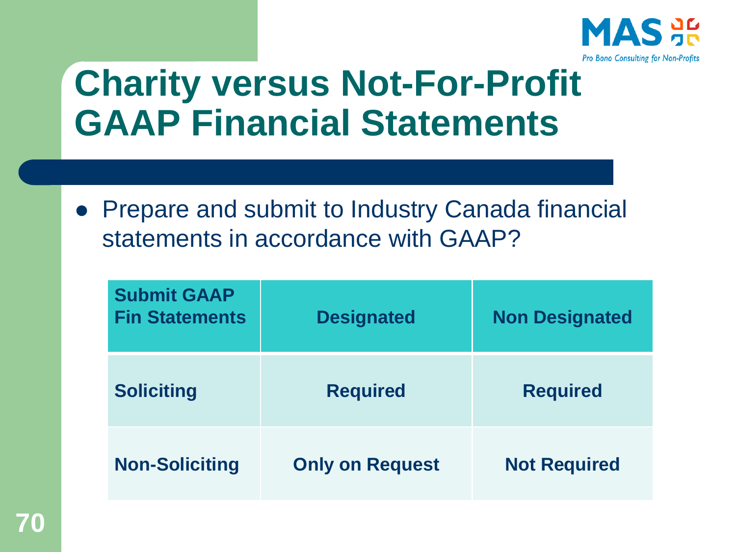# Charity versus Not-For-Profit GAAP Financial Statements

- Prepare and submit to Industry Canada financial statements in accordance with GAAP?

| Submit GAAP Fin Statements | Designated | Non Designated |
| --- | --- | --- |
| Soliciting | Required | Required |
| Non-Soliciting | Only on Request | Not Required |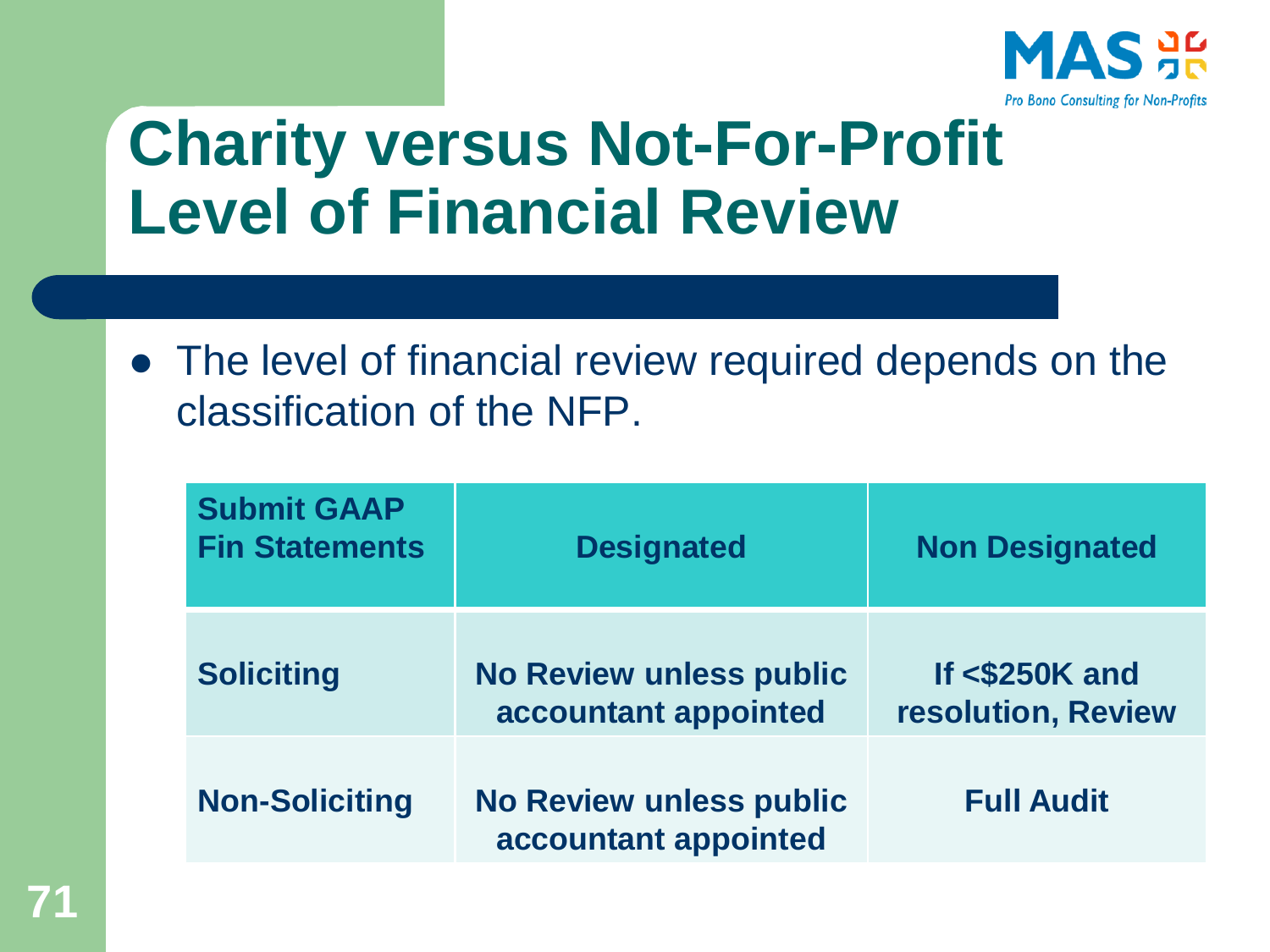# Charity versus Not-For-Profit Level of Financial Review

- The level of financial review required depends on the classification of the NFP.

| Submit GAAP Fin Statements | Designated | Non Designated |
|---|---|---|
| **Soliciting** | **No Review unless public accountant appointed** | **If <$250K and resolution, Review** |
| **Non-Soliciting** | **No Review unless public accountant appointed** | **Full Audit** |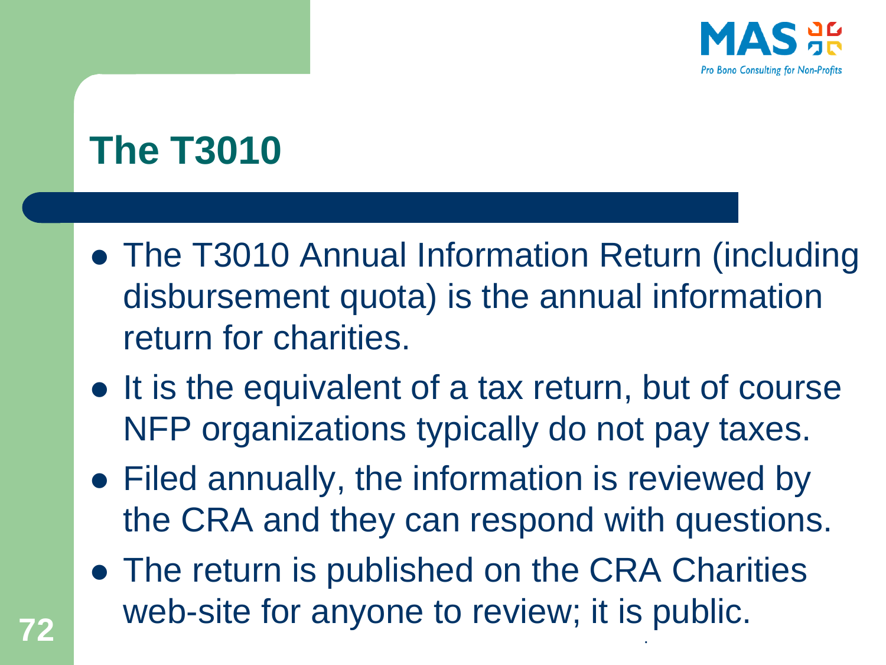# The T3010

- The T3010 Annual Information Return (including disbursement quota) is the annual information return for charities.
- It is the equivalent of a tax return, but of course NFP organizations typically do not pay taxes.
- Filed annually, the information is reviewed by the CRA and they can respond with questions.
- The return is published on the CRA Charities web-site for anyone to review; it is public.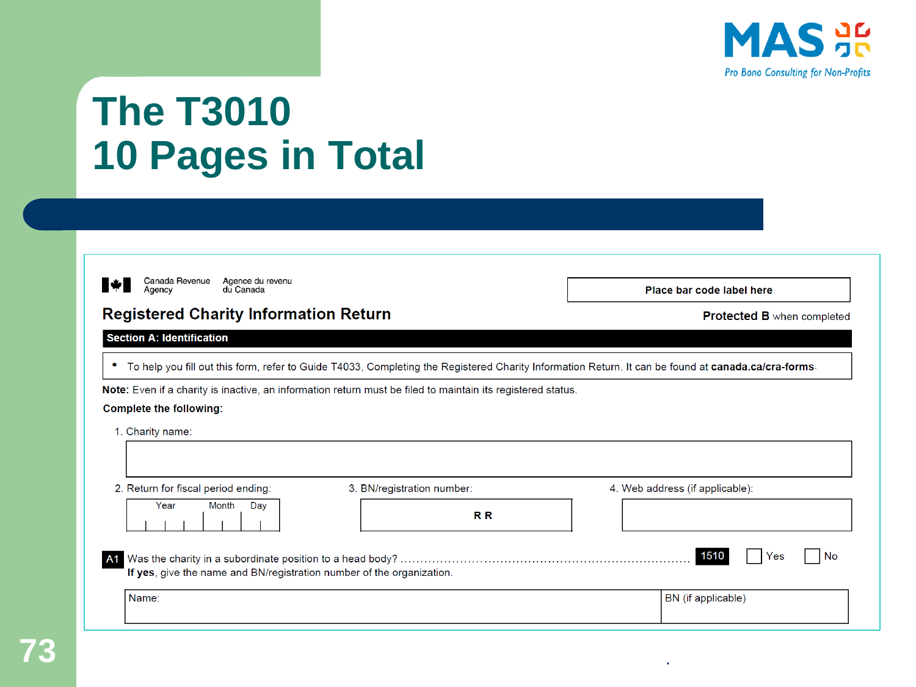MAS Pro Bono Consulting for Non-Profits

# The T3010
# 10 Pages in Total

Canada Revenue Agency | Agence du revenu du Canada

Place bar code label here

## Registered Charity Information Return

**Protected B** when completed

**Section A: Identification**

- To help you fill out this form, refer to Guide T4033, Completing the Registered Charity Information Return. It can be found at **canada.ca/cra-forms**.

**Note:** Even if a charity is inactive, an information return must be filed to maintain its registered status.

**Complete the following:**

1. Charity name:

2. Return for fiscal period ending: Year | Month | Day

3. BN/registration number: R R

4. Web address (if applicable):

A1 Was the charity in a subordinate position to a head body? .................... 1510 ☐ Yes ☐ No
**If yes**, give the name and BN/registration number of the organization.

| Name: | BN (if applicable) |
| --- | --- |
| | |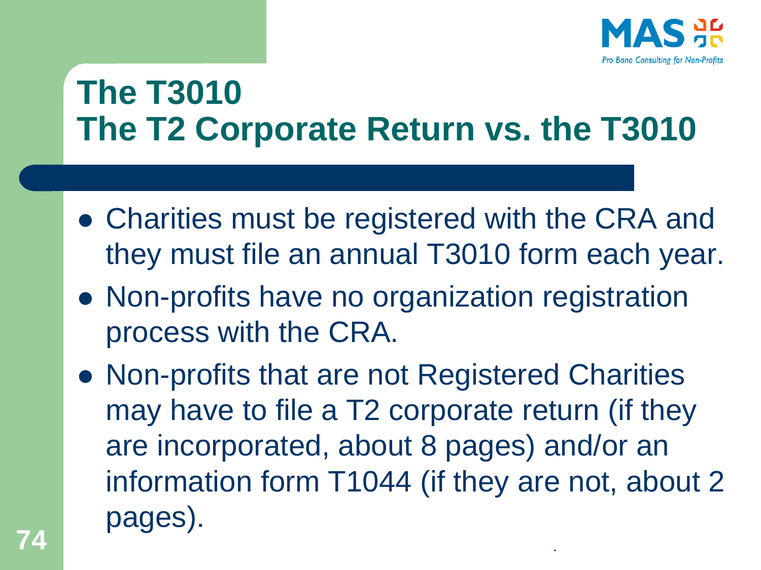# The T3010
# The T2 Corporate Return vs. the T3010

- Charities must be registered with the CRA and they must file an annual T3010 form each year.
- Non-profits have no organization registration process with the CRA.
- Non-profits that are not Registered Charities may have to file a T2 corporate return (if they are incorporated, about 8 pages) and/or an information form T1044 (if they are not, about 2 pages).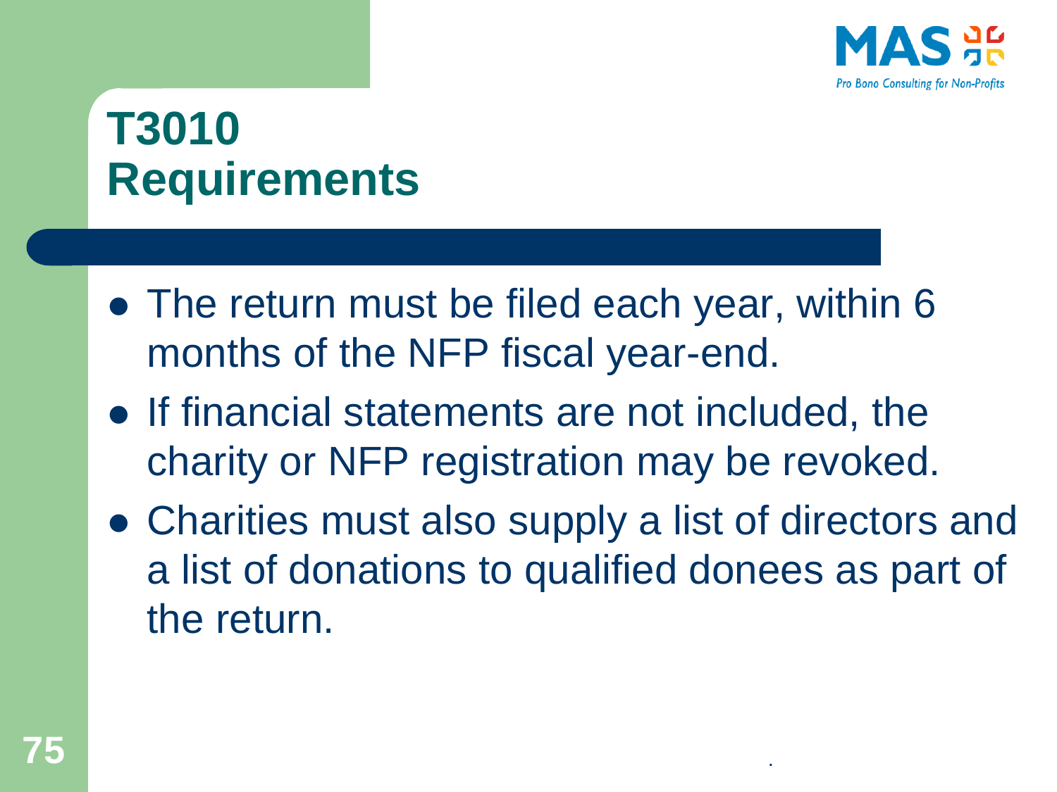# T3010 Requirements

- The return must be filed each year, within 6 months of the NFP fiscal year-end.
- If financial statements are not included, the charity or NFP registration may be revoked.
- Charities must also supply a list of directors and a list of donations to qualified donees as part of the return.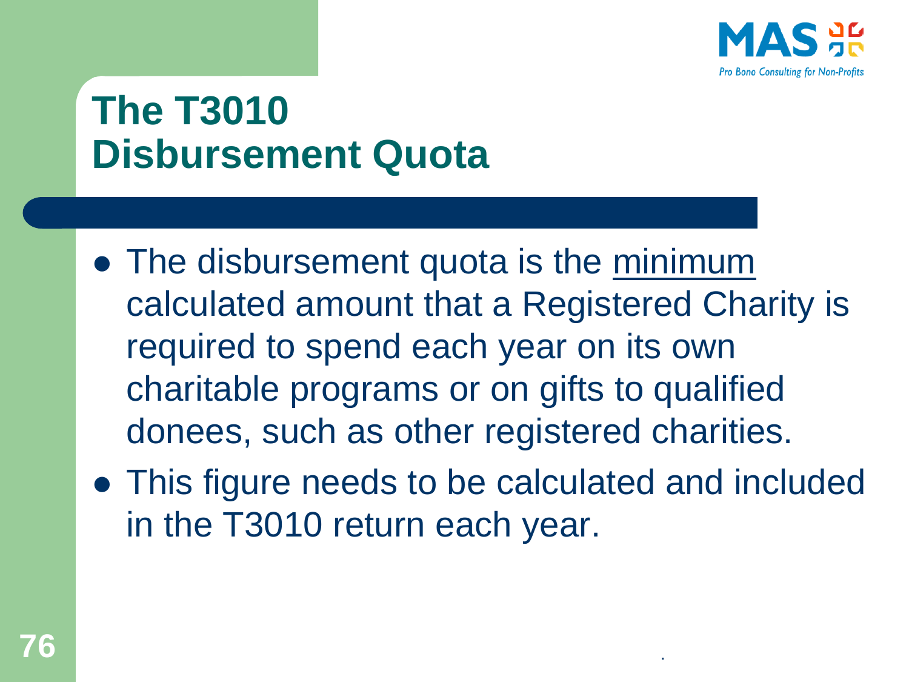# The T3010 Disbursement Quota

- The disbursement quota is the minimum calculated amount that a Registered Charity is required to spend each year on its own charitable programs or on gifts to qualified donees, such as other registered charities.
- This figure needs to be calculated and included in the T3010 return each year.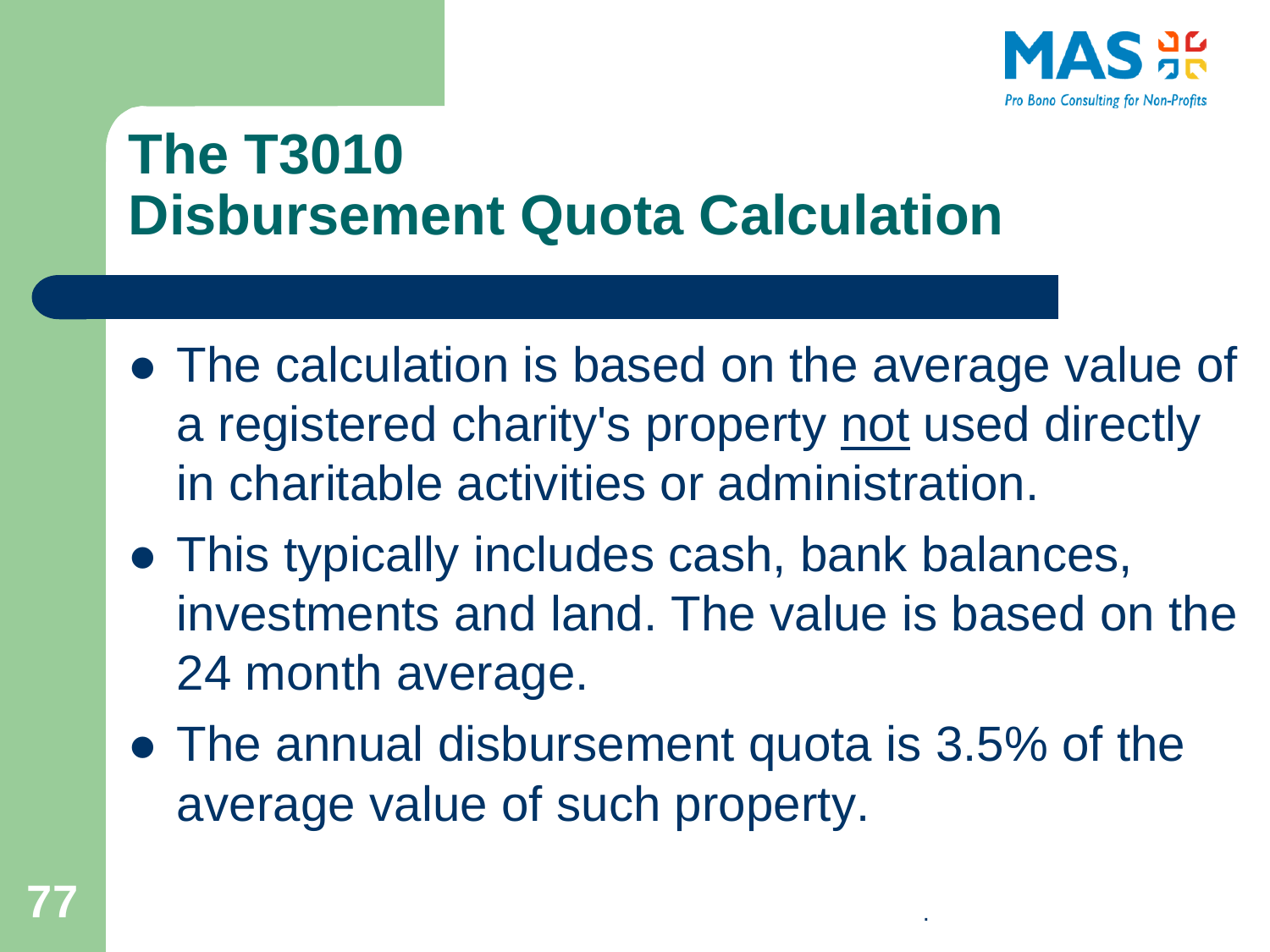# The T3010 Disbursement Quota Calculation

- The calculation is based on the average value of a registered charity's property <u>not</u> used directly in charitable activities or administration.
- This typically includes cash, bank balances, investments and land. The value is based on the 24 month average.
- The annual disbursement quota is 3.5% of the average value of such property.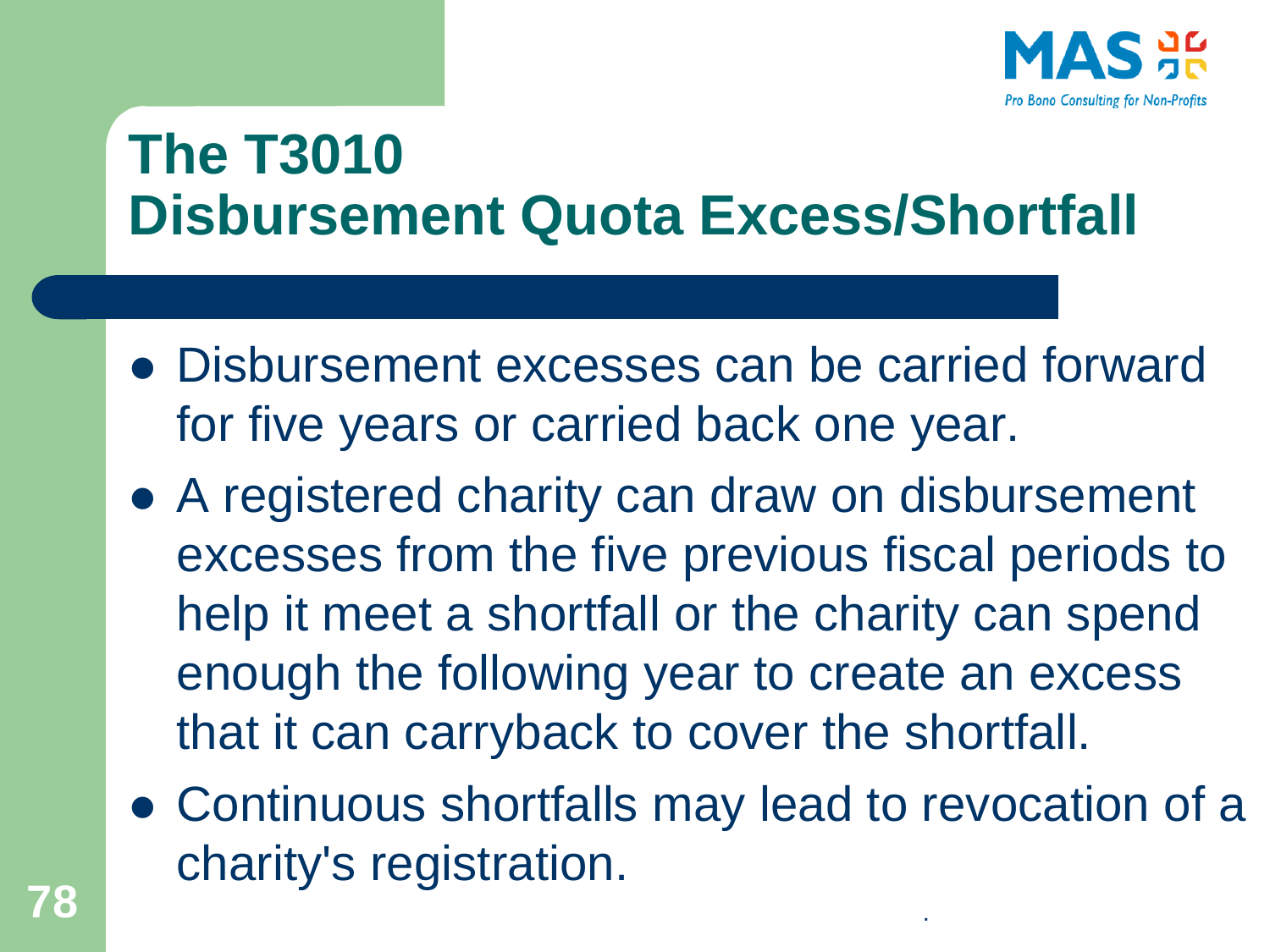# The T3010
# Disbursement Quota Excess/Shortfall

- Disbursement excesses can be carried forward for five years or carried back one year.
- A registered charity can draw on disbursement excesses from the five previous fiscal periods to help it meet a shortfall or the charity can spend enough the following year to create an excess that it can carryback to cover the shortfall.
- Continuous shortfalls may lead to revocation of a charity's registration.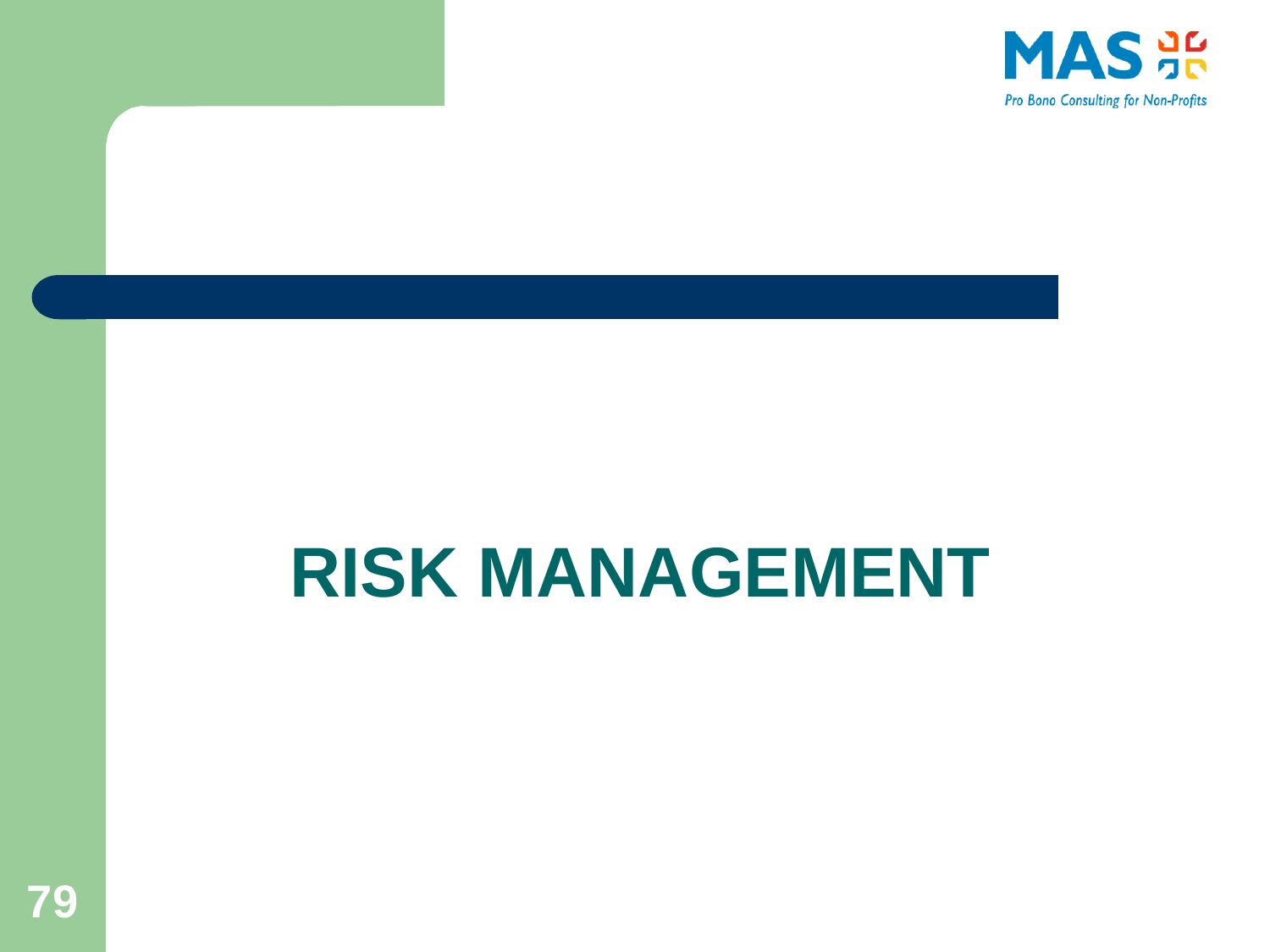# RISK MANAGEMENT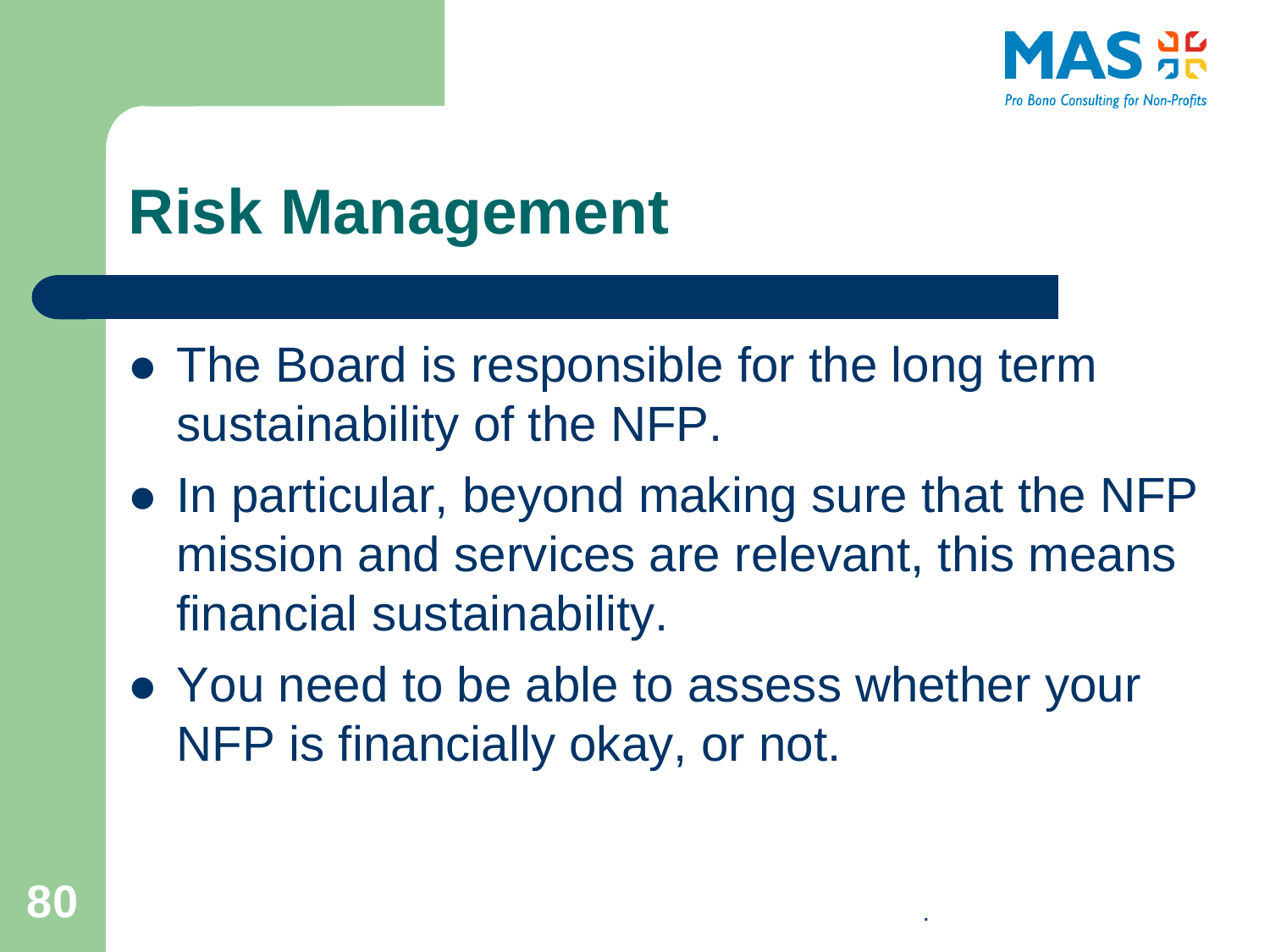# Risk Management

- The Board is responsible for the long term sustainability of the NFP.
- In particular, beyond making sure that the NFP mission and services are relevant, this means financial sustainability.
- You need to be able to assess whether your NFP is financially okay, or not.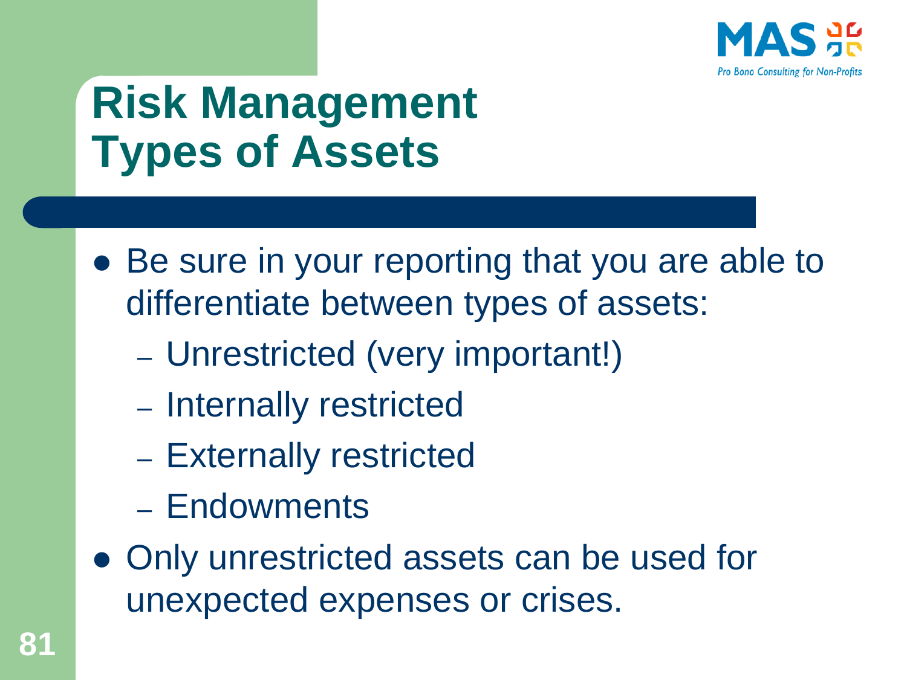# Risk Management
# Types of Assets

- Be sure in your reporting that you are able to differentiate between types of assets:
  - Unrestricted (very important!)
  - Internally restricted
  - Externally restricted
  - Endowments
- Only unrestricted assets can be used for unexpected expenses or crises.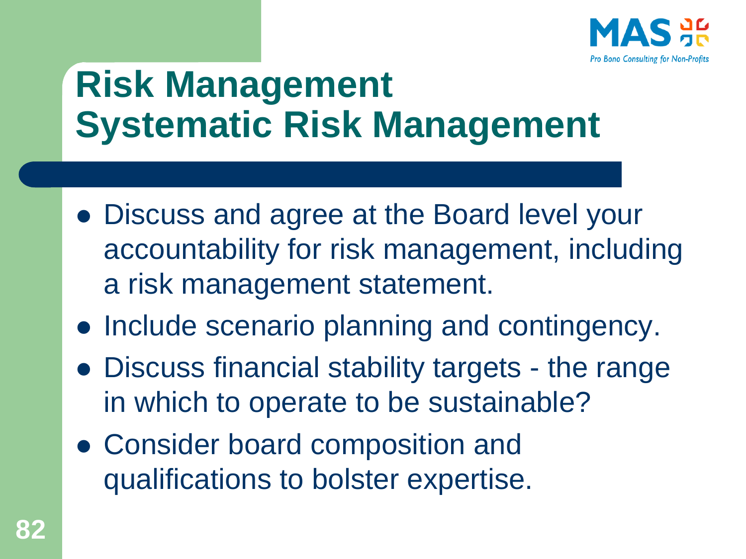# Risk Management
## Systematic Risk Management

- Discuss and agree at the Board level your accountability for risk management, including a risk management statement.
- Include scenario planning and contingency.
- Discuss financial stability targets - the range in which to operate to be sustainable?
- Consider board composition and qualifications to bolster expertise.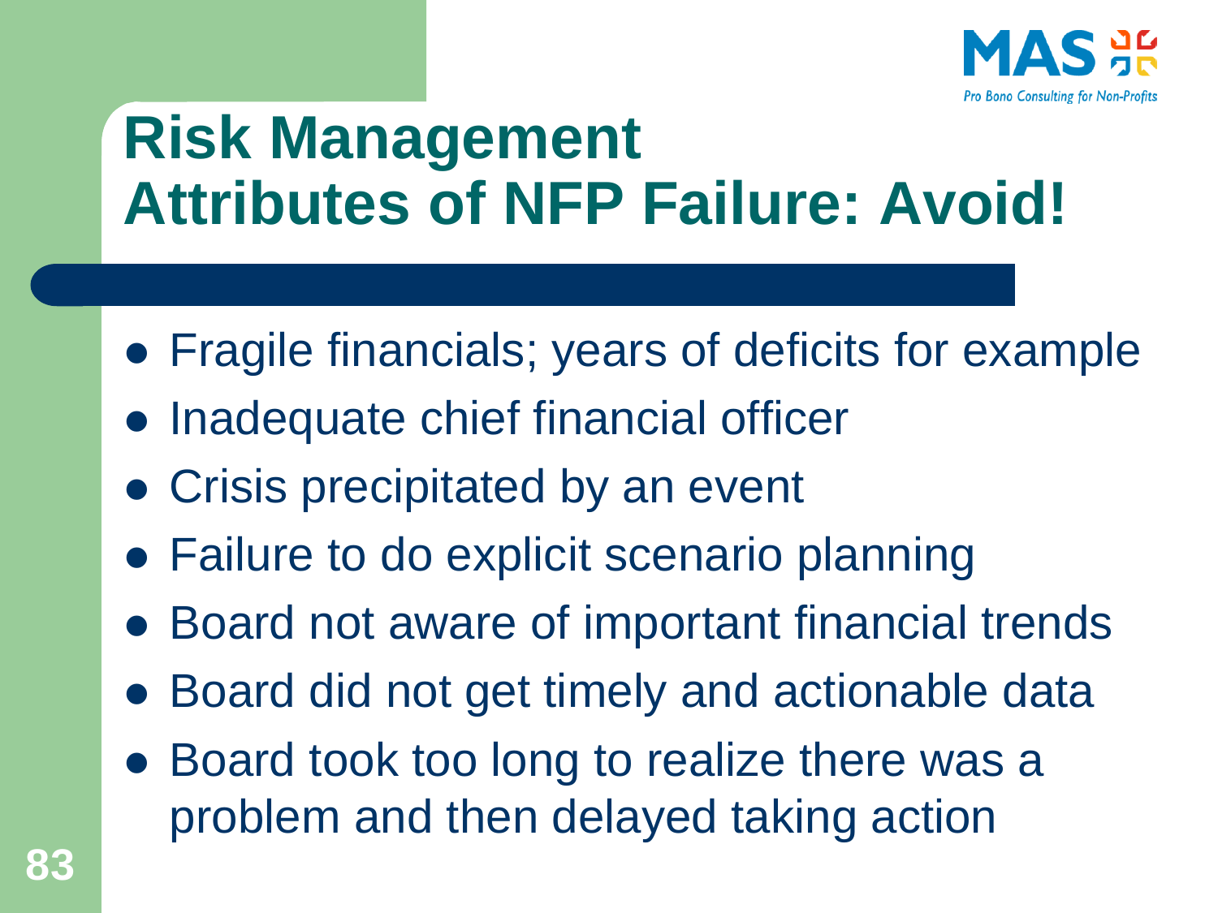# Risk Management
# Attributes of NFP Failure: Avoid!

- Fragile financials; years of deficits for example
- Inadequate chief financial officer
- Crisis precipitated by an event
- Failure to do explicit scenario planning
- Board not aware of important financial trends
- Board did not get timely and actionable data
- Board took too long to realize there was a problem and then delayed taking action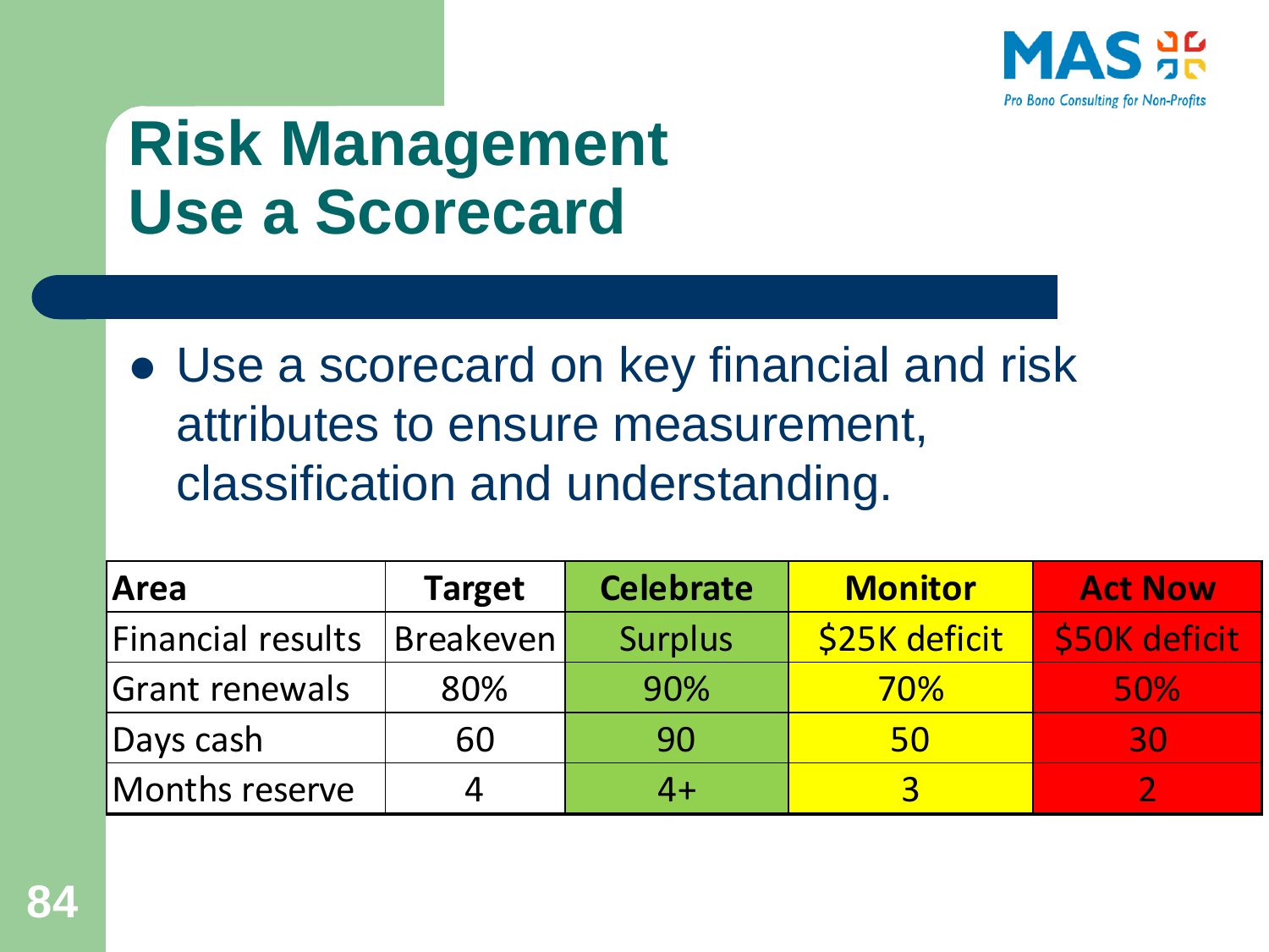# Risk Management
# Use a Scorecard

- Use a scorecard on key financial and risk attributes to ensure measurement, classification and understanding.

| Area | Target | Celebrate | Monitor | Act Now |
|---|---|---|---|---|
| Financial results | Breakeven | Surplus | $25K deficit | $50K deficit |
| Grant renewals | 80% | 90% | 70% | 50% |
| Days cash | 60 | 90 | 50 | 30 |
| Months reserve | 4 | 4+ | 3 | 2 |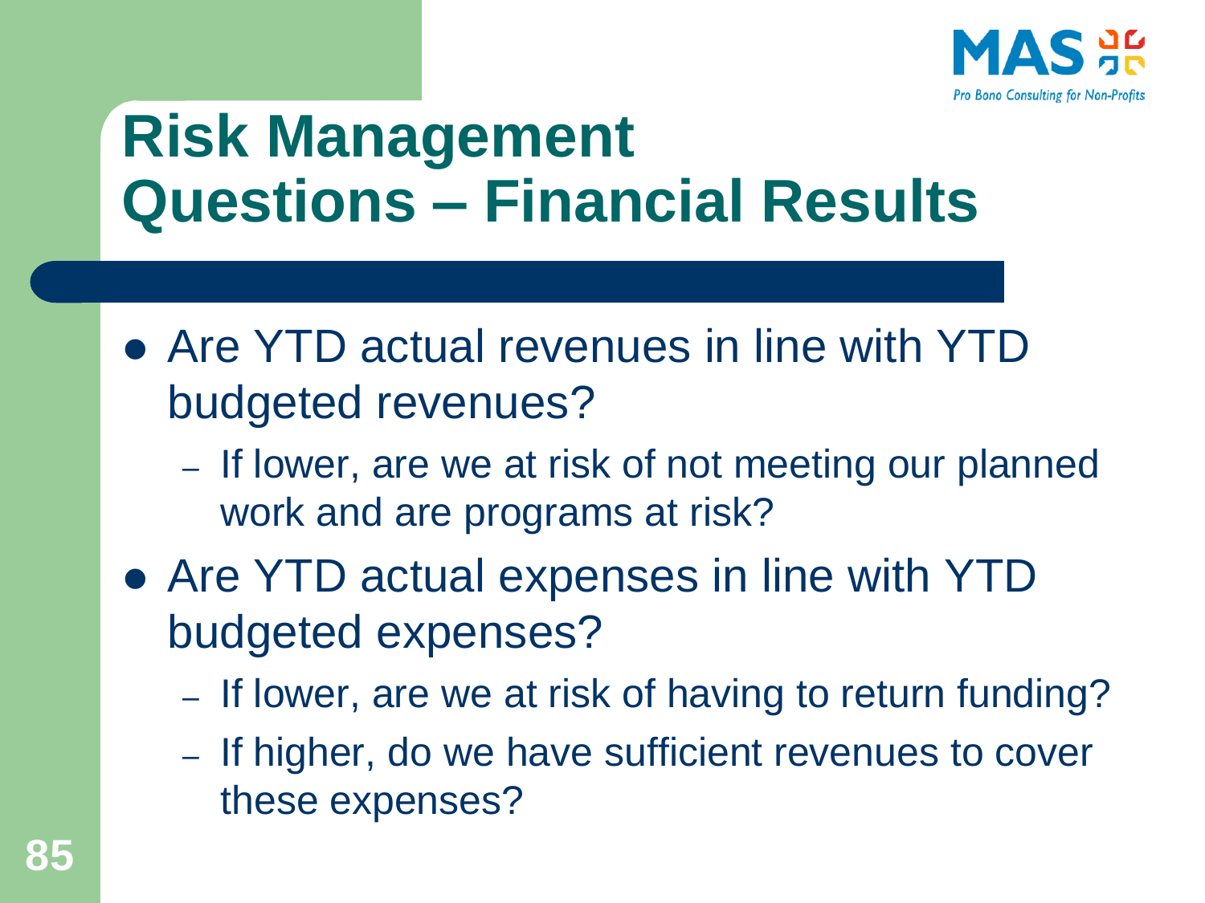# Risk Management Questions – Financial Results

- Are YTD actual revenues in line with YTD budgeted revenues?
  - If lower, are we at risk of not meeting our planned work and are programs at risk?
- Are YTD actual expenses in line with YTD budgeted expenses?
  - If lower, are we at risk of having to return funding?
  - If higher, do we have sufficient revenues to cover these expenses?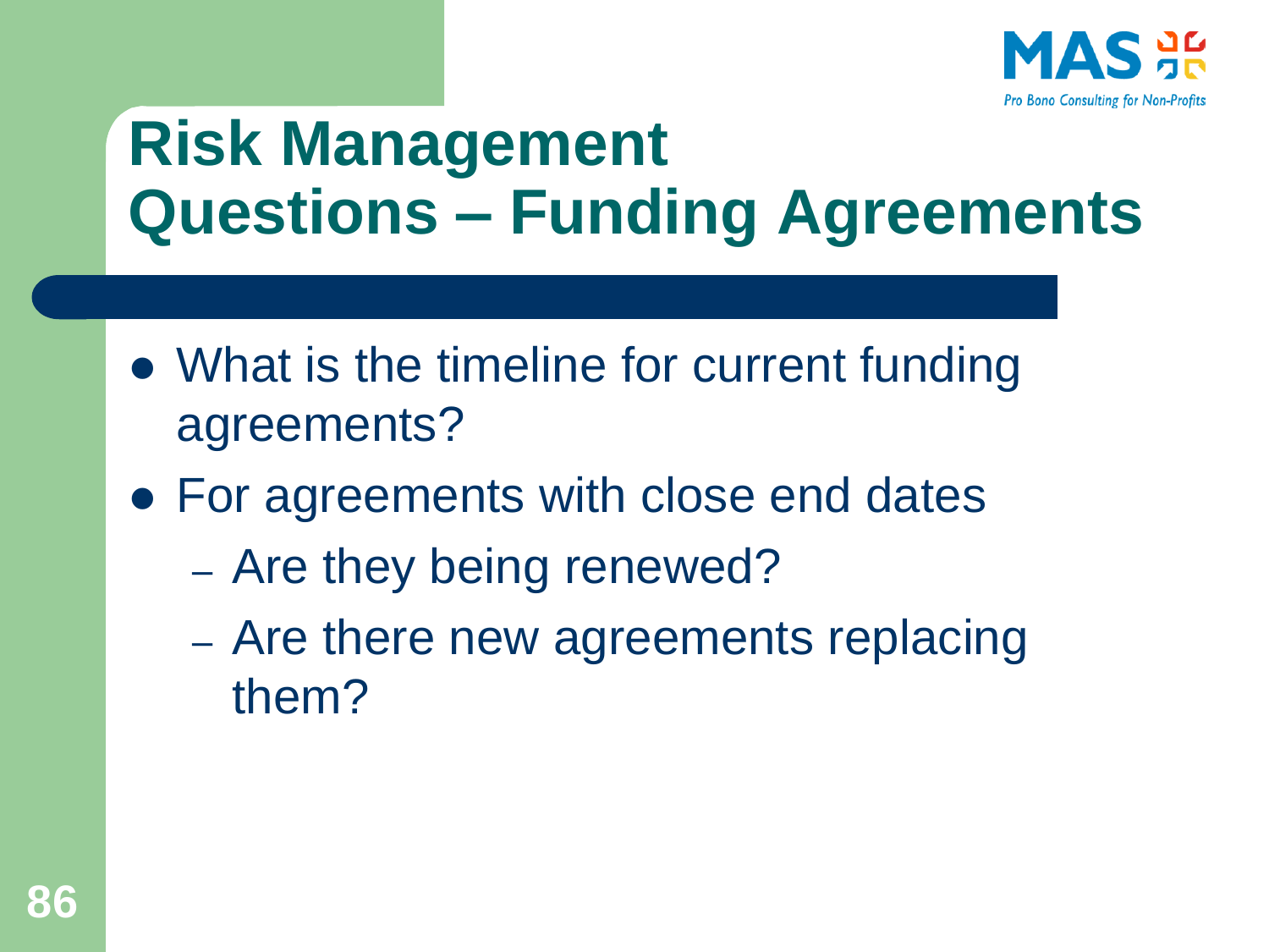# Risk Management Questions – Funding Agreements

- What is the timeline for current funding agreements?
- For agreements with close end dates
  - Are they being renewed?
  - Are there new agreements replacing them?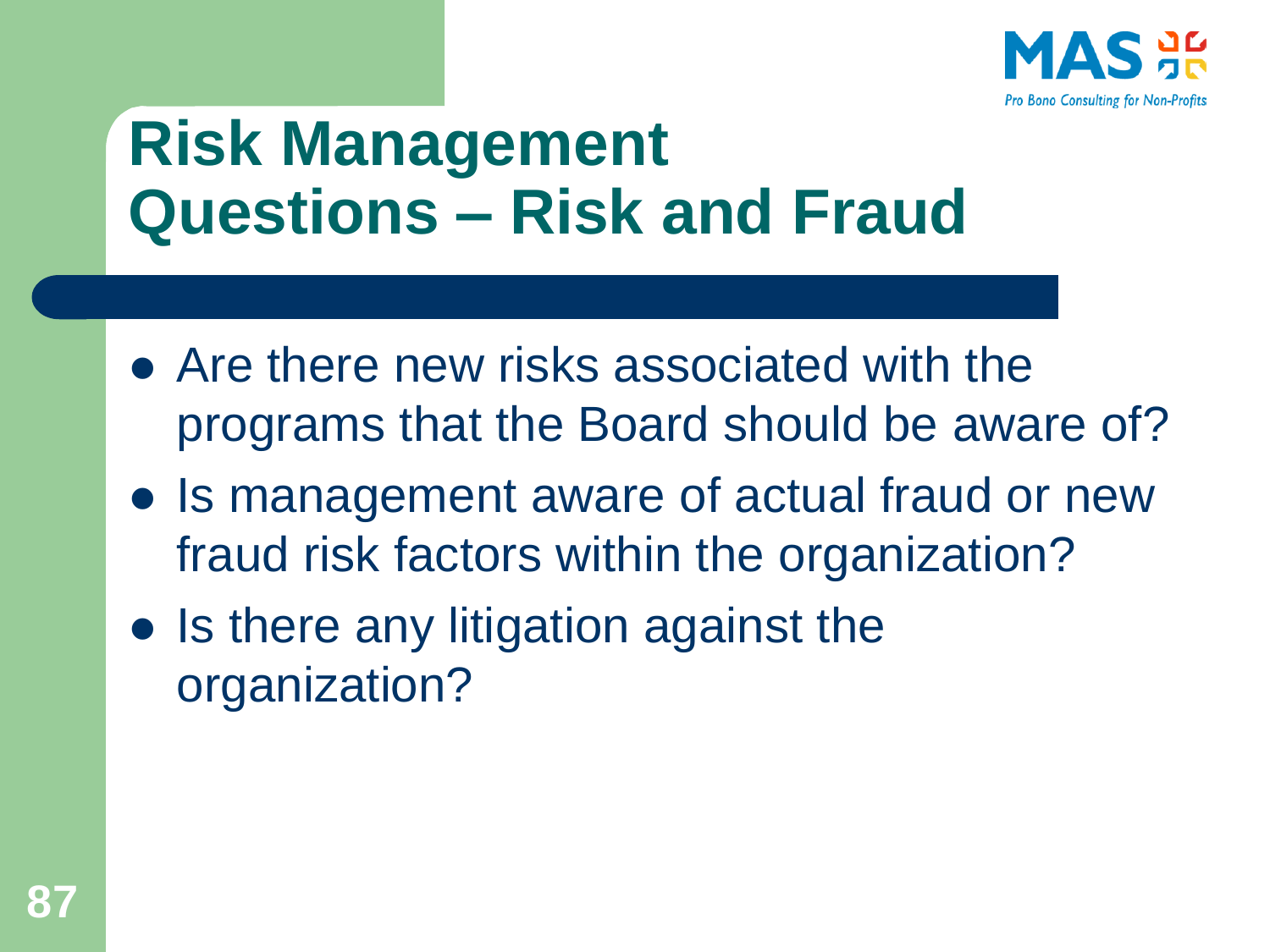# Risk Management Questions – Risk and Fraud

- Are there new risks associated with the programs that the Board should be aware of?
- Is management aware of actual fraud or new fraud risk factors within the organization?
- Is there any litigation against the organization?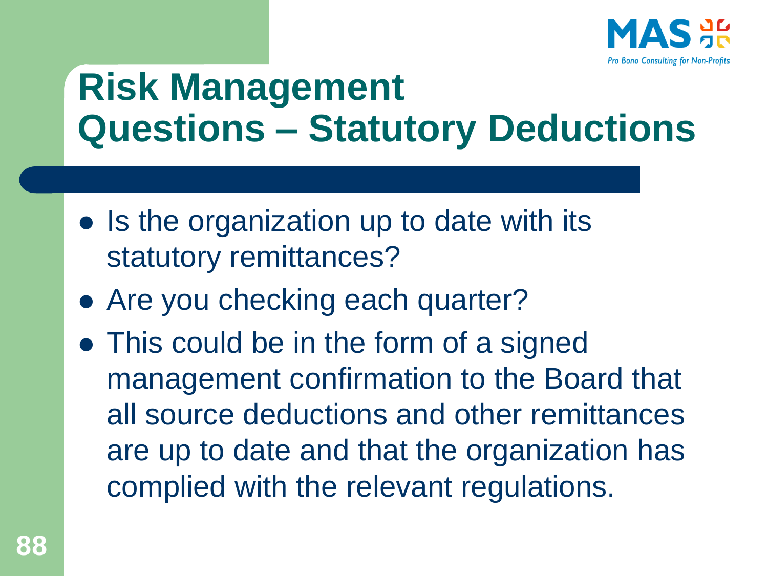# Risk Management Questions – Statutory Deductions

- Is the organization up to date with its statutory remittances?
- Are you checking each quarter?
- This could be in the form of a signed management confirmation to the Board that all source deductions and other remittances are up to date and that the organization has complied with the relevant regulations.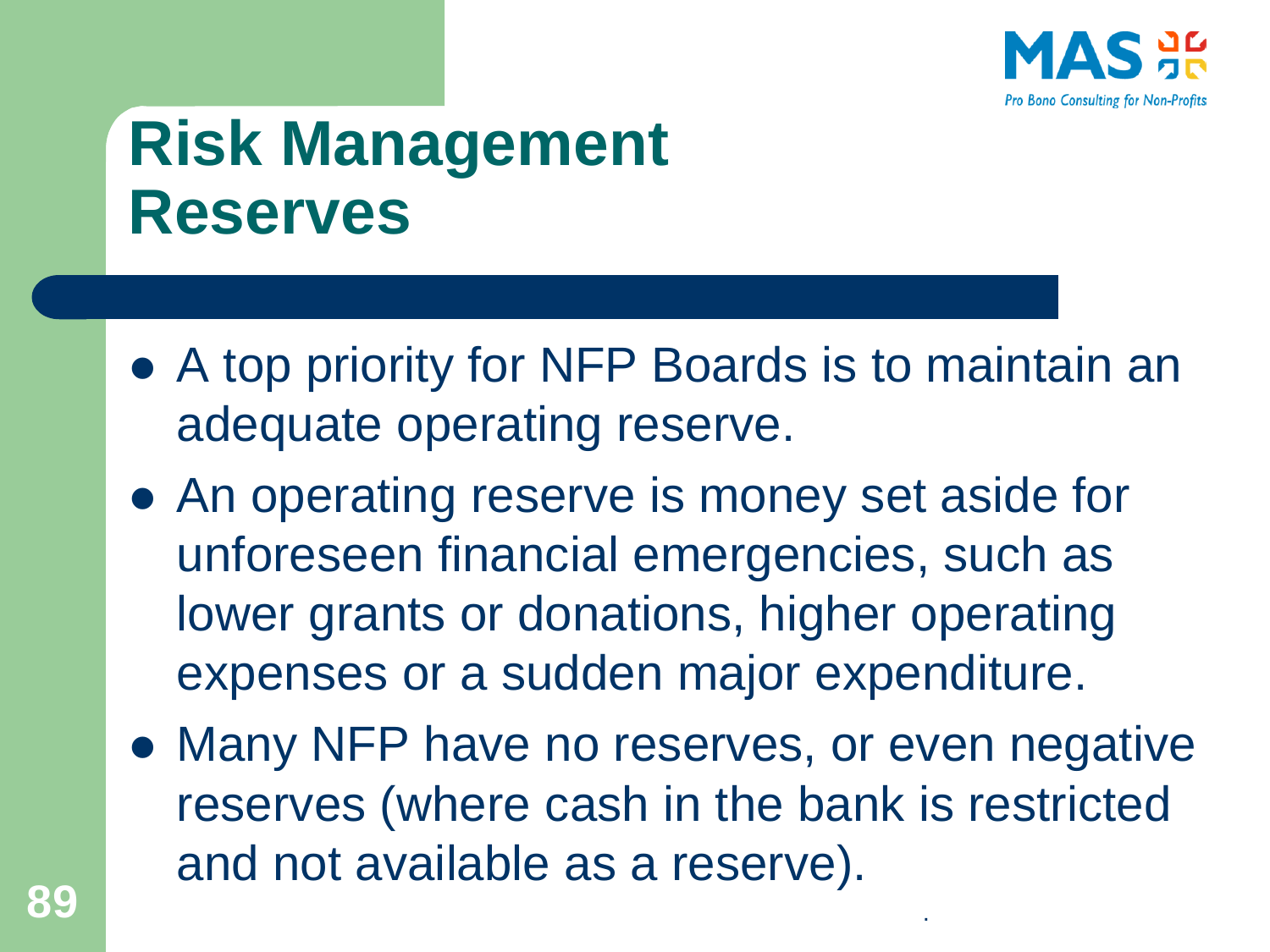# Risk Management Reserves

- A top priority for NFP Boards is to maintain an adequate operating reserve.
- An operating reserve is money set aside for unforeseen financial emergencies, such as lower grants or donations, higher operating expenses or a sudden major expenditure.
- Many NFP have no reserves, or even negative reserves (where cash in the bank is restricted and not available as a reserve).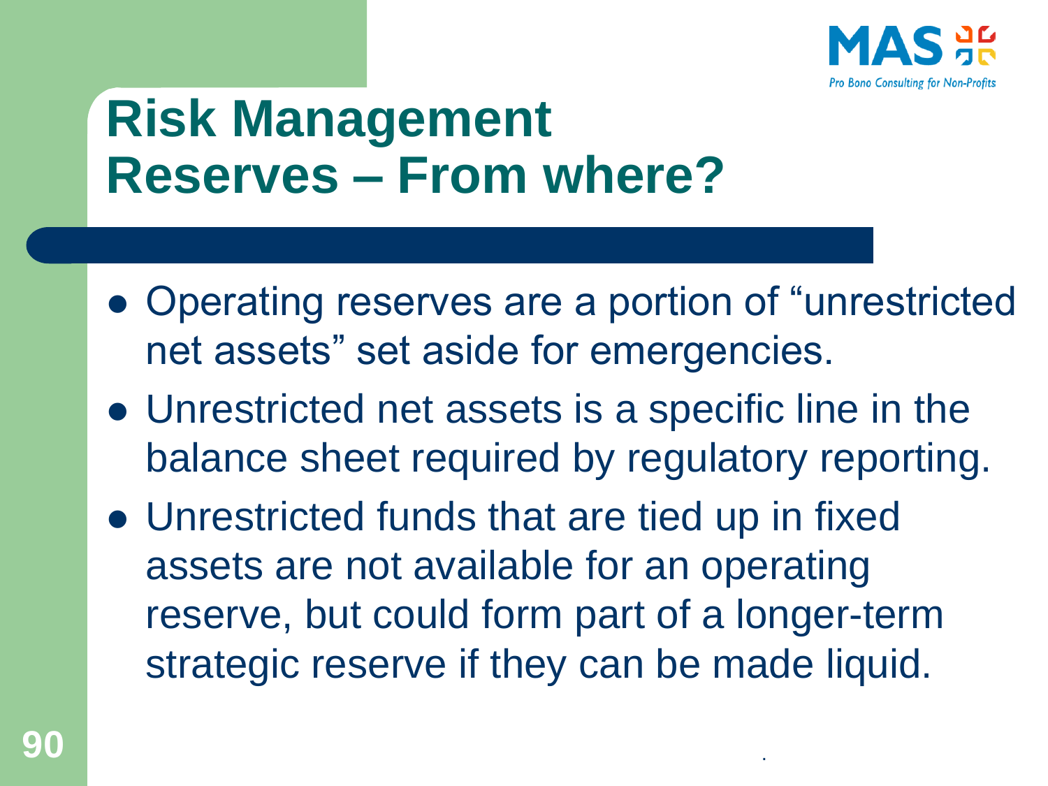# Risk Management Reserves – From where?

- Operating reserves are a portion of "unrestricted net assets" set aside for emergencies.
- Unrestricted net assets is a specific line in the balance sheet required by regulatory reporting.
- Unrestricted funds that are tied up in fixed assets are not available for an operating reserve, but could form part of a longer-term strategic reserve if they can be made liquid.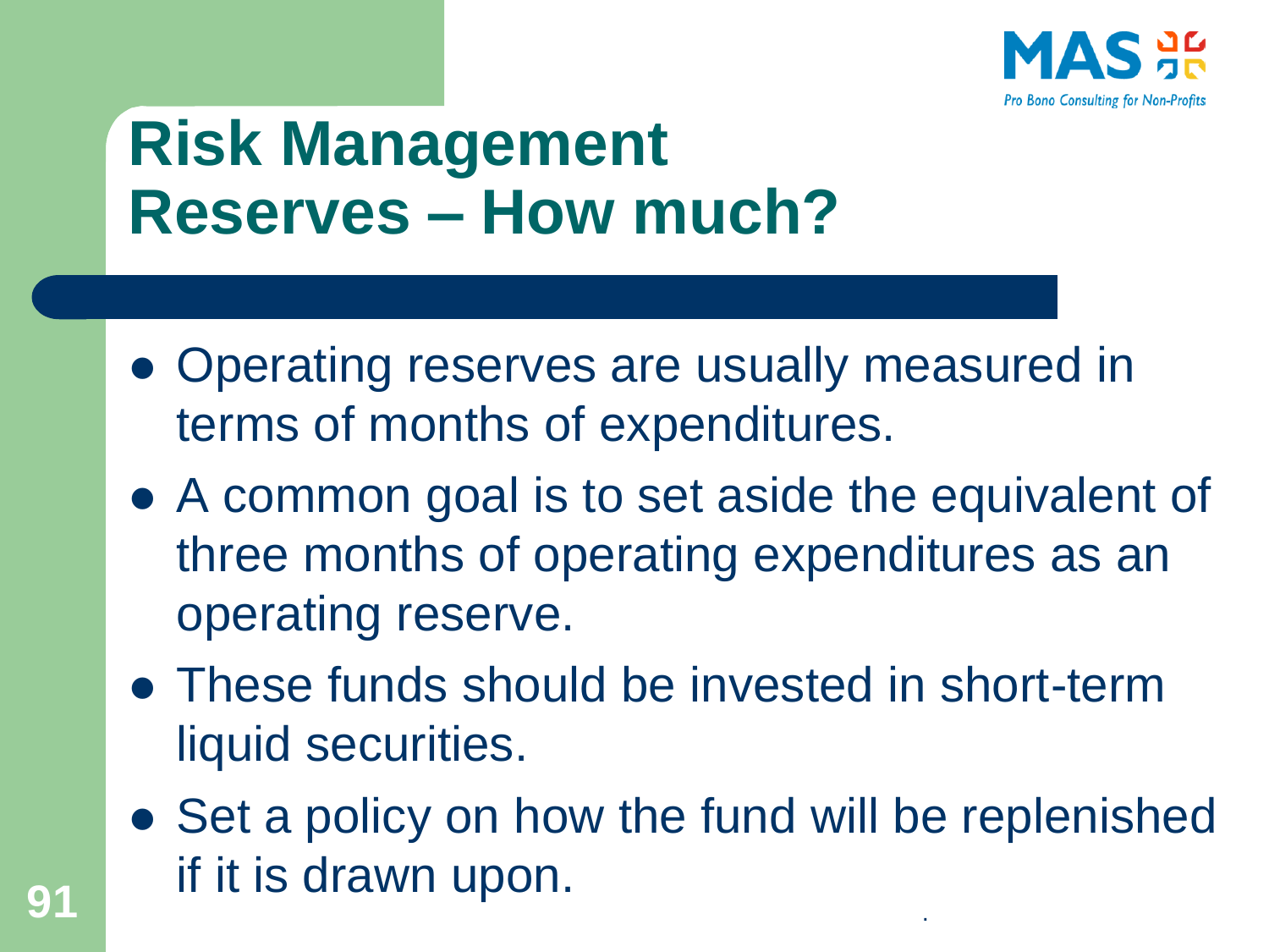# Risk Management Reserves – How much?

- Operating reserves are usually measured in terms of months of expenditures.
- A common goal is to set aside the equivalent of three months of operating expenditures as an operating reserve.
- These funds should be invested in short-term liquid securities.
- Set a policy on how the fund will be replenished if it is drawn upon.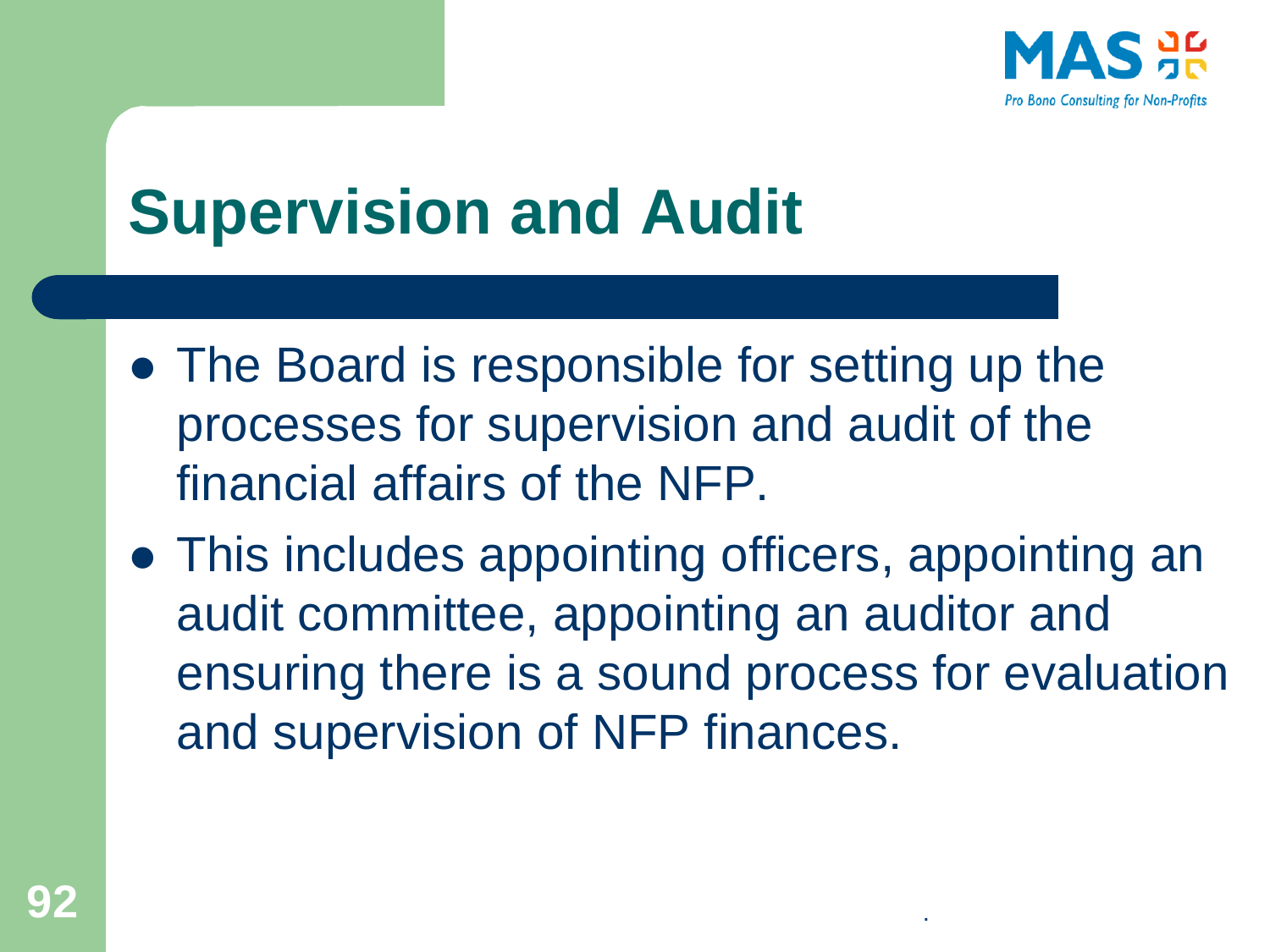# Supervision and Audit

- The Board is responsible for setting up the processes for supervision and audit of the financial affairs of the NFP.
- This includes appointing officers, appointing an audit committee, appointing an auditor and ensuring there is a sound process for evaluation and supervision of NFP finances.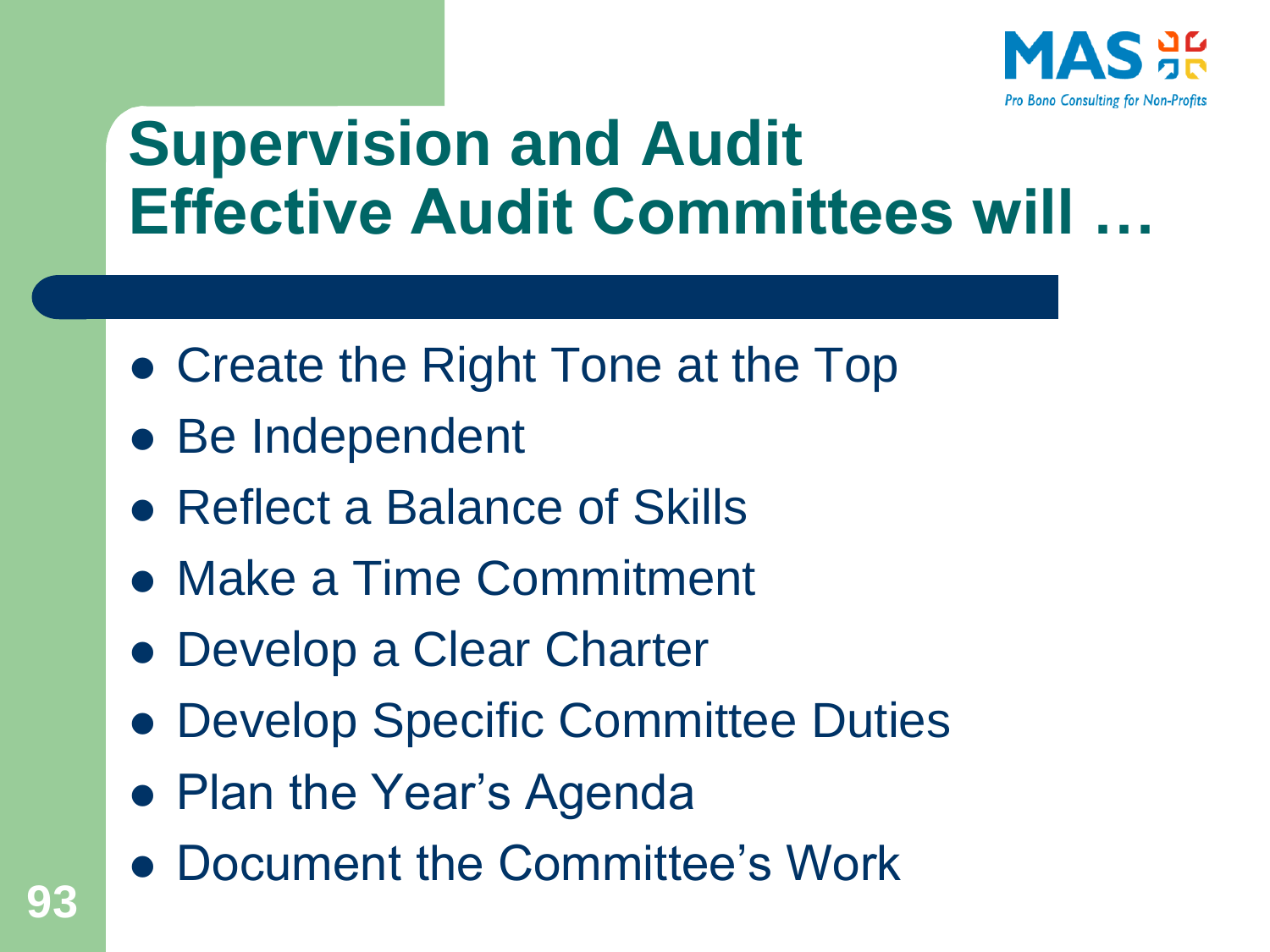# Supervision and Audit
## Effective Audit Committees will …

- Create the Right Tone at the Top
- Be Independent
- Reflect a Balance of Skills
- Make a Time Commitment
- Develop a Clear Charter
- Develop Specific Committee Duties
- Plan the Year's Agenda
- Document the Committee's Work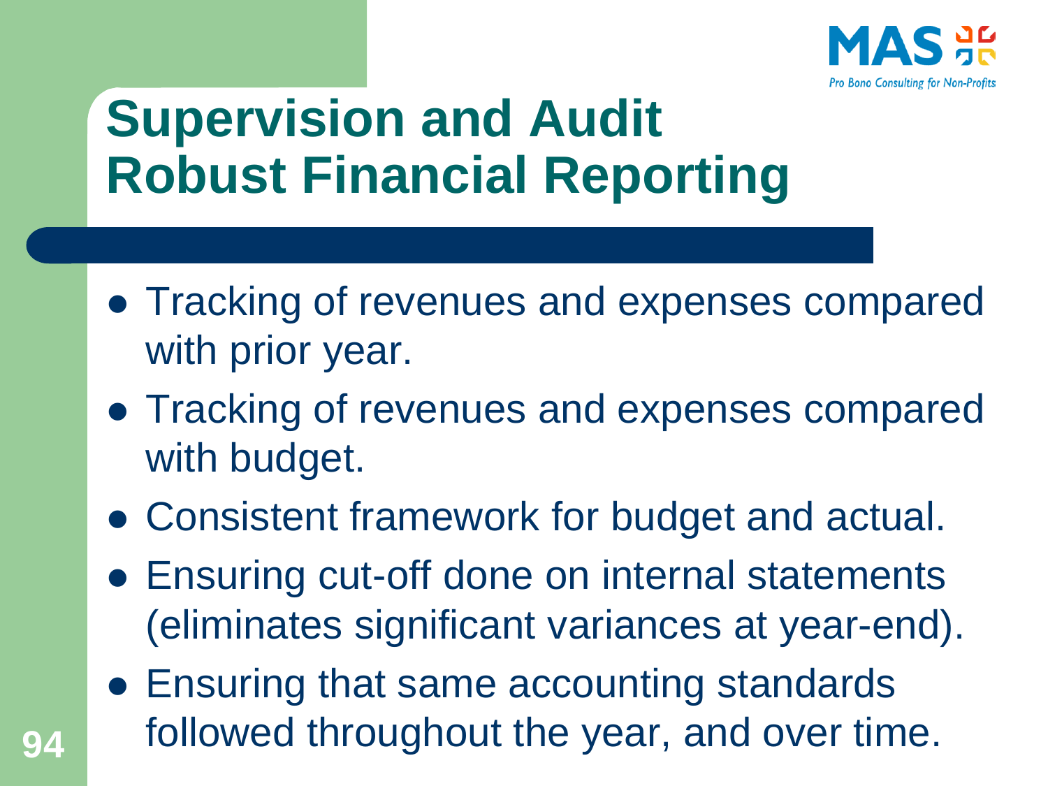# Supervision and Audit
# Robust Financial Reporting

- Tracking of revenues and expenses compared with prior year.
- Tracking of revenues and expenses compared with budget.
- Consistent framework for budget and actual.
- Ensuring cut-off done on internal statements (eliminates significant variances at year-end).
- Ensuring that same accounting standards followed throughout the year, and over time.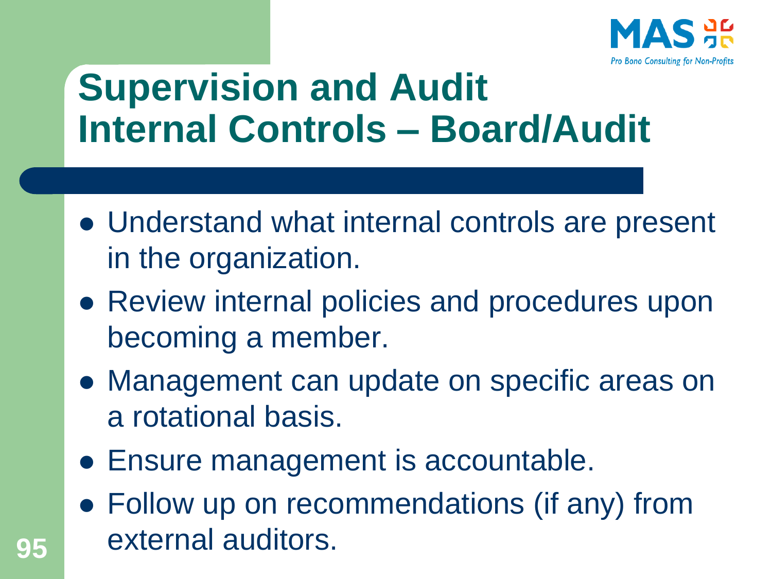# Supervision and Audit Internal Controls – Board/Audit

- Understand what internal controls are present in the organization.
- Review internal policies and procedures upon becoming a member.
- Management can update on specific areas on a rotational basis.
- Ensure management is accountable.
- Follow up on recommendations (if any) from external auditors.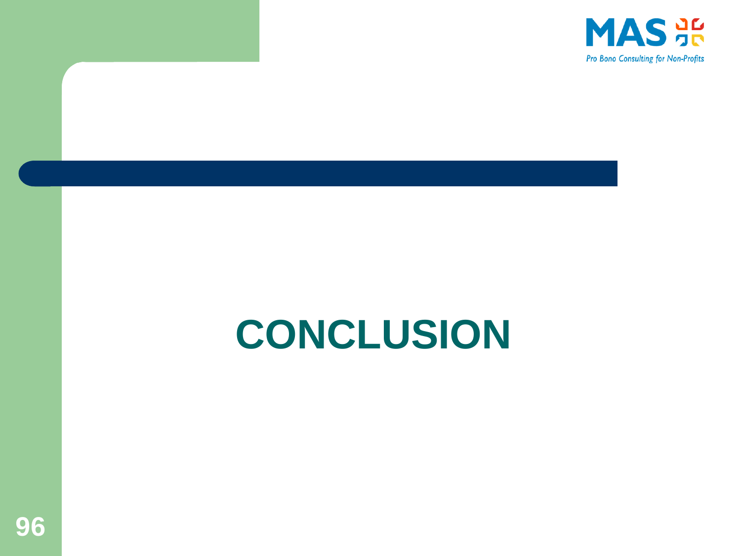# CONCLUSION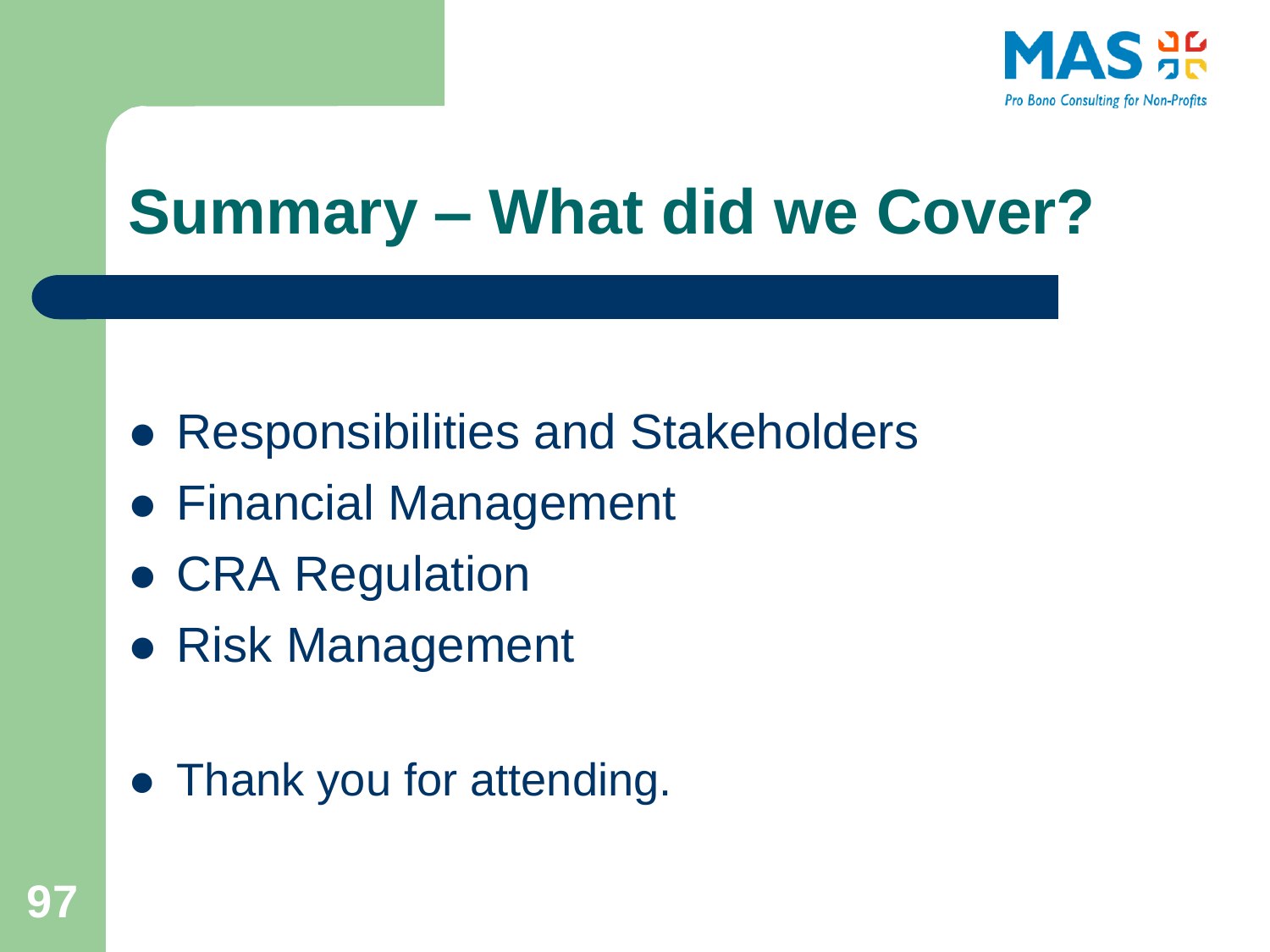# Summary – What did we Cover?

- Responsibilities and Stakeholders
- Financial Management
- CRA Regulation
- Risk Management

- Thank you for attending.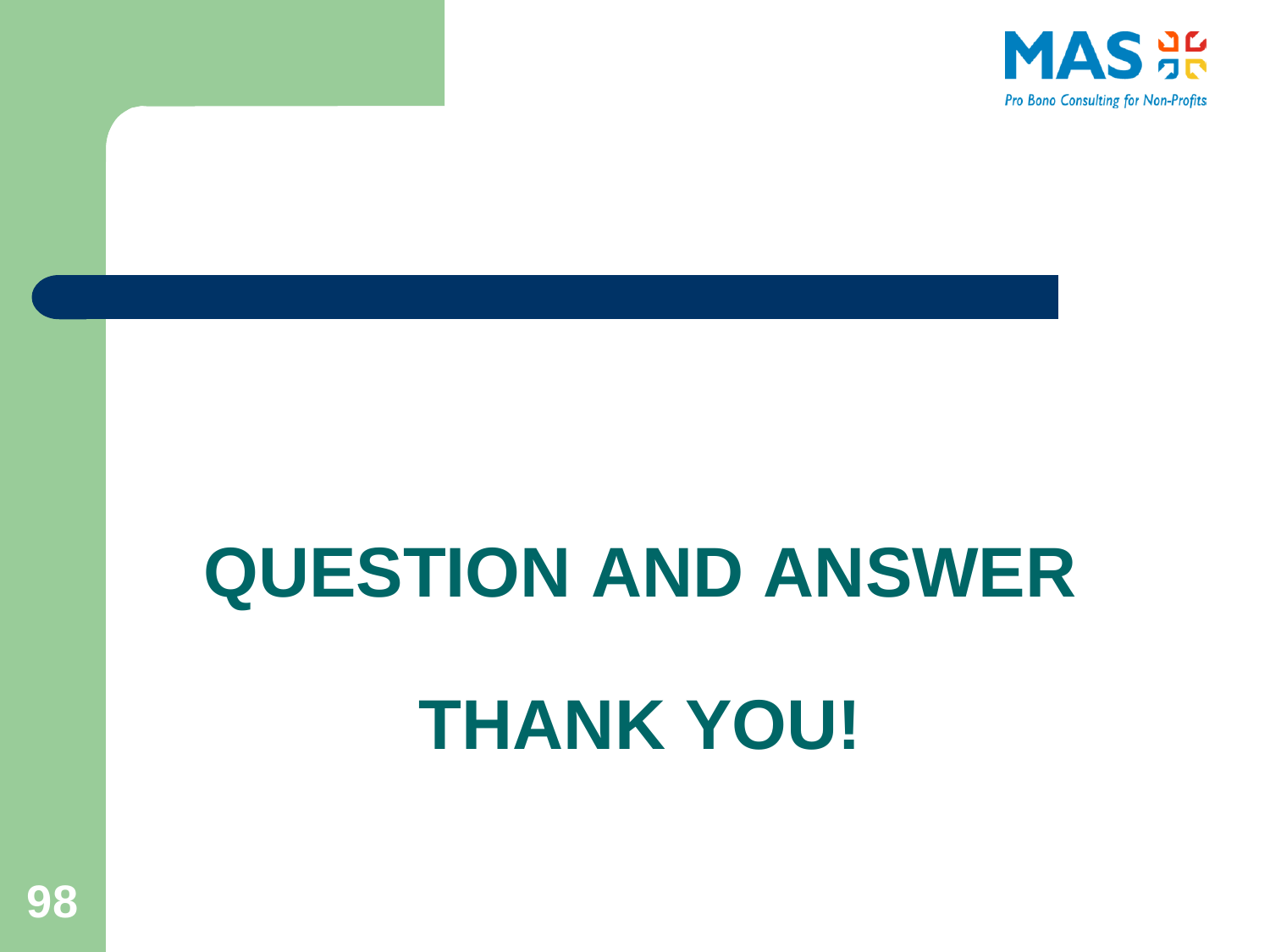# QUESTION AND ANSWER

# THANK YOU!